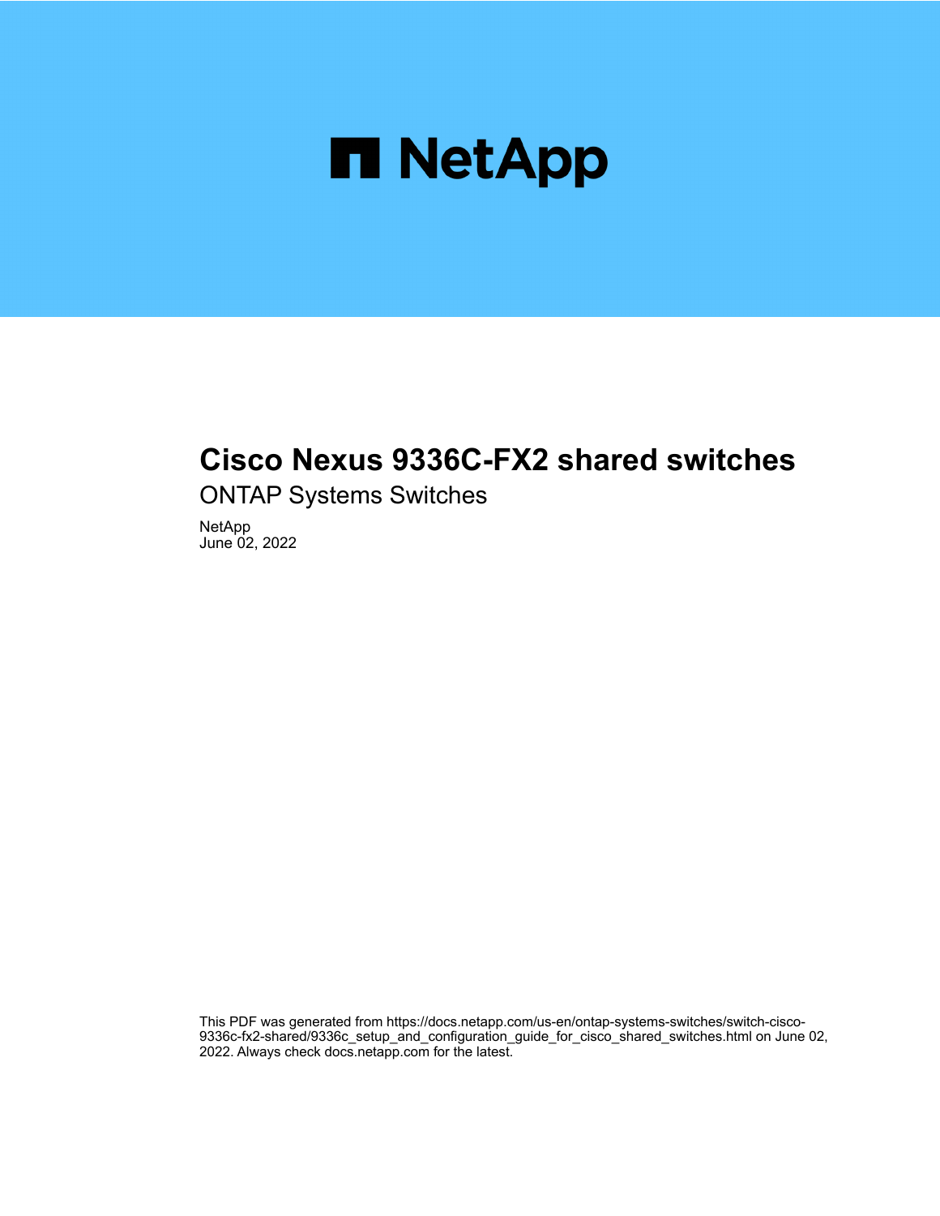NetApp

# Cisco Nexus 9336C-FX2 shared switches

ONTAP Systems Switches

NetApp
June 02, 2022

This PDF was generated from https://docs.netapp.com/us-en/ontap-systems-switches/switch-cisco-9336c-fx2-shared/9336c_setup_and_configuration_guide_for_cisco_shared_switches.html on June 02, 2022. Always check docs.netapp.com for the latest.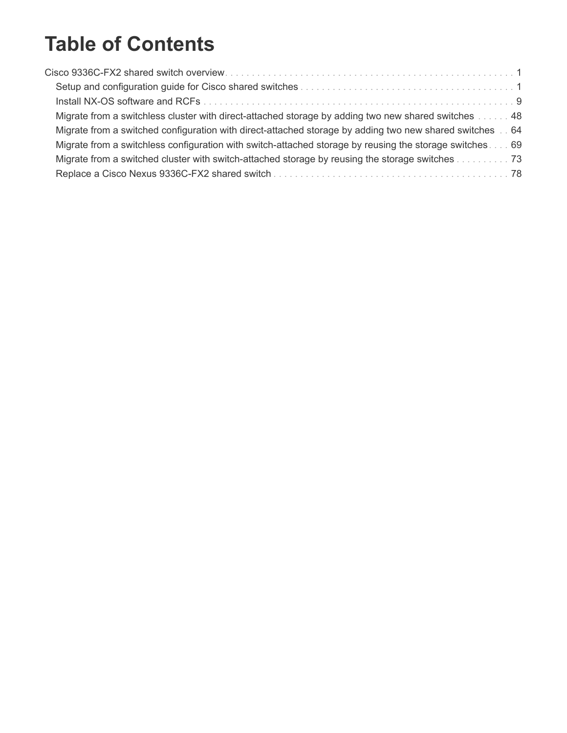# Table of Contents

Cisco 9336C-FX2 shared switch overview . . . 1
- Setup and configuration guide for Cisco shared switches . . . 1
- Install NX-OS software and RCFs . . . 9
- Migrate from a switchless cluster with direct-attached storage by adding two new shared switches . . . 48
- Migrate from a switched configuration with direct-attached storage by adding two new shared switches . . . 64
- Migrate from a switchless configuration with switch-attached storage by reusing the storage switches . . . 69
- Migrate from a switched cluster with switch-attached storage by reusing the storage switches . . . 73
- Replace a Cisco Nexus 9336C-FX2 shared switch . . . 78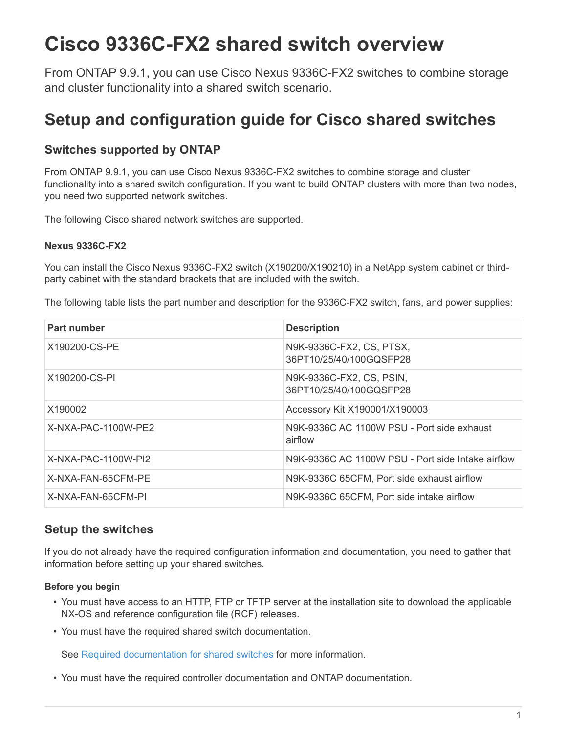# Cisco 9336C-FX2 shared switch overview

From ONTAP 9.9.1, you can use Cisco Nexus 9336C-FX2 switches to combine storage and cluster functionality into a shared switch scenario.

## Setup and configuration guide for Cisco shared switches

### Switches supported by ONTAP

From ONTAP 9.9.1, you can use Cisco Nexus 9336C-FX2 switches to combine storage and cluster functionality into a shared switch configuration. If you want to build ONTAP clusters with more than two nodes, you need two supported network switches.

The following Cisco shared network switches are supported.

#### Nexus 9336C-FX2

You can install the Cisco Nexus 9336C-FX2 switch (X190200/X190210) in a NetApp system cabinet or third-party cabinet with the standard brackets that are included with the switch.

The following table lists the part number and description for the 9336C-FX2 switch, fans, and power supplies:

| Part number | Description |
| --- | --- |
| X190200-CS-PE | N9K-9336C-FX2, CS, PTSX, 36PT10/25/40/100GQSFP28 |
| X190200-CS-PI | N9K-9336C-FX2, CS, PSIN, 36PT10/25/40/100GQSFP28 |
| X190002 | Accessory Kit X190001/X190003 |
| X-NXA-PAC-1100W-PE2 | N9K-9336C AC 1100W PSU - Port side exhaust airflow |
| X-NXA-PAC-1100W-PI2 | N9K-9336C AC 1100W PSU - Port side Intake airflow |
| X-NXA-FAN-65CFM-PE | N9K-9336C 65CFM, Port side exhaust airflow |
| X-NXA-FAN-65CFM-PI | N9K-9336C 65CFM, Port side intake airflow |

### Setup the switches

If you do not already have the required configuration information and documentation, you need to gather that information before setting up your shared switches.

#### Before you begin

- You must have access to an HTTP, FTP or TFTP server at the installation site to download the applicable NX-OS and reference configuration file (RCF) releases.
- You must have the required shared switch documentation.

  See Required documentation for shared switches for more information.

- You must have the required controller documentation and ONTAP documentation.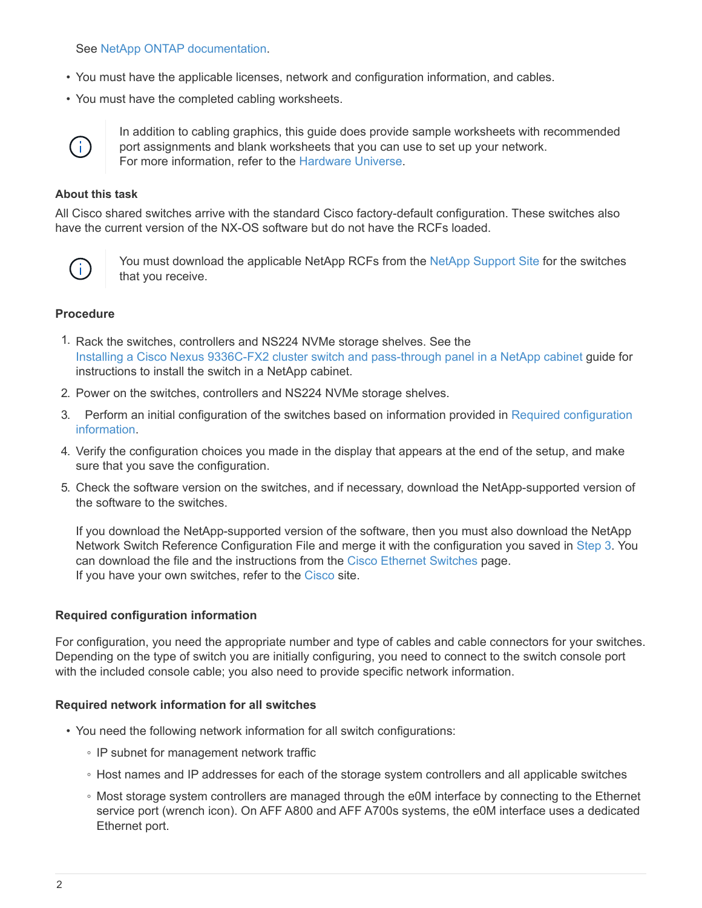See NetApp ONTAP documentation.

- You must have the applicable licenses, network and configuration information, and cables.
- You must have the completed cabling worksheets.

> In addition to cabling graphics, this guide does provide sample worksheets with recommended port assignments and blank worksheets that you can use to set up your network.
> For more information, refer to the Hardware Universe.

#### About this task

All Cisco shared switches arrive with the standard Cisco factory-default configuration. These switches also have the current version of the NX-OS software but do not have the RCFs loaded.

> You must download the applicable NetApp RCFs from the NetApp Support Site for the switches that you receive.

#### Procedure

1. Rack the switches, controllers and NS224 NVMe storage shelves. See the Installing a Cisco Nexus 9336C-FX2 cluster switch and pass-through panel in a NetApp cabinet guide for instructions to install the switch in a NetApp cabinet.
2. Power on the switches, controllers and NS224 NVMe storage shelves.
3. Perform an initial configuration of the switches based on information provided in Required configuration information.
4. Verify the configuration choices you made in the display that appears at the end of the setup, and make sure that you save the configuration.
5. Check the software version on the switches, and if necessary, download the NetApp-supported version of the software to the switches.

   If you download the NetApp-supported version of the software, then you must also download the NetApp Network Switch Reference Configuration File and merge it with the configuration you saved in Step 3. You can download the file and the instructions from the Cisco Ethernet Switches page.
   If you have your own switches, refer to the Cisco site.

#### Required configuration information

For configuration, you need the appropriate number and type of cables and cable connectors for your switches. Depending on the type of switch you are initially configuring, you need to connect to the switch console port with the included console cable; you also need to provide specific network information.

#### Required network information for all switches

- You need the following network information for all switch configurations:
  - IP subnet for management network traffic
  - Host names and IP addresses for each of the storage system controllers and all applicable switches
  - Most storage system controllers are managed through the e0M interface by connecting to the Ethernet service port (wrench icon). On AFF A800 and AFF A700s systems, the e0M interface uses a dedicated Ethernet port.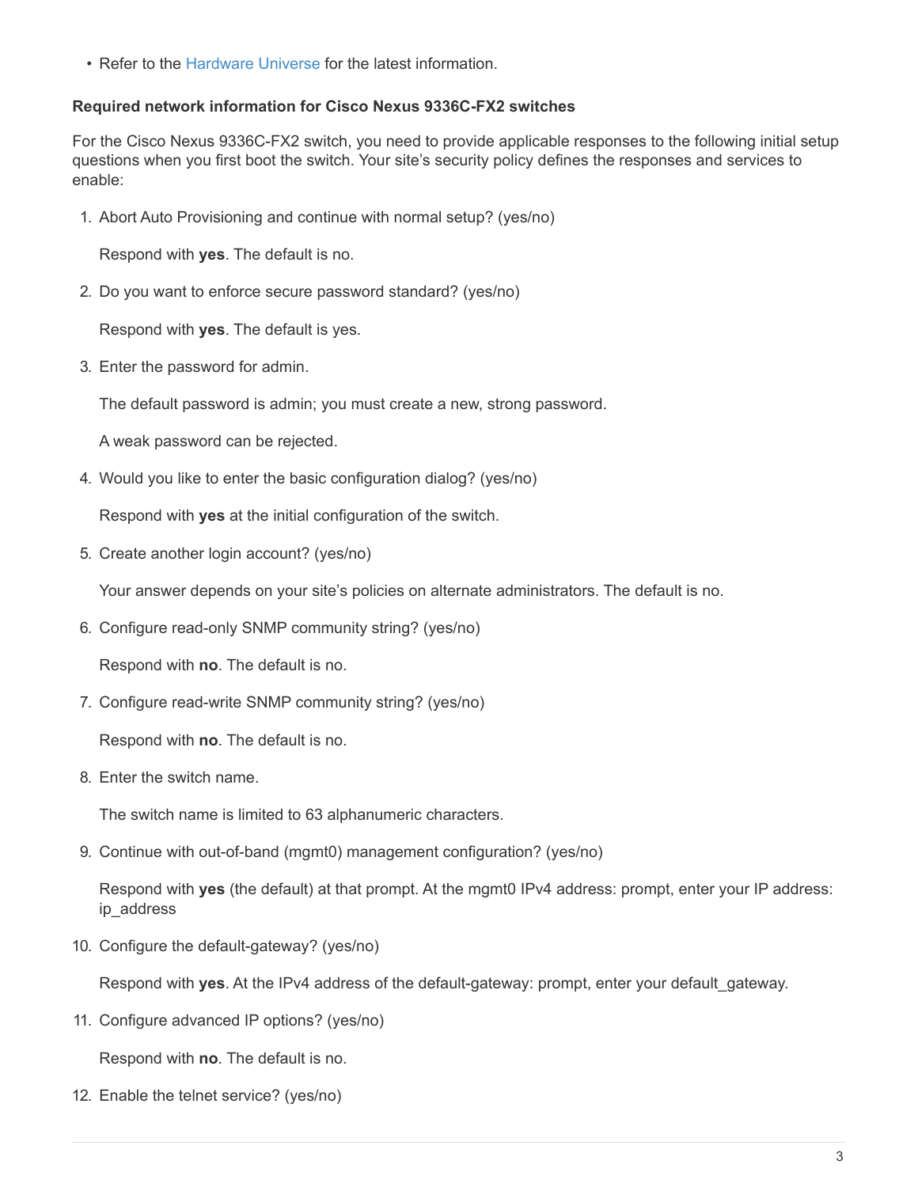- Refer to the Hardware Universe for the latest information.

### Required network information for Cisco Nexus 9336C-FX2 switches

For the Cisco Nexus 9336C-FX2 switch, you need to provide applicable responses to the following initial setup questions when you first boot the switch. Your site's security policy defines the responses and services to enable:

1. Abort Auto Provisioning and continue with normal setup? (yes/no)

   Respond with **yes**. The default is no.

2. Do you want to enforce secure password standard? (yes/no)

   Respond with **yes**. The default is yes.

3. Enter the password for admin.

   The default password is admin; you must create a new, strong password.

   A weak password can be rejected.

4. Would you like to enter the basic configuration dialog? (yes/no)

   Respond with **yes** at the initial configuration of the switch.

5. Create another login account? (yes/no)

   Your answer depends on your site's policies on alternate administrators. The default is no.

6. Configure read-only SNMP community string? (yes/no)

   Respond with **no**. The default is no.

7. Configure read-write SNMP community string? (yes/no)

   Respond with **no**. The default is no.

8. Enter the switch name.

   The switch name is limited to 63 alphanumeric characters.

9. Continue with out-of-band (mgmt0) management configuration? (yes/no)

   Respond with **yes** (the default) at that prompt. At the mgmt0 IPv4 address: prompt, enter your IP address: ip_address

10. Configure the default-gateway? (yes/no)

    Respond with **yes**. At the IPv4 address of the default-gateway: prompt, enter your default_gateway.

11. Configure advanced IP options? (yes/no)

    Respond with **no**. The default is no.

12. Enable the telnet service? (yes/no)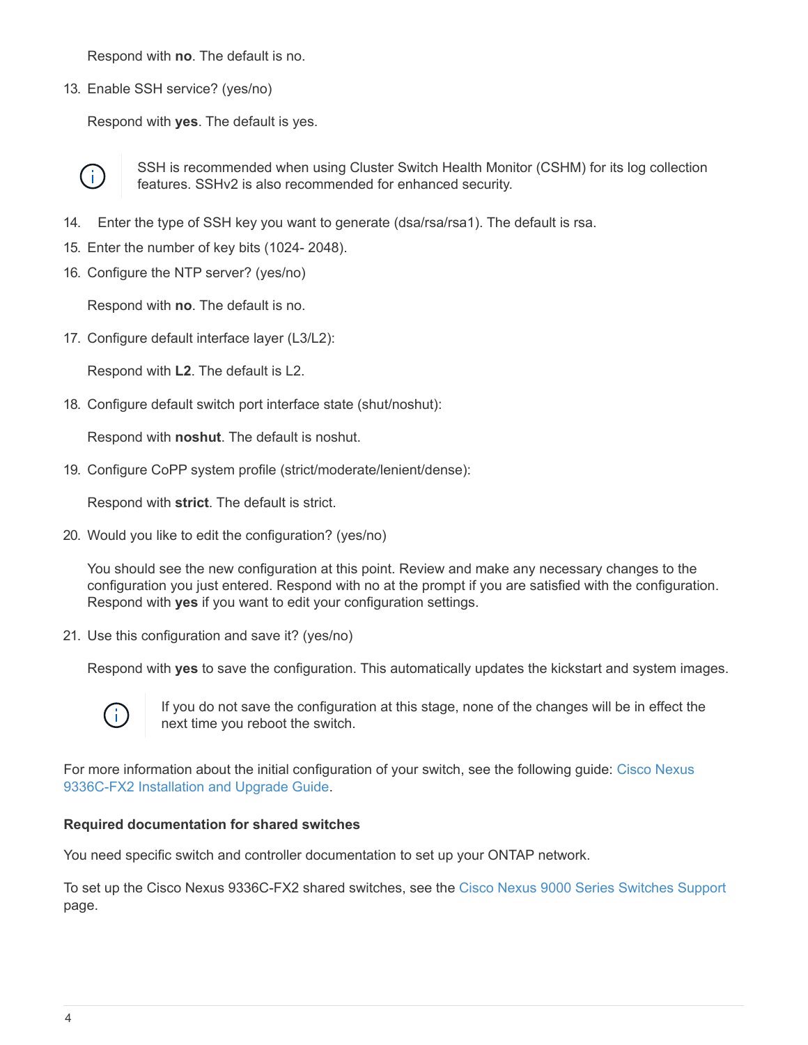Respond with **no**. The default is no.

13. Enable SSH service? (yes/no)

    Respond with **yes**. The default is yes.

    > SSH is recommended when using Cluster Switch Health Monitor (CSHM) for its log collection features. SSHv2 is also recommended for enhanced security.

14. Enter the type of SSH key you want to generate (dsa/rsa/rsa1). The default is rsa.
15. Enter the number of key bits (1024- 2048).
16. Configure the NTP server? (yes/no)

    Respond with **no**. The default is no.

17. Configure default interface layer (L3/L2):

    Respond with **L2**. The default is L2.

18. Configure default switch port interface state (shut/noshut):

    Respond with **noshut**. The default is noshut.

19. Configure CoPP system profile (strict/moderate/lenient/dense):

    Respond with **strict**. The default is strict.

20. Would you like to edit the configuration? (yes/no)

    You should see the new configuration at this point. Review and make any necessary changes to the configuration you just entered. Respond with no at the prompt if you are satisfied with the configuration. Respond with **yes** if you want to edit your configuration settings.

21. Use this configuration and save it? (yes/no)

    Respond with **yes** to save the configuration. This automatically updates the kickstart and system images.

    > If you do not save the configuration at this stage, none of the changes will be in effect the next time you reboot the switch.

For more information about the initial configuration of your switch, see the following guide: Cisco Nexus 9336C-FX2 Installation and Upgrade Guide.

**Required documentation for shared switches**

You need specific switch and controller documentation to set up your ONTAP network.

To set up the Cisco Nexus 9336C-FX2 shared switches, see the Cisco Nexus 9000 Series Switches Support page.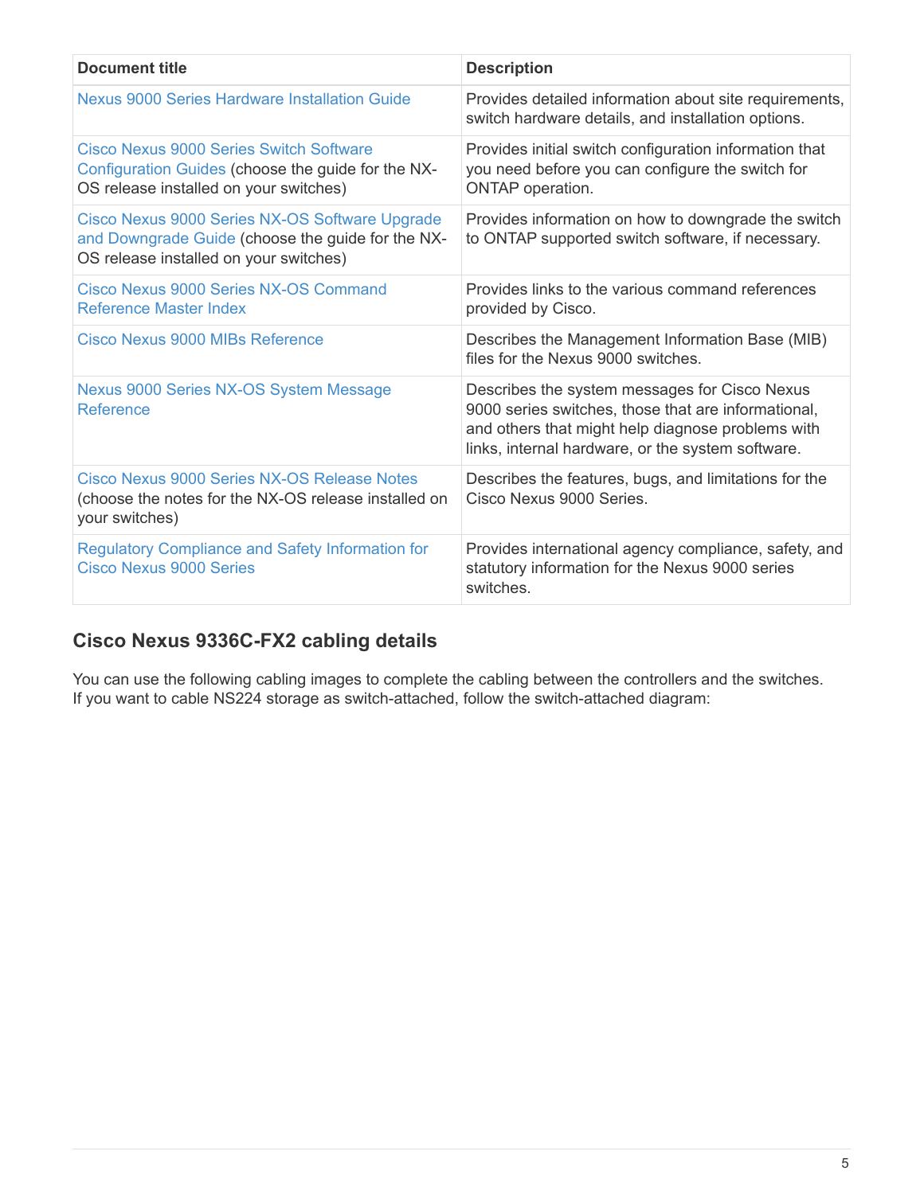| Document title | Description |
| --- | --- |
| Nexus 9000 Series Hardware Installation Guide | Provides detailed information about site requirements, switch hardware details, and installation options. |
| Cisco Nexus 9000 Series Switch Software Configuration Guides (choose the guide for the NX-OS release installed on your switches) | Provides initial switch configuration information that you need before you can configure the switch for ONTAP operation. |
| Cisco Nexus 9000 Series NX-OS Software Upgrade and Downgrade Guide (choose the guide for the NX-OS release installed on your switches) | Provides information on how to downgrade the switch to ONTAP supported switch software, if necessary. |
| Cisco Nexus 9000 Series NX-OS Command Reference Master Index | Provides links to the various command references provided by Cisco. |
| Cisco Nexus 9000 MIBs Reference | Describes the Management Information Base (MIB) files for the Nexus 9000 switches. |
| Nexus 9000 Series NX-OS System Message Reference | Describes the system messages for Cisco Nexus 9000 series switches, those that are informational, and others that might help diagnose problems with links, internal hardware, or the system software. |
| Cisco Nexus 9000 Series NX-OS Release Notes (choose the notes for the NX-OS release installed on your switches) | Describes the features, bugs, and limitations for the Cisco Nexus 9000 Series. |
| Regulatory Compliance and Safety Information for Cisco Nexus 9000 Series | Provides international agency compliance, safety, and statutory information for the Nexus 9000 series switches. |

## Cisco Nexus 9336C-FX2 cabling details

You can use the following cabling images to complete the cabling between the controllers and the switches. If you want to cable NS224 storage as switch-attached, follow the switch-attached diagram: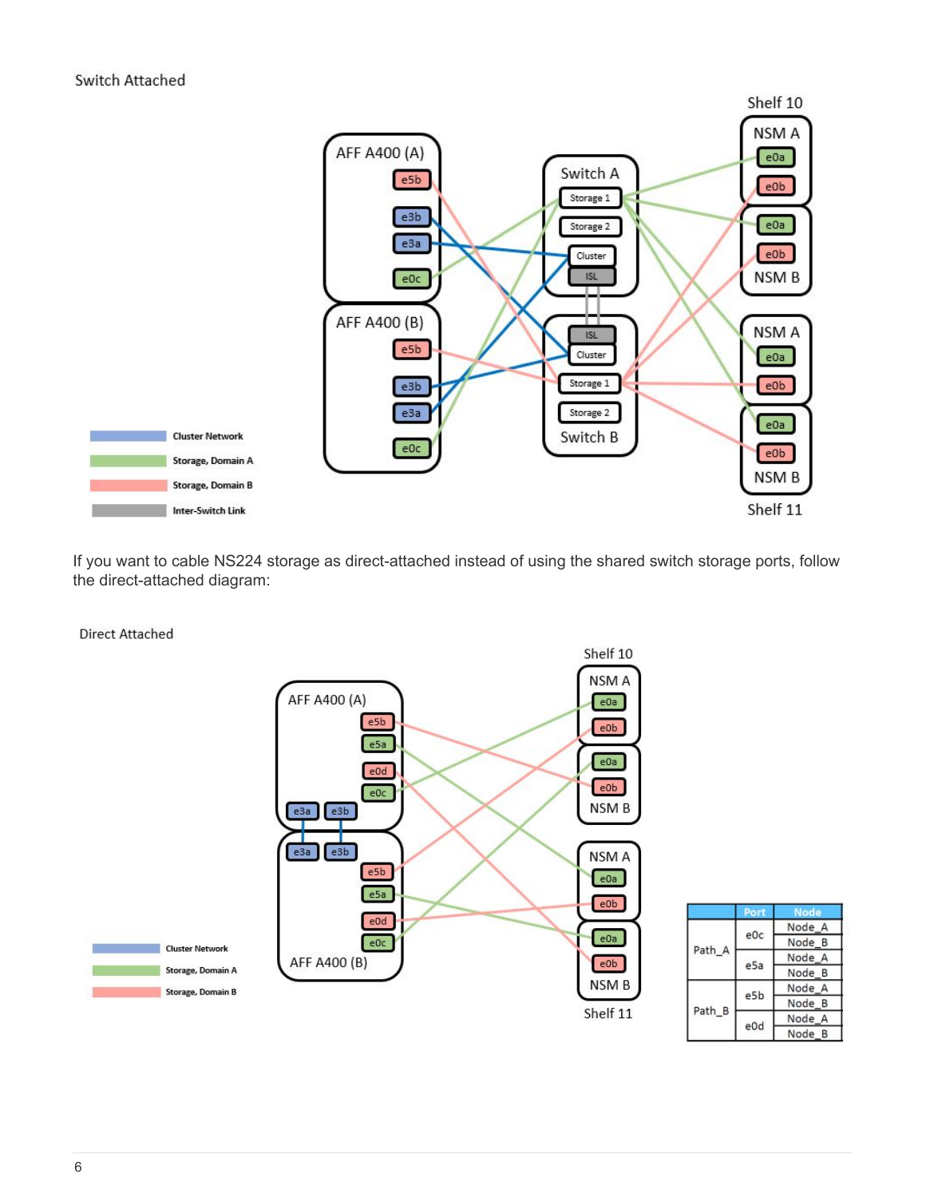Switch Attached

If you want to cable NS224 storage as direct-attached instead of using the shared switch storage ports, follow the direct-attached diagram:

Direct Attached

| | Port | Node |
|---|---|---|
| Path_A | e0c | Node_A |
| | | Node_B |
| | e5a | Node_A |
| | | Node_B |
| Path_B | e5b | Node_A |
| | | Node_B |
| | e0d | Node_A |
| | | Node_B |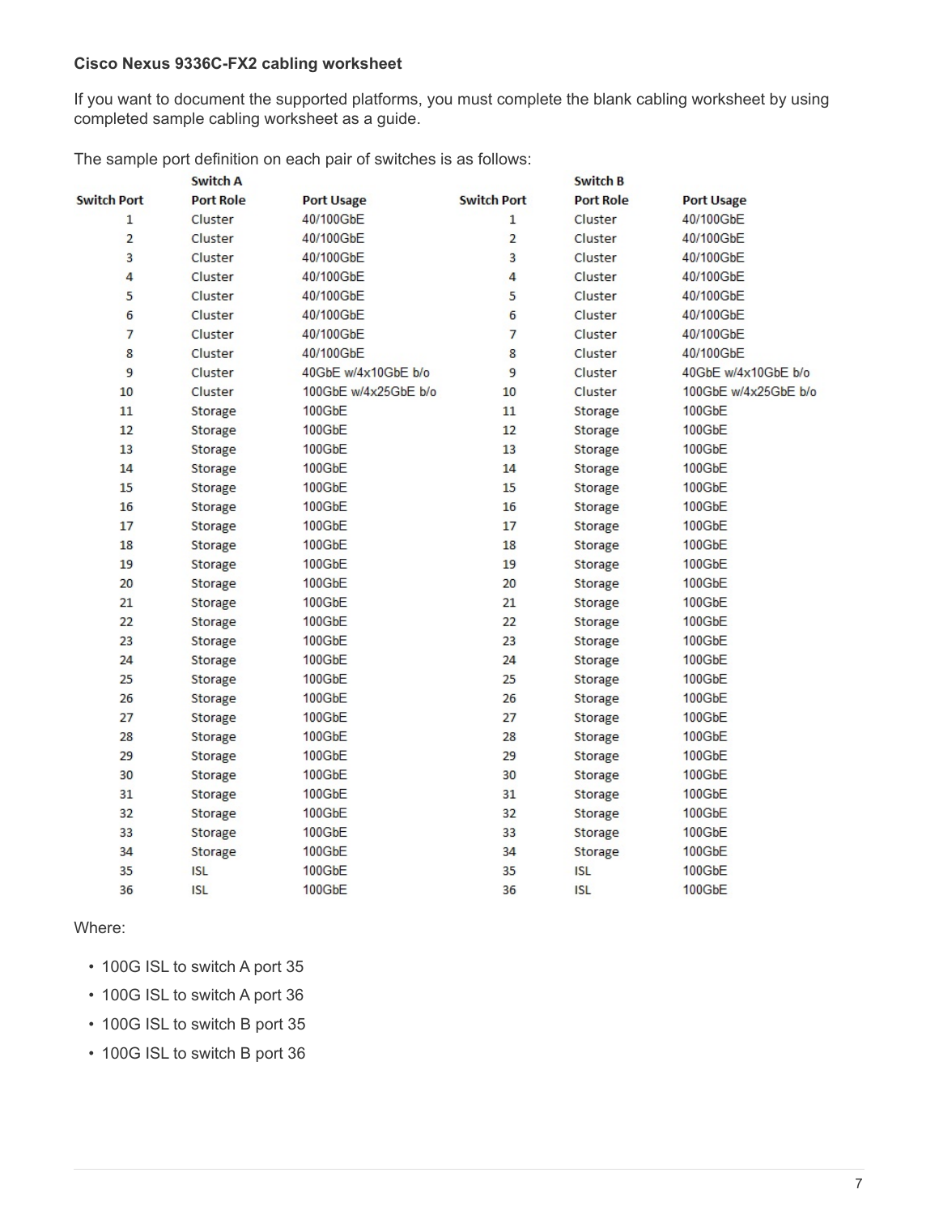**Cisco Nexus 9336C-FX2 cabling worksheet**

If you want to document the supported platforms, you must complete the blank cabling worksheet by using completed sample cabling worksheet as a guide.

The sample port definition on each pair of switches is as follows:

| | Switch A | | | Switch B | |
|---|---|---|---|---|---|
| Switch Port | Port Role | Port Usage | Switch Port | Port Role | Port Usage |
| 1 | Cluster | 40/100GbE | 1 | Cluster | 40/100GbE |
| 2 | Cluster | 40/100GbE | 2 | Cluster | 40/100GbE |
| 3 | Cluster | 40/100GbE | 3 | Cluster | 40/100GbE |
| 4 | Cluster | 40/100GbE | 4 | Cluster | 40/100GbE |
| 5 | Cluster | 40/100GbE | 5 | Cluster | 40/100GbE |
| 6 | Cluster | 40/100GbE | 6 | Cluster | 40/100GbE |
| 7 | Cluster | 40/100GbE | 7 | Cluster | 40/100GbE |
| 8 | Cluster | 40/100GbE | 8 | Cluster | 40/100GbE |
| 9 | Cluster | 40GbE w/4x10GbE b/o | 9 | Cluster | 40GbE w/4x10GbE b/o |
| 10 | Cluster | 100GbE w/4x25GbE b/o | 10 | Cluster | 100GbE w/4x25GbE b/o |
| 11 | Storage | 100GbE | 11 | Storage | 100GbE |
| 12 | Storage | 100GbE | 12 | Storage | 100GbE |
| 13 | Storage | 100GbE | 13 | Storage | 100GbE |
| 14 | Storage | 100GbE | 14 | Storage | 100GbE |
| 15 | Storage | 100GbE | 15 | Storage | 100GbE |
| 16 | Storage | 100GbE | 16 | Storage | 100GbE |
| 17 | Storage | 100GbE | 17 | Storage | 100GbE |
| 18 | Storage | 100GbE | 18 | Storage | 100GbE |
| 19 | Storage | 100GbE | 19 | Storage | 100GbE |
| 20 | Storage | 100GbE | 20 | Storage | 100GbE |
| 21 | Storage | 100GbE | 21 | Storage | 100GbE |
| 22 | Storage | 100GbE | 22 | Storage | 100GbE |
| 23 | Storage | 100GbE | 23 | Storage | 100GbE |
| 24 | Storage | 100GbE | 24 | Storage | 100GbE |
| 25 | Storage | 100GbE | 25 | Storage | 100GbE |
| 26 | Storage | 100GbE | 26 | Storage | 100GbE |
| 27 | Storage | 100GbE | 27 | Storage | 100GbE |
| 28 | Storage | 100GbE | 28 | Storage | 100GbE |
| 29 | Storage | 100GbE | 29 | Storage | 100GbE |
| 30 | Storage | 100GbE | 30 | Storage | 100GbE |
| 31 | Storage | 100GbE | 31 | Storage | 100GbE |
| 32 | Storage | 100GbE | 32 | Storage | 100GbE |
| 33 | Storage | 100GbE | 33 | Storage | 100GbE |
| 34 | Storage | 100GbE | 34 | Storage | 100GbE |
| 35 | ISL | 100GbE | 35 | ISL | 100GbE |
| 36 | ISL | 100GbE | 36 | ISL | 100GbE |

Where:

- 100G ISL to switch A port 35
- 100G ISL to switch A port 36
- 100G ISL to switch B port 35
- 100G ISL to switch B port 36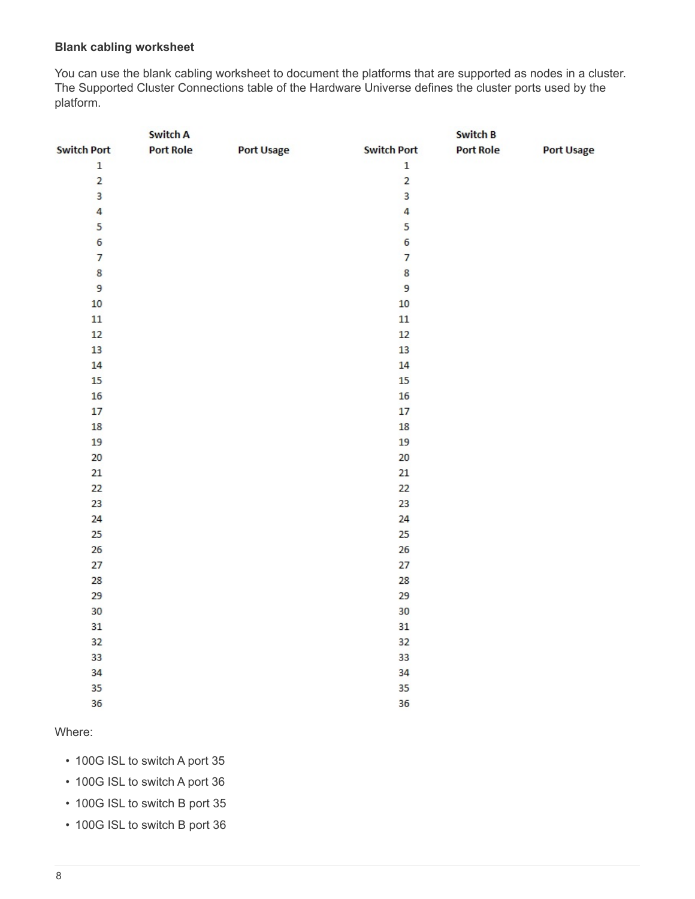### Blank cabling worksheet

You can use the blank cabling worksheet to document the platforms that are supported as nodes in a cluster. The Supported Cluster Connections table of the Hardware Universe defines the cluster ports used by the platform.

| | Switch A | | | Switch B | |
|---|---|---|---|---|---|
| **Switch Port** | **Port Role** | **Port Usage** | **Switch Port** | **Port Role** | **Port Usage** |
| 1 | | | 1 | | |
| 2 | | | 2 | | |
| 3 | | | 3 | | |
| 4 | | | 4 | | |
| 5 | | | 5 | | |
| 6 | | | 6 | | |
| 7 | | | 7 | | |
| 8 | | | 8 | | |
| 9 | | | 9 | | |
| 10 | | | 10 | | |
| 11 | | | 11 | | |
| 12 | | | 12 | | |
| 13 | | | 13 | | |
| 14 | | | 14 | | |
| 15 | | | 15 | | |
| 16 | | | 16 | | |
| 17 | | | 17 | | |
| 18 | | | 18 | | |
| 19 | | | 19 | | |
| 20 | | | 20 | | |
| 21 | | | 21 | | |
| 22 | | | 22 | | |
| 23 | | | 23 | | |
| 24 | | | 24 | | |
| 25 | | | 25 | | |
| 26 | | | 26 | | |
| 27 | | | 27 | | |
| 28 | | | 28 | | |
| 29 | | | 29 | | |
| 30 | | | 30 | | |
| 31 | | | 31 | | |
| 32 | | | 32 | | |
| 33 | | | 33 | | |
| 34 | | | 34 | | |
| 35 | | | 35 | | |
| 36 | | | 36 | | |

Where:

- 100G ISL to switch A port 35
- 100G ISL to switch A port 36
- 100G ISL to switch B port 35
- 100G ISL to switch B port 36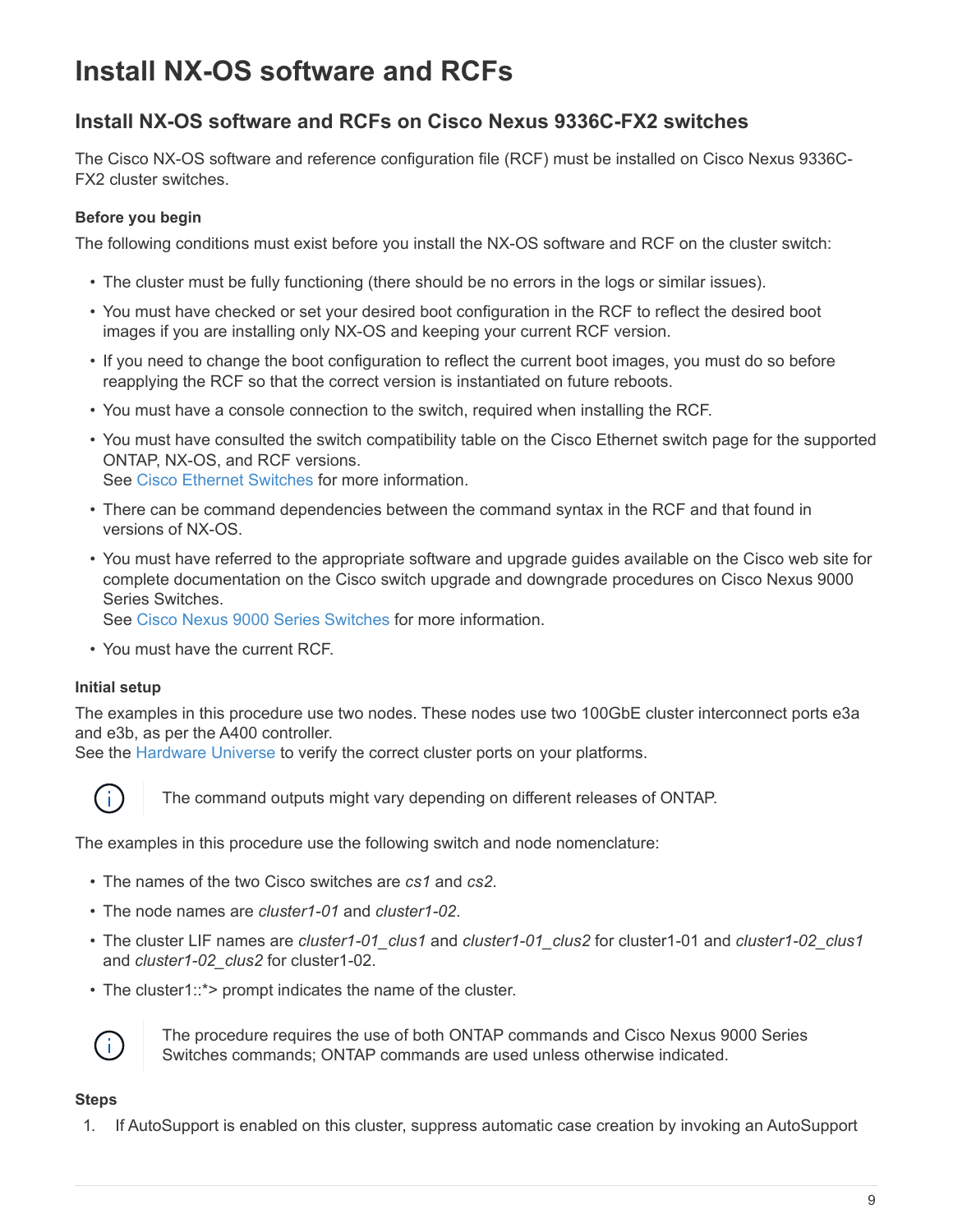# Install NX-OS software and RCFs

## Install NX-OS software and RCFs on Cisco Nexus 9336C-FX2 switches

The Cisco NX-OS software and reference configuration file (RCF) must be installed on Cisco Nexus 9336C-FX2 cluster switches.

### Before you begin

The following conditions must exist before you install the NX-OS software and RCF on the cluster switch:

- The cluster must be fully functioning (there should be no errors in the logs or similar issues).
- You must have checked or set your desired boot configuration in the RCF to reflect the desired boot images if you are installing only NX-OS and keeping your current RCF version.
- If you need to change the boot configuration to reflect the current boot images, you must do so before reapplying the RCF so that the correct version is instantiated on future reboots.
- You must have a console connection to the switch, required when installing the RCF.
- You must have consulted the switch compatibility table on the Cisco Ethernet switch page for the supported ONTAP, NX-OS, and RCF versions.
  See Cisco Ethernet Switches for more information.
- There can be command dependencies between the command syntax in the RCF and that found in versions of NX-OS.
- You must have referred to the appropriate software and upgrade guides available on the Cisco web site for complete documentation on the Cisco switch upgrade and downgrade procedures on Cisco Nexus 9000 Series Switches.
  See Cisco Nexus 9000 Series Switches for more information.
- You must have the current RCF.

### Initial setup

The examples in this procedure use two nodes. These nodes use two 100GbE cluster interconnect ports e3a and e3b, as per the A400 controller.
See the Hardware Universe to verify the correct cluster ports on your platforms.

> The command outputs might vary depending on different releases of ONTAP.

The examples in this procedure use the following switch and node nomenclature:

- The names of the two Cisco switches are *cs1* and *cs2*.
- The node names are *cluster1-01* and *cluster1-02*.
- The cluster LIF names are *cluster1-01_clus1* and *cluster1-01_clus2* for cluster1-01 and *cluster1-02_clus1* and *cluster1-02_clus2* for cluster1-02.
- The cluster1::*> prompt indicates the name of the cluster.

> The procedure requires the use of both ONTAP commands and Cisco Nexus 9000 Series Switches commands; ONTAP commands are used unless otherwise indicated.

### Steps

1. If AutoSupport is enabled on this cluster, suppress automatic case creation by invoking an AutoSupport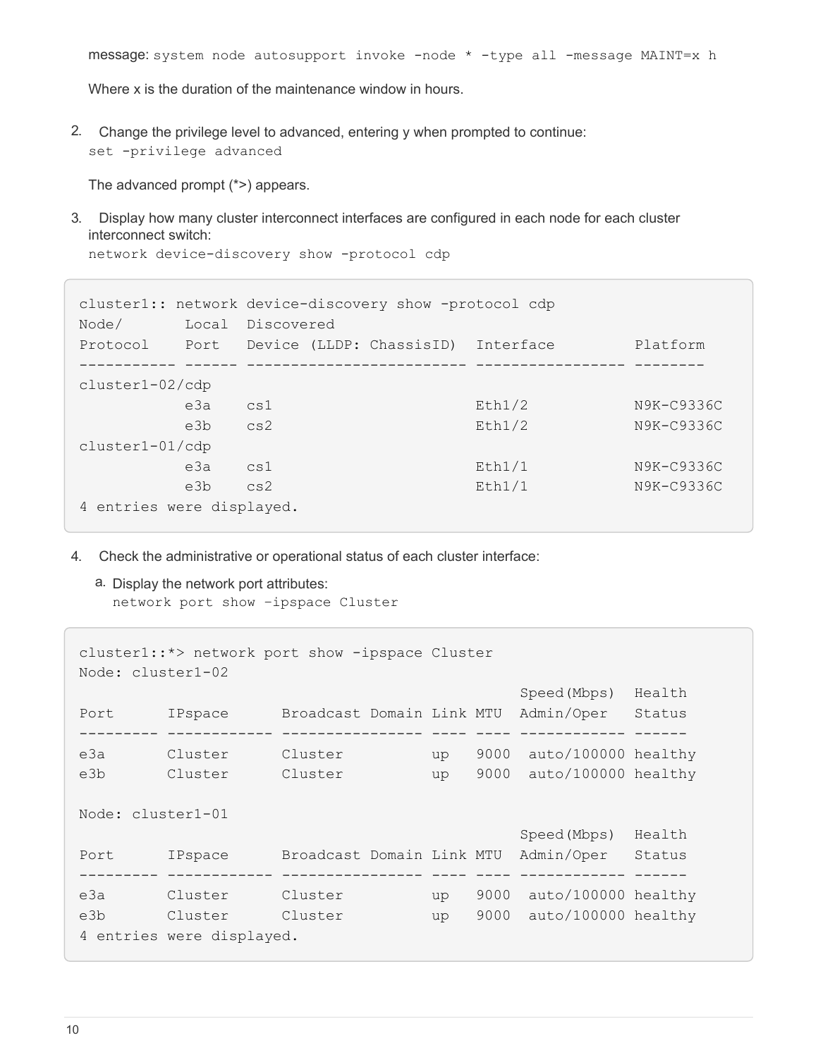message: `system node autosupport invoke -node * -type all -message MAINT=x h`

Where x is the duration of the maintenance window in hours.

2. Change the privilege level to advanced, entering y when prompted to continue:
   `set -privilege advanced`

   The advanced prompt (*>) appears.

3. Display how many cluster interconnect interfaces are configured in each node for each cluster interconnect switch:
   `network device-discovery show -protocol cdp`

```
cluster1:: network device-discovery show -protocol cdp
Node/       Local  Discovered
Protocol    Port   Device (LLDP: ChassisID)  Interface         Platform
----------- ------ ------------------------- ----------------- --------
cluster1-02/cdp
            e3a    cs1                       Eth1/2            N9K-C9336C
            e3b    cs2                       Eth1/2            N9K-C9336C
cluster1-01/cdp
            e3a    cs1                       Eth1/1            N9K-C9336C
            e3b    cs2                       Eth1/1            N9K-C9336C
4 entries were displayed.
```

4. Check the administrative or operational status of each cluster interface:

   a. Display the network port attributes:
      `network port show –ipspace Cluster`

```
cluster1::*> network port show -ipspace Cluster
Node: cluster1-02
                                                  Speed(Mbps)  Health
Port      IPspace      Broadcast Domain Link MTU  Admin/Oper   Status
--------- ------------ ---------------- ---- ---- ------------ ------
e3a       Cluster      Cluster          up   9000  auto/100000 healthy
e3b       Cluster      Cluster          up   9000  auto/100000 healthy

Node: cluster1-01
                                                  Speed(Mbps)  Health
Port      IPspace      Broadcast Domain Link MTU  Admin/Oper   Status
--------- ------------ ---------------- ---- ---- ------------ ------
e3a       Cluster      Cluster          up   9000  auto/100000 healthy
e3b       Cluster      Cluster          up   9000  auto/100000 healthy
4 entries were displayed.
```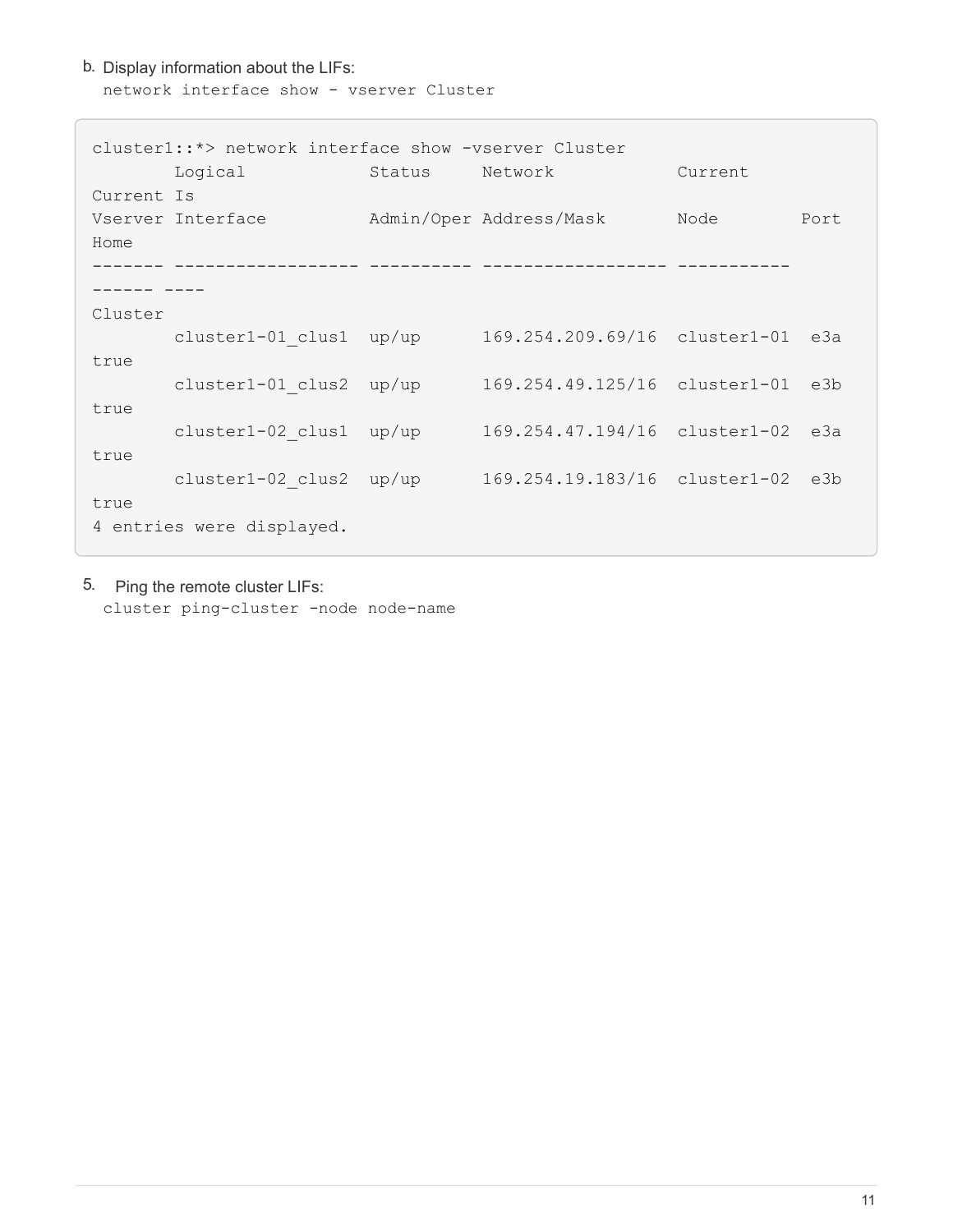b. Display information about the LIFs:
   `network interface show - vserver Cluster`

```
cluster1::*> network interface show -vserver Cluster
        Logical            Status     Network            Current
Current Is
Vserver Interface          Admin/Oper Address/Mask       Node        Port
Home
------- ----------------- ---------- ------------------ -----------
------ ----
Cluster
        cluster1-01_clus1  up/up      169.254.209.69/16  cluster1-01  e3a
true
        cluster1-01_clus2  up/up      169.254.49.125/16  cluster1-01  e3b
true
        cluster1-02_clus1  up/up      169.254.47.194/16  cluster1-02  e3a
true
        cluster1-02_clus2  up/up      169.254.19.183/16  cluster1-02  e3b
true
4 entries were displayed.
```

5. Ping the remote cluster LIFs:
   `cluster ping-cluster -node node-name`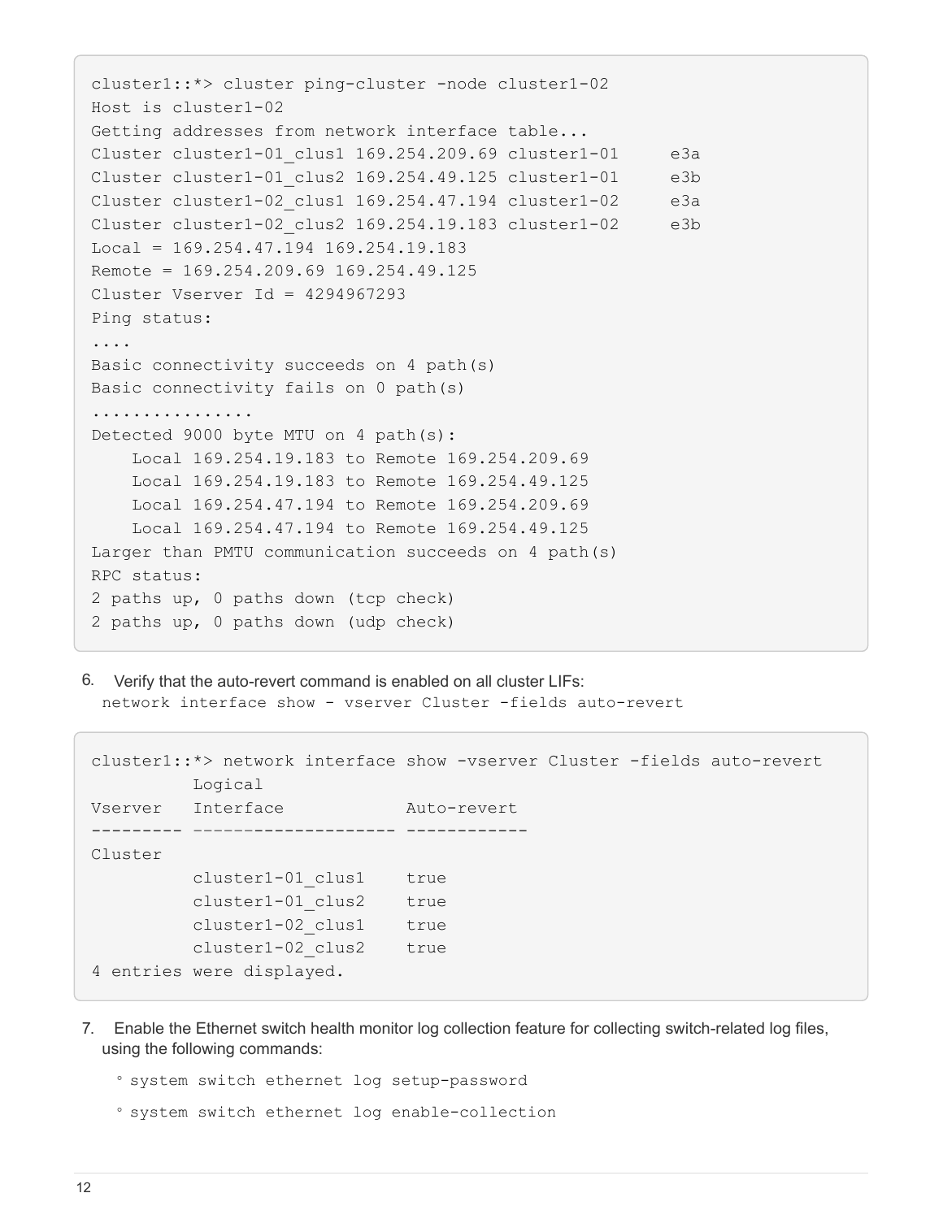```
cluster1::*> cluster ping-cluster -node cluster1-02
Host is cluster1-02
Getting addresses from network interface table...
Cluster cluster1-01_clus1 169.254.209.69 cluster1-01     e3a
Cluster cluster1-01_clus2 169.254.49.125 cluster1-01     e3b
Cluster cluster1-02_clus1 169.254.47.194 cluster1-02     e3a
Cluster cluster1-02_clus2 169.254.19.183 cluster1-02     e3b
Local = 169.254.47.194 169.254.19.183
Remote = 169.254.209.69 169.254.49.125
Cluster Vserver Id = 4294967293
Ping status:
....
Basic connectivity succeeds on 4 path(s)
Basic connectivity fails on 0 path(s)
................
Detected 9000 byte MTU on 4 path(s):
    Local 169.254.19.183 to Remote 169.254.209.69
    Local 169.254.19.183 to Remote 169.254.49.125
    Local 169.254.47.194 to Remote 169.254.209.69
    Local 169.254.47.194 to Remote 169.254.49.125
Larger than PMTU communication succeeds on 4 path(s)
RPC status:
2 paths up, 0 paths down (tcp check)
2 paths up, 0 paths down (udp check)
```

6. Verify that the auto-revert command is enabled on all cluster LIFs:
   `network interface show - vserver Cluster -fields auto-revert`

```
cluster1::*> network interface show -vserver Cluster -fields auto-revert
          Logical
Vserver   Interface            Auto-revert
--------- -------------------- ------------
Cluster
          cluster1-01_clus1    true
          cluster1-01_clus2    true
          cluster1-02_clus1    true
          cluster1-02_clus2    true
4 entries were displayed.
```

7. Enable the Ethernet switch health monitor log collection feature for collecting switch-related log files, using the following commands:
   - `system switch ethernet log setup-password`
   - `system switch ethernet log enable-collection`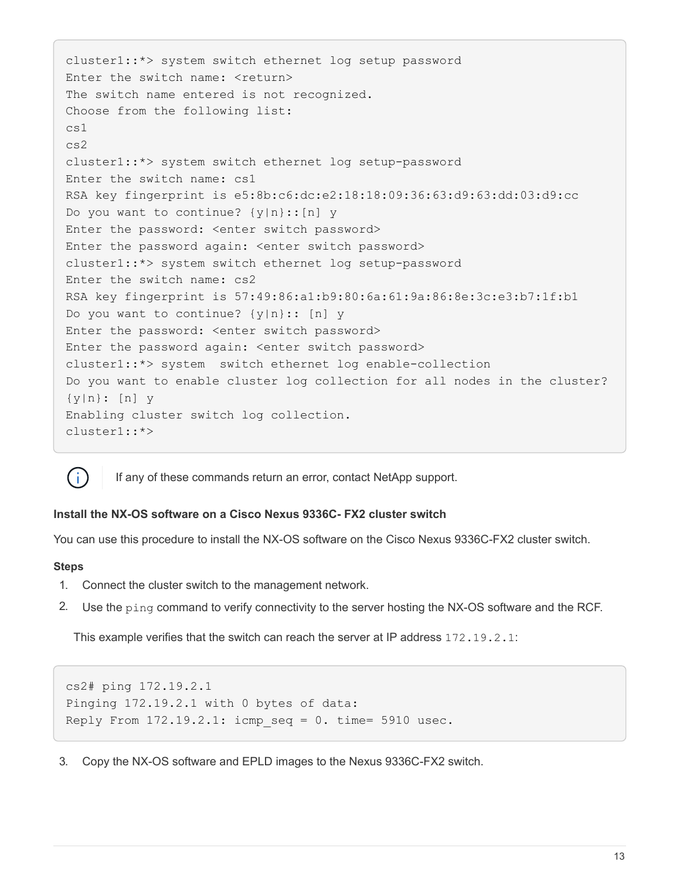```
cluster1::*> system switch ethernet log setup password
Enter the switch name: <return>
The switch name entered is not recognized.
Choose from the following list:
cs1
cs2
cluster1::*> system switch ethernet log setup-password
Enter the switch name: cs1
RSA key fingerprint is e5:8b:c6:dc:e2:18:18:09:36:63:d9:63:dd:03:d9:cc
Do you want to continue? {y|n}::[n] y
Enter the password: <enter switch password>
Enter the password again: <enter switch password>
cluster1::*> system switch ethernet log setup-password
Enter the switch name: cs2
RSA key fingerprint is 57:49:86:a1:b9:80:6a:61:9a:86:8e:3c:e3:b7:1f:b1
Do you want to continue? {y|n}:: [n] y
Enter the password: <enter switch password>
Enter the password again: <enter switch password>
cluster1::*> system  switch ethernet log enable-collection
Do you want to enable cluster log collection for all nodes in the cluster?
{y|n}: [n] y
Enabling cluster switch log collection.
cluster1::*>
```

> If any of these commands return an error, contact NetApp support.

**Install the NX-OS software on a Cisco Nexus 9336C- FX2 cluster switch**

You can use this procedure to install the NX-OS software on the Cisco Nexus 9336C-FX2 cluster switch.

**Steps**

1. Connect the cluster switch to the management network.
2. Use the `ping` command to verify connectivity to the server hosting the NX-OS software and the RCF.

   This example verifies that the switch can reach the server at IP address `172.19.2.1`:

```
cs2# ping 172.19.2.1
Pinging 172.19.2.1 with 0 bytes of data:
Reply From 172.19.2.1: icmp_seq = 0. time= 5910 usec.
```

3. Copy the NX-OS software and EPLD images to the Nexus 9336C-FX2 switch.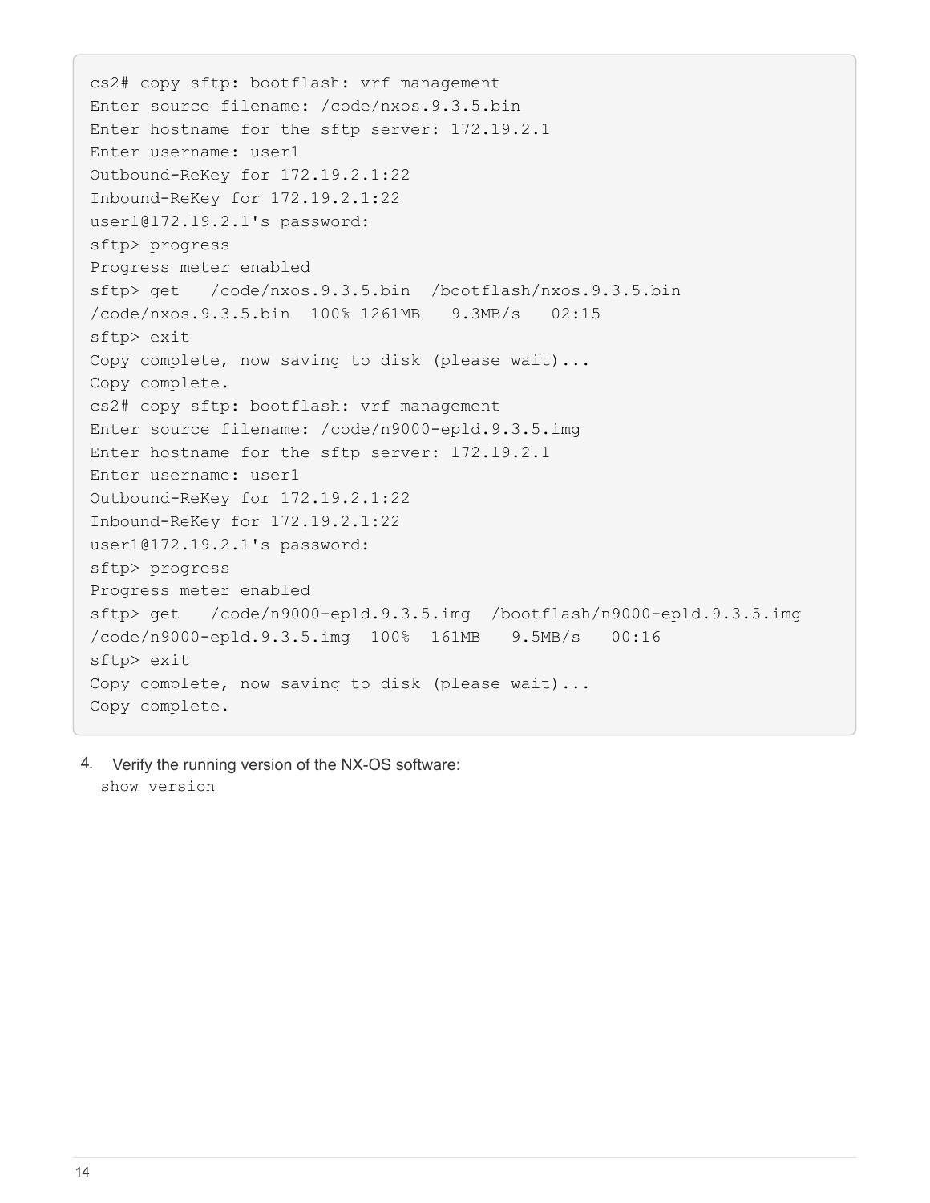```
cs2# copy sftp: bootflash: vrf management
Enter source filename: /code/nxos.9.3.5.bin
Enter hostname for the sftp server: 172.19.2.1
Enter username: user1
Outbound-ReKey for 172.19.2.1:22
Inbound-ReKey for 172.19.2.1:22
user1@172.19.2.1's password:
sftp> progress
Progress meter enabled
sftp> get   /code/nxos.9.3.5.bin  /bootflash/nxos.9.3.5.bin
/code/nxos.9.3.5.bin  100% 1261MB   9.3MB/s   02:15
sftp> exit
Copy complete, now saving to disk (please wait)...
Copy complete.
cs2# copy sftp: bootflash: vrf management
Enter source filename: /code/n9000-epld.9.3.5.img
Enter hostname for the sftp server: 172.19.2.1
Enter username: user1
Outbound-ReKey for 172.19.2.1:22
Inbound-ReKey for 172.19.2.1:22
user1@172.19.2.1's password:
sftp> progress
Progress meter enabled
sftp> get   /code/n9000-epld.9.3.5.img  /bootflash/n9000-epld.9.3.5.img
/code/n9000-epld.9.3.5.img  100%  161MB   9.5MB/s   00:16
sftp> exit
Copy complete, now saving to disk (please wait)...
Copy complete.
```

4. Verify the running version of the NX-OS software:
   `show version`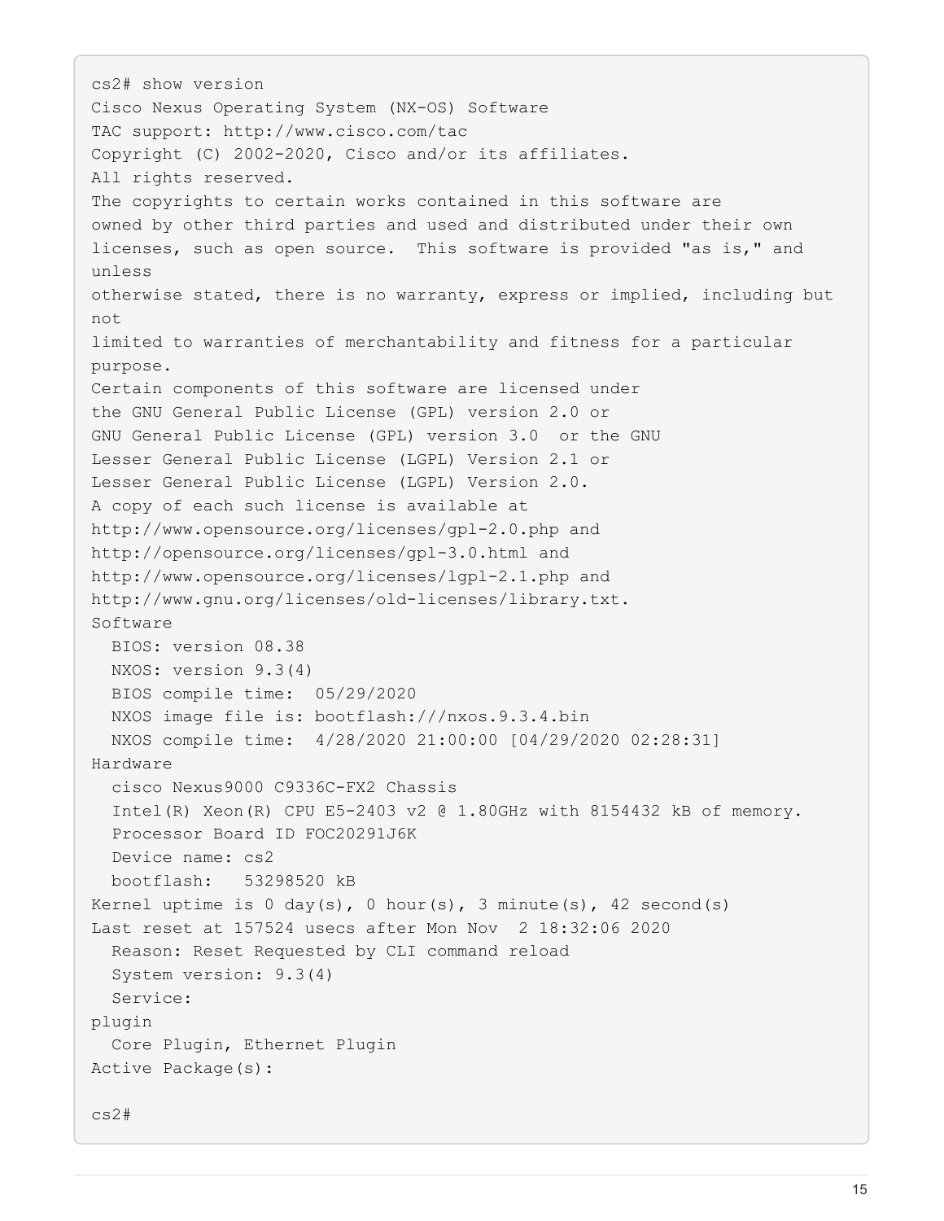```
cs2# show version
Cisco Nexus Operating System (NX-OS) Software
TAC support: http://www.cisco.com/tac
Copyright (C) 2002-2020, Cisco and/or its affiliates.
All rights reserved.
The copyrights to certain works contained in this software are
owned by other third parties and used and distributed under their own
licenses, such as open source.  This software is provided "as is," and
unless
otherwise stated, there is no warranty, express or implied, including but
not
limited to warranties of merchantability and fitness for a particular
purpose.
Certain components of this software are licensed under
the GNU General Public License (GPL) version 2.0 or
GNU General Public License (GPL) version 3.0  or the GNU
Lesser General Public License (LGPL) Version 2.1 or
Lesser General Public License (LGPL) Version 2.0.
A copy of each such license is available at
http://www.opensource.org/licenses/gpl-2.0.php and
http://opensource.org/licenses/gpl-3.0.html and
http://www.opensource.org/licenses/lgpl-2.1.php and
http://www.gnu.org/licenses/old-licenses/library.txt.
Software
  BIOS: version 08.38
  NXOS: version 9.3(4)
  BIOS compile time:  05/29/2020
  NXOS image file is: bootflash:///nxos.9.3.4.bin
  NXOS compile time:  4/28/2020 21:00:00 [04/29/2020 02:28:31]
Hardware
  cisco Nexus9000 C9336C-FX2 Chassis
  Intel(R) Xeon(R) CPU E5-2403 v2 @ 1.80GHz with 8154432 kB of memory.
  Processor Board ID FOC20291J6K
  Device name: cs2
  bootflash:   53298520 kB
Kernel uptime is 0 day(s), 0 hour(s), 3 minute(s), 42 second(s)
Last reset at 157524 usecs after Mon Nov  2 18:32:06 2020
  Reason: Reset Requested by CLI command reload
  System version: 9.3(4)
  Service:
plugin
  Core Plugin, Ethernet Plugin
Active Package(s):

cs2#
```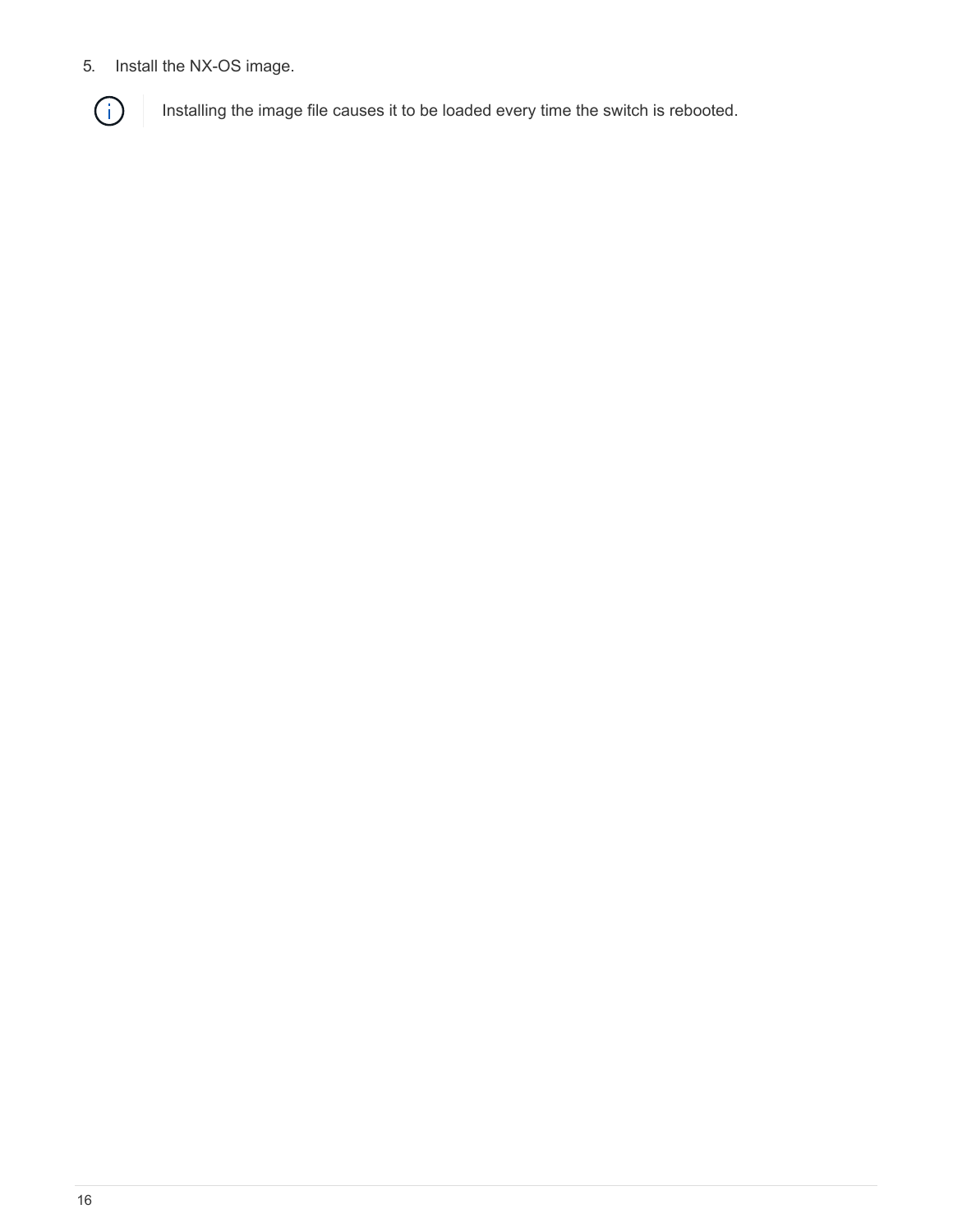5. Install the NX-OS image.

> Installing the image file causes it to be loaded every time the switch is rebooted.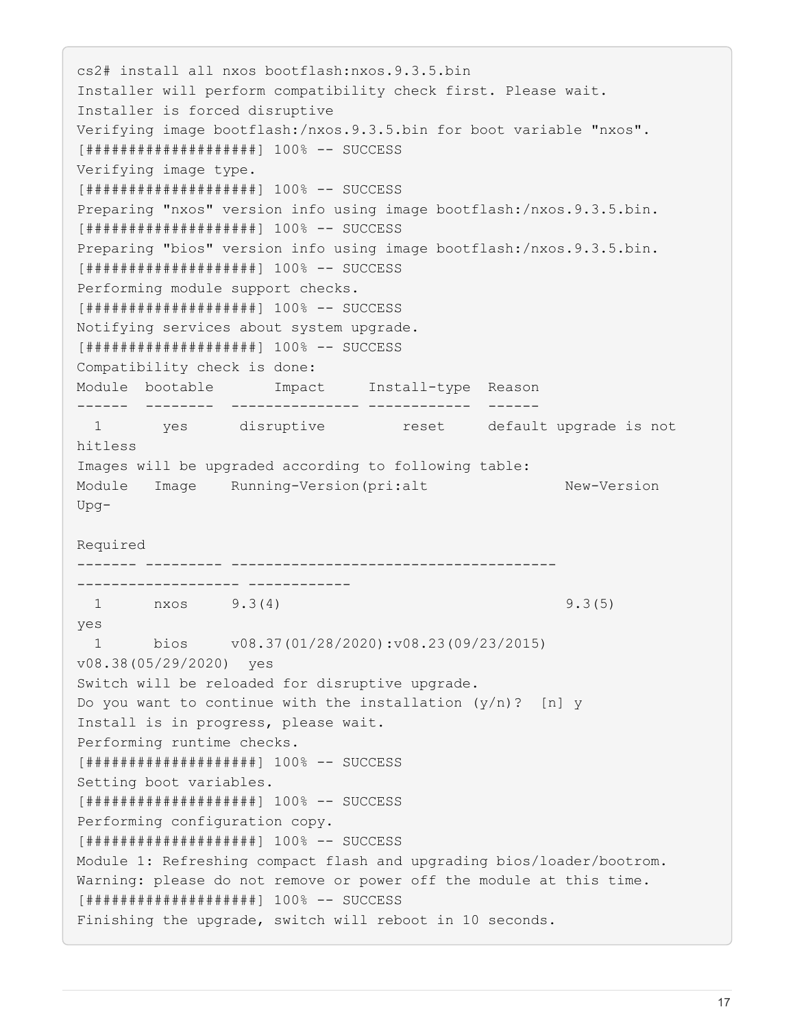```
cs2# install all nxos bootflash:nxos.9.3.5.bin
Installer will perform compatibility check first. Please wait.
Installer is forced disruptive
Verifying image bootflash:/nxos.9.3.5.bin for boot variable "nxos".
[####################] 100% -- SUCCESS
Verifying image type.
[####################] 100% -- SUCCESS
Preparing "nxos" version info using image bootflash:/nxos.9.3.5.bin.
[####################] 100% -- SUCCESS
Preparing "bios" version info using image bootflash:/nxos.9.3.5.bin.
[####################] 100% -- SUCCESS
Performing module support checks.
[####################] 100% -- SUCCESS
Notifying services about system upgrade.
[####################] 100% -- SUCCESS
Compatibility check is done:
Module  bootable       Impact     Install-type  Reason
------  --------  --------------- ------------  ------
  1       yes      disruptive         reset     default upgrade is not
hitless
Images will be upgraded according to following table:
Module   Image    Running-Version(pri:alt                New-Version
Upg-

Required
------- --------- --------------------------------------
------------------- ------------
  1      nxos     9.3(4)                                 9.3(5)
yes
  1      bios     v08.37(01/28/2020):v08.23(09/23/2015)
v08.38(05/29/2020)  yes
Switch will be reloaded for disruptive upgrade.
Do you want to continue with the installation (y/n)?  [n] y
Install is in progress, please wait.
Performing runtime checks.
[####################] 100% -- SUCCESS
Setting boot variables.
[####################] 100% -- SUCCESS
Performing configuration copy.
[####################] 100% -- SUCCESS
Module 1: Refreshing compact flash and upgrading bios/loader/bootrom.
Warning: please do not remove or power off the module at this time.
[####################] 100% -- SUCCESS
Finishing the upgrade, switch will reboot in 10 seconds.
```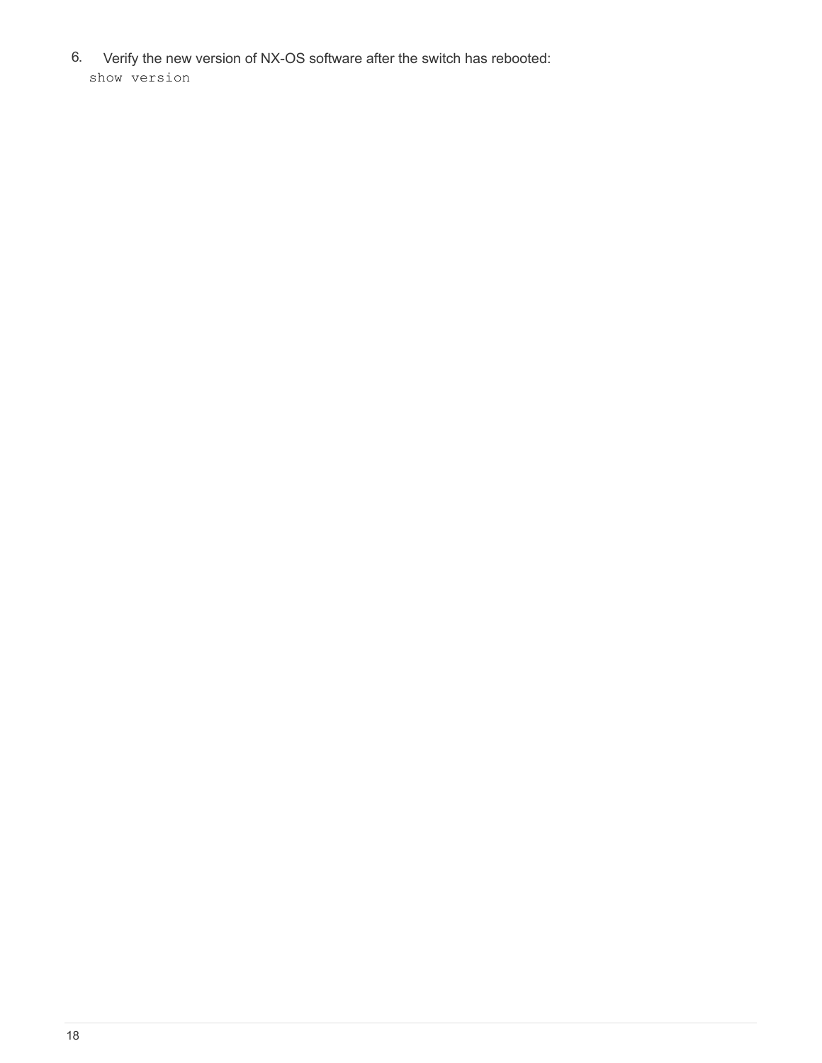6. Verify the new version of NX-OS software after the switch has rebooted:

```
show version
```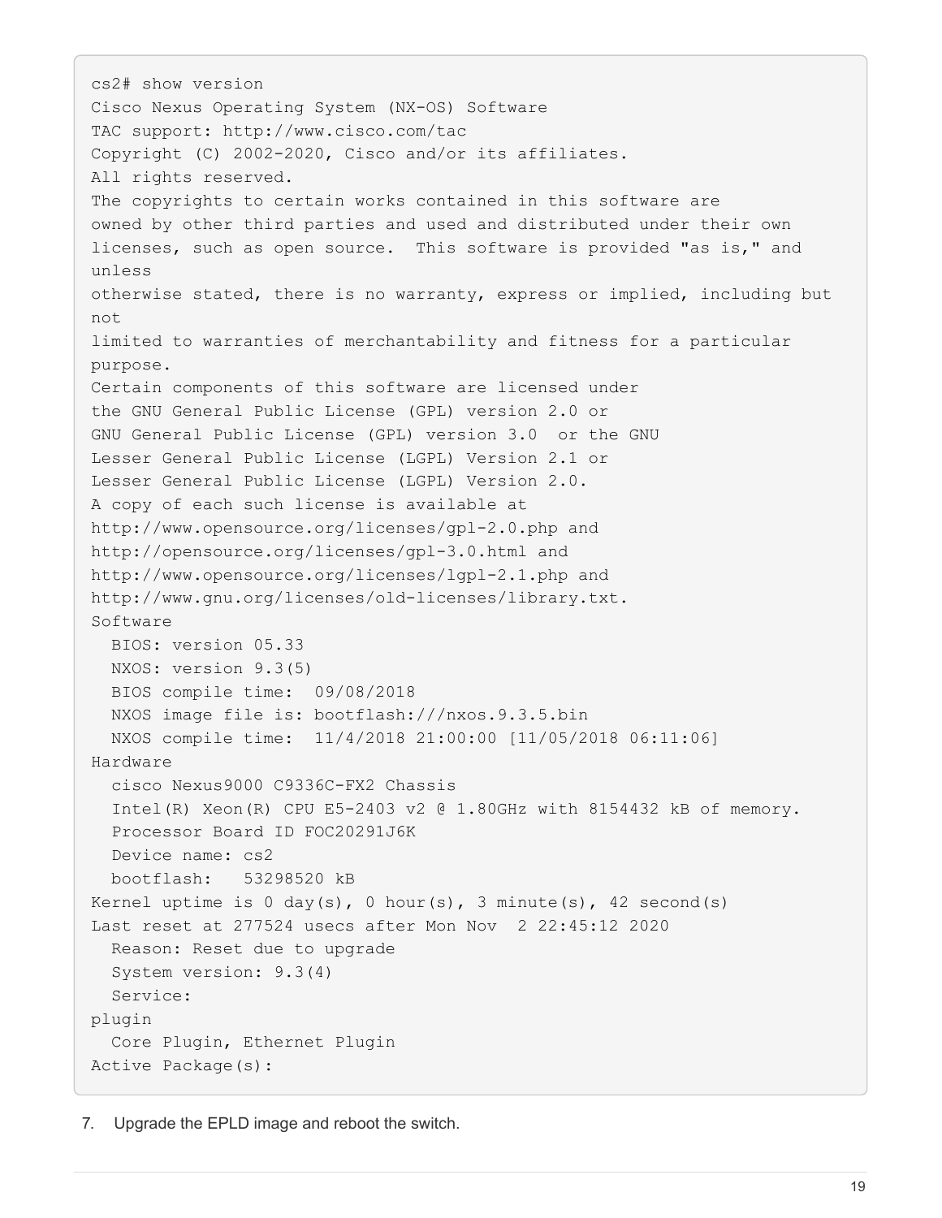```
cs2# show version
Cisco Nexus Operating System (NX-OS) Software
TAC support: http://www.cisco.com/tac
Copyright (C) 2002-2020, Cisco and/or its affiliates.
All rights reserved.
The copyrights to certain works contained in this software are
owned by other third parties and used and distributed under their own
licenses, such as open source.  This software is provided "as is," and
unless
otherwise stated, there is no warranty, express or implied, including but
not
limited to warranties of merchantability and fitness for a particular
purpose.
Certain components of this software are licensed under
the GNU General Public License (GPL) version 2.0 or
GNU General Public License (GPL) version 3.0  or the GNU
Lesser General Public License (LGPL) Version 2.1 or
Lesser General Public License (LGPL) Version 2.0.
A copy of each such license is available at
http://www.opensource.org/licenses/gpl-2.0.php and
http://opensource.org/licenses/gpl-3.0.html and
http://www.opensource.org/licenses/lgpl-2.1.php and
http://www.gnu.org/licenses/old-licenses/library.txt.
Software
  BIOS: version 05.33
  NXOS: version 9.3(5)
  BIOS compile time:  09/08/2018
  NXOS image file is: bootflash:///nxos.9.3.5.bin
  NXOS compile time:  11/4/2018 21:00:00 [11/05/2018 06:11:06]
Hardware
  cisco Nexus9000 C9336C-FX2 Chassis
  Intel(R) Xeon(R) CPU E5-2403 v2 @ 1.80GHz with 8154432 kB of memory.
  Processor Board ID FOC20291J6K
  Device name: cs2
  bootflash:   53298520 kB
Kernel uptime is 0 day(s), 0 hour(s), 3 minute(s), 42 second(s)
Last reset at 277524 usecs after Mon Nov  2 22:45:12 2020
  Reason: Reset due to upgrade
  System version: 9.3(4)
  Service:
plugin
  Core Plugin, Ethernet Plugin
Active Package(s):
```

7. Upgrade the EPLD image and reboot the switch.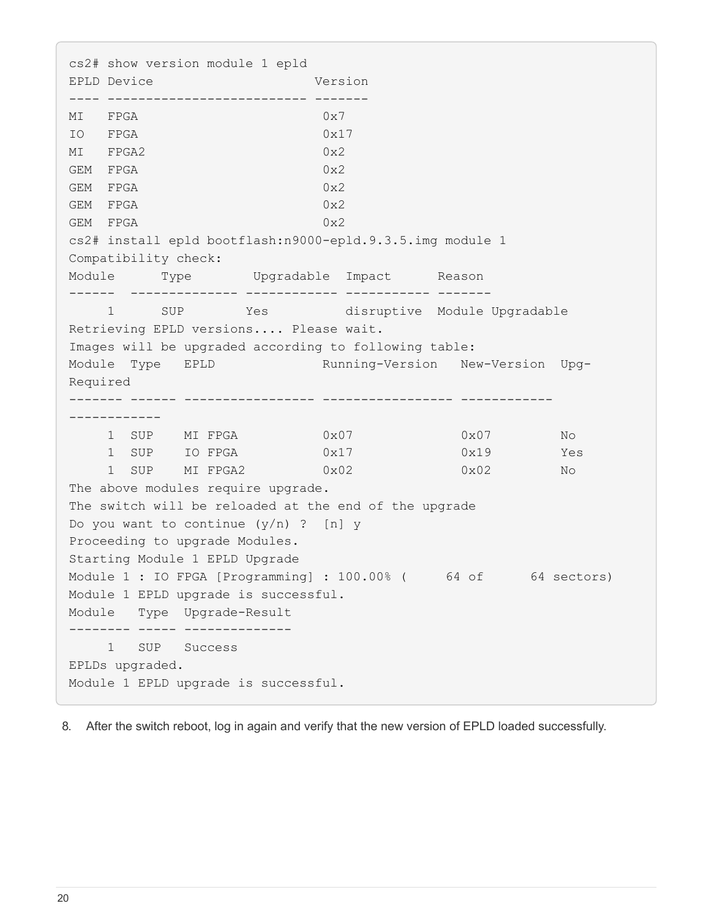```
cs2# show version module 1 epld
EPLD Device                     Version
---- ------------------------- -------
MI   FPGA                        0x7
IO   FPGA                        0x17
MI   FPGA2                       0x2
GEM  FPGA                        0x2
GEM  FPGA                        0x2
GEM  FPGA                        0x2
GEM  FPGA                        0x2
cs2# install epld bootflash:n9000-epld.9.3.5.img module 1
Compatibility check:
Module      Type        Upgradable  Impact      Reason
------  -------------- ------------ ----------- -------
     1      SUP        Yes          disruptive  Module Upgradable
Retrieving EPLD versions.... Please wait.
Images will be upgraded according to following table:
Module  Type   EPLD              Running-Version   New-Version  Upg-
Required
------- ------ ----------------- ----------------- ------------
------------
     1  SUP    MI FPGA           0x07              0x07         No
     1  SUP    IO FPGA           0x17              0x19         Yes
     1  SUP    MI FPGA2          0x02              0x02         No
The above modules require upgrade.
The switch will be reloaded at the end of the upgrade
Do you want to continue (y/n) ?  [n] y
Proceeding to upgrade Modules.
Starting Module 1 EPLD Upgrade
Module 1 : IO FPGA [Programming] : 100.00% (     64 of      64 sectors)
Module 1 EPLD upgrade is successful.
Module   Type  Upgrade-Result
-------- ----- --------------
     1   SUP   Success
EPLDs upgraded.
Module 1 EPLD upgrade is successful.
```

8. After the switch reboot, log in again and verify that the new version of EPLD loaded successfully.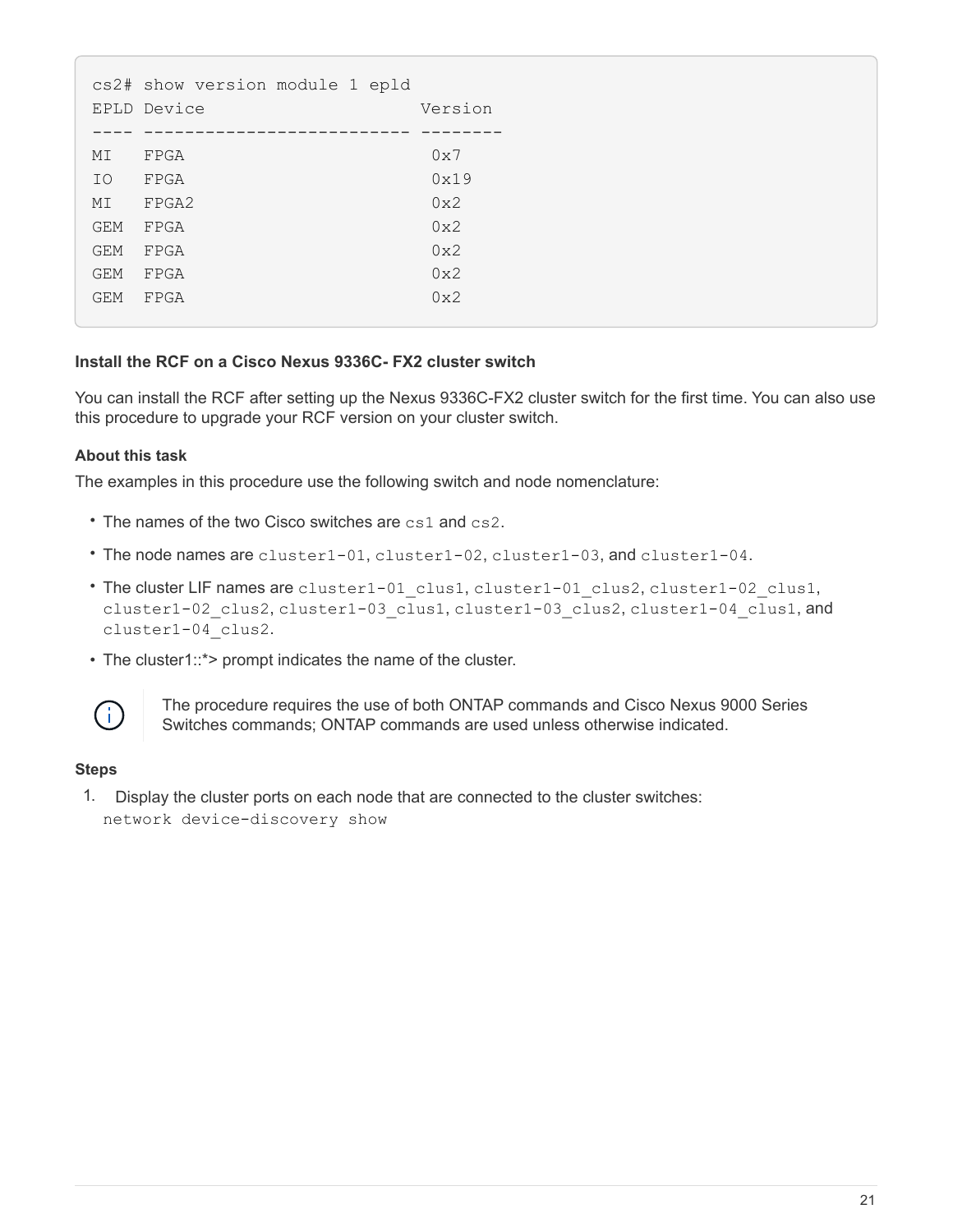```
cs2# show version module 1 epld
EPLD Device                     Version
---- ------------------------- --------
MI   FPGA                        0x7
IO   FPGA                        0x19
MI   FPGA2                       0x2
GEM  FPGA                        0x2
GEM  FPGA                        0x2
GEM  FPGA                        0x2
GEM  FPGA                        0x2
```

#### Install the RCF on a Cisco Nexus 9336C- FX2 cluster switch

You can install the RCF after setting up the Nexus 9336C-FX2 cluster switch for the first time. You can also use this procedure to upgrade your RCF version on your cluster switch.

##### About this task

The examples in this procedure use the following switch and node nomenclature:

- The names of the two Cisco switches are `cs1` and `cs2`.
- The node names are `cluster1-01`, `cluster1-02`, `cluster1-03`, and `cluster1-04`.
- The cluster LIF names are `cluster1-01_clus1`, `cluster1-01_clus2`, `cluster1-02_clus1`, `cluster1-02_clus2`, `cluster1-03_clus1`, `cluster1-03_clus2`, `cluster1-04_clus1`, and `cluster1-04_clus2`.
- The cluster1::*> prompt indicates the name of the cluster.

> The procedure requires the use of both ONTAP commands and Cisco Nexus 9000 Series Switches commands; ONTAP commands are used unless otherwise indicated.

##### Steps

1. Display the cluster ports on each node that are connected to the cluster switches:
   `network device-discovery show`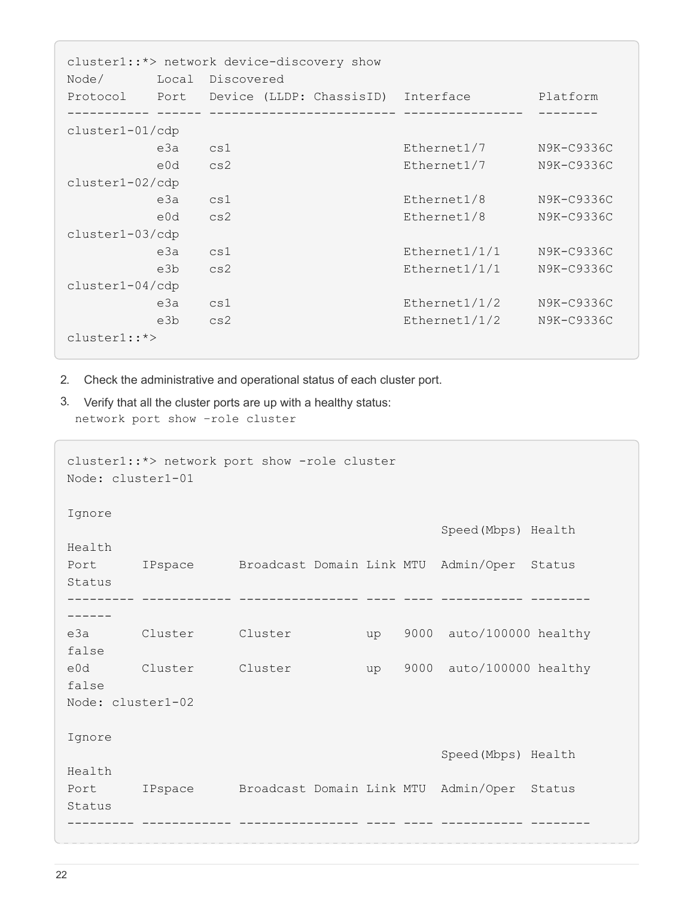```
cluster1::*> network device-discovery show
Node/       Local  Discovered
Protocol    Port   Device (LLDP: ChassisID)  Interface         Platform
----------- ------ ------------------------- ----------------  --------
cluster1-01/cdp
            e3a    cs1                       Ethernet1/7       N9K-C9336C
            e0d    cs2                       Ethernet1/7       N9K-C9336C
cluster1-02/cdp
            e3a    cs1                       Ethernet1/8       N9K-C9336C
            e0d    cs2                       Ethernet1/8       N9K-C9336C
cluster1-03/cdp
            e3a    cs1                       Ethernet1/1/1     N9K-C9336C
            e3b    cs2                       Ethernet1/1/1     N9K-C9336C
cluster1-04/cdp
            e3a    cs1                       Ethernet1/1/2     N9K-C9336C
            e3b    cs2                       Ethernet1/1/2     N9K-C9336C
cluster1::*>
```

2. Check the administrative and operational status of each cluster port.
3. Verify that all the cluster ports are up with a healthy status:
   `network port show –role cluster`

```
cluster1::*> network port show -role cluster
Node: cluster1-01

Ignore
                                                     Speed(Mbps) Health
Health
Port      IPspace      Broadcast Domain Link MTU  Admin/Oper  Status
Status
--------- ------------ ---------------- ---- ---- ----------- --------
------
e3a       Cluster      Cluster          up   9000  auto/100000 healthy
false
e0d       Cluster      Cluster          up   9000  auto/100000 healthy
false
Node: cluster1-02

Ignore
                                                     Speed(Mbps) Health
Health
Port      IPspace      Broadcast Domain Link MTU  Admin/Oper  Status
Status
--------- ------------ ---------------- ---- ---- ----------- --------
```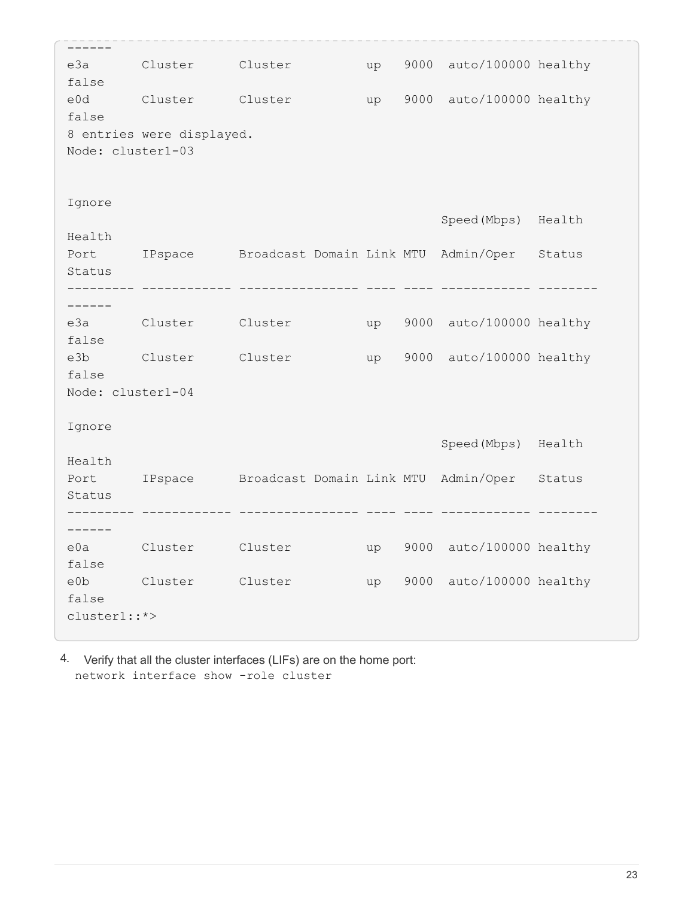```
------
e3a       Cluster      Cluster          up   9000  auto/100000 healthy
false
e0d       Cluster      Cluster          up   9000  auto/100000 healthy
false
8 entries were displayed.
Node: cluster1-03


Ignore
                                                  Speed(Mbps)  Health
Health
Port      IPspace      Broadcast Domain Link MTU  Admin/Oper   Status
Status
--------- ------------ ---------------- ---- ---- ------------ --------
------
e3a       Cluster      Cluster          up   9000  auto/100000 healthy
false
e3b       Cluster      Cluster          up   9000  auto/100000 healthy
false
Node: cluster1-04

Ignore
                                                  Speed(Mbps)  Health
Health
Port      IPspace      Broadcast Domain Link MTU  Admin/Oper   Status
Status
--------- ------------ ---------------- ---- ---- ------------ --------
------
e0a       Cluster      Cluster          up   9000  auto/100000 healthy
false
e0b       Cluster      Cluster          up   9000  auto/100000 healthy
false
cluster1::*>
```

4. Verify that all the cluster interfaces (LIFs) are on the home port:
   `network interface show -role cluster`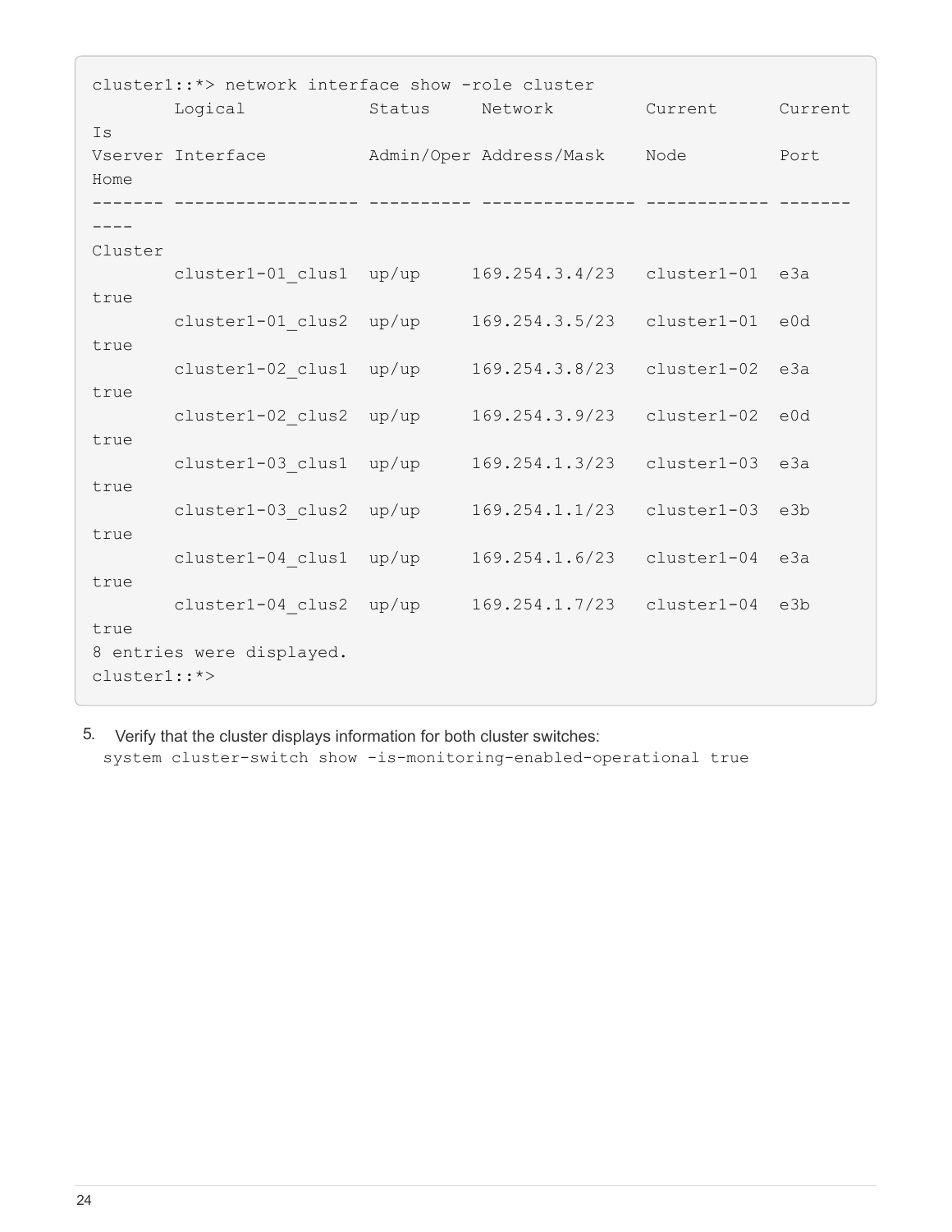```
cluster1::*> network interface show -role cluster
        Logical            Status     Network         Current      Current
Is
Vserver Interface          Admin/Oper Address/Mask    Node         Port
Home
------- ----------------- ---------- --------------- ------------ -------
----
Cluster
        cluster1-01_clus1  up/up     169.254.3.4/23   cluster1-01  e3a
true
        cluster1-01_clus2  up/up     169.254.3.5/23   cluster1-01  e0d
true
        cluster1-02_clus1  up/up     169.254.3.8/23   cluster1-02  e3a
true
        cluster1-02_clus2  up/up     169.254.3.9/23   cluster1-02  e0d
true
        cluster1-03_clus1  up/up     169.254.1.3/23   cluster1-03  e3a
true
        cluster1-03_clus2  up/up     169.254.1.1/23   cluster1-03  e3b
true
        cluster1-04_clus1  up/up     169.254.1.6/23   cluster1-04  e3a
true
        cluster1-04_clus2  up/up     169.254.1.7/23   cluster1-04  e3b
true
8 entries were displayed.
cluster1::*>
```

5. Verify that the cluster displays information for both cluster switches:
   `system cluster-switch show -is-monitoring-enabled-operational true`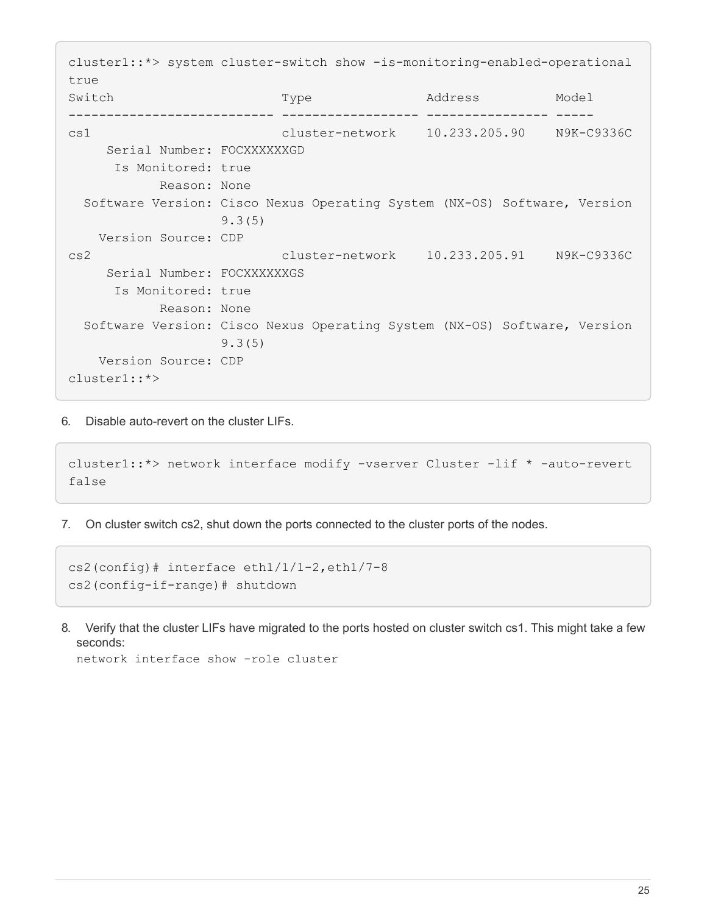```
cluster1::*> system cluster-switch show -is-monitoring-enabled-operational
true
Switch                      Type               Address          Model
--------------------------- ------------------ ---------------- -----
cs1                         cluster-network    10.233.205.90    N9K-C9336C
     Serial Number: FOCXXXXXXGD
      Is Monitored: true
            Reason: None
  Software Version: Cisco Nexus Operating System (NX-OS) Software, Version
                    9.3(5)
    Version Source: CDP
cs2                         cluster-network    10.233.205.91    N9K-C9336C
     Serial Number: FOCXXXXXXGS
      Is Monitored: true
            Reason: None
  Software Version: Cisco Nexus Operating System (NX-OS) Software, Version
                    9.3(5)
    Version Source: CDP
cluster1::*>
```

6. Disable auto-revert on the cluster LIFs.

```
cluster1::*> network interface modify -vserver Cluster -lif * -auto-revert
false
```

7. On cluster switch cs2, shut down the ports connected to the cluster ports of the nodes.

```
cs2(config)# interface eth1/1/1-2,eth1/7-8
cs2(config-if-range)# shutdown
```

8. Verify that the cluster LIFs have migrated to the ports hosted on cluster switch cs1. This might take a few seconds:
   `network interface show -role cluster`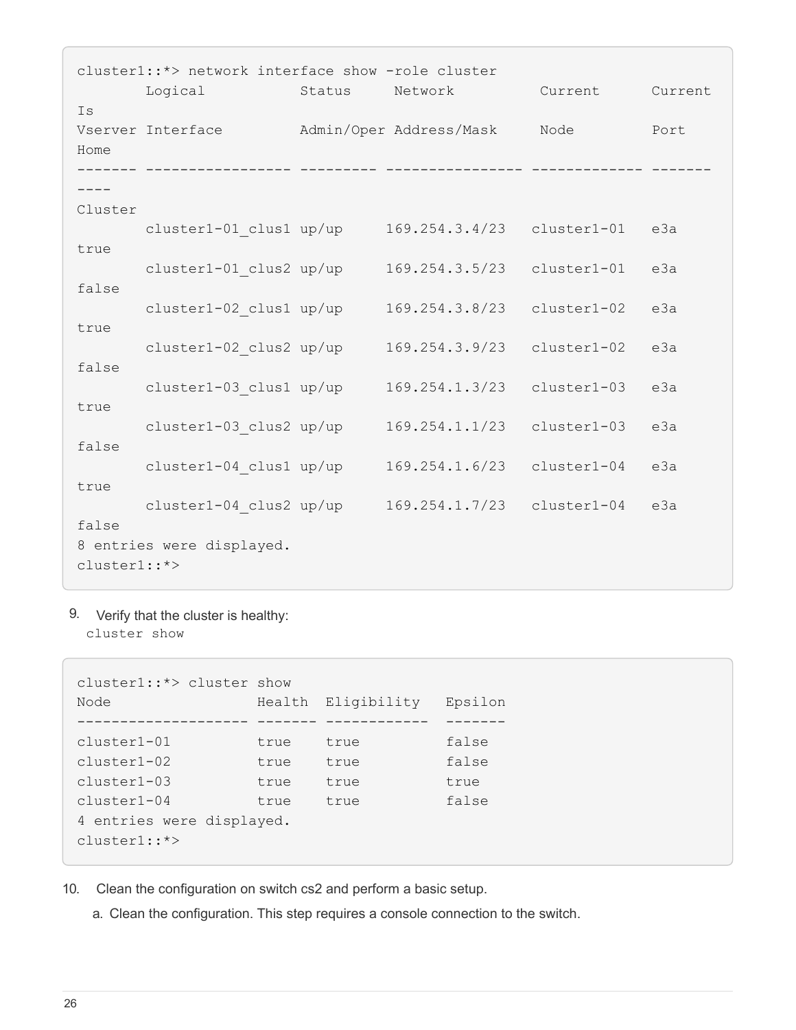```
cluster1::*> network interface show -role cluster
        Logical           Status     Network          Current      Current
Is
Vserver Interface         Admin/Oper Address/Mask     Node         Port
Home
------- ---------------- --------- ---------------- ------------- -------
----
Cluster
        cluster1-01_clus1 up/up     169.254.3.4/23   cluster1-01   e3a
true
        cluster1-01_clus2 up/up     169.254.3.5/23   cluster1-01   e3a
false
        cluster1-02_clus1 up/up     169.254.3.8/23   cluster1-02   e3a
true
        cluster1-02_clus2 up/up     169.254.3.9/23   cluster1-02   e3a
false
        cluster1-03_clus1 up/up     169.254.1.3/23   cluster1-03   e3a
true
        cluster1-03_clus2 up/up     169.254.1.1/23   cluster1-03   e3a
false
        cluster1-04_clus1 up/up     169.254.1.6/23   cluster1-04   e3a
true
        cluster1-04_clus2 up/up     169.254.1.7/23   cluster1-04   e3a
false
8 entries were displayed.
cluster1::*>
```

9. Verify that the cluster is healthy:
   `cluster show`

```
cluster1::*> cluster show
Node                 Health  Eligibility   Epsilon
-------------------- ------- ------------  -------
cluster1-01          true    true          false
cluster1-02          true    true          false
cluster1-03          true    true          true
cluster1-04          true    true          false
4 entries were displayed.
cluster1::*>
```

10. Clean the configuration on switch cs2 and perform a basic setup.

    a. Clean the configuration. This step requires a console connection to the switch.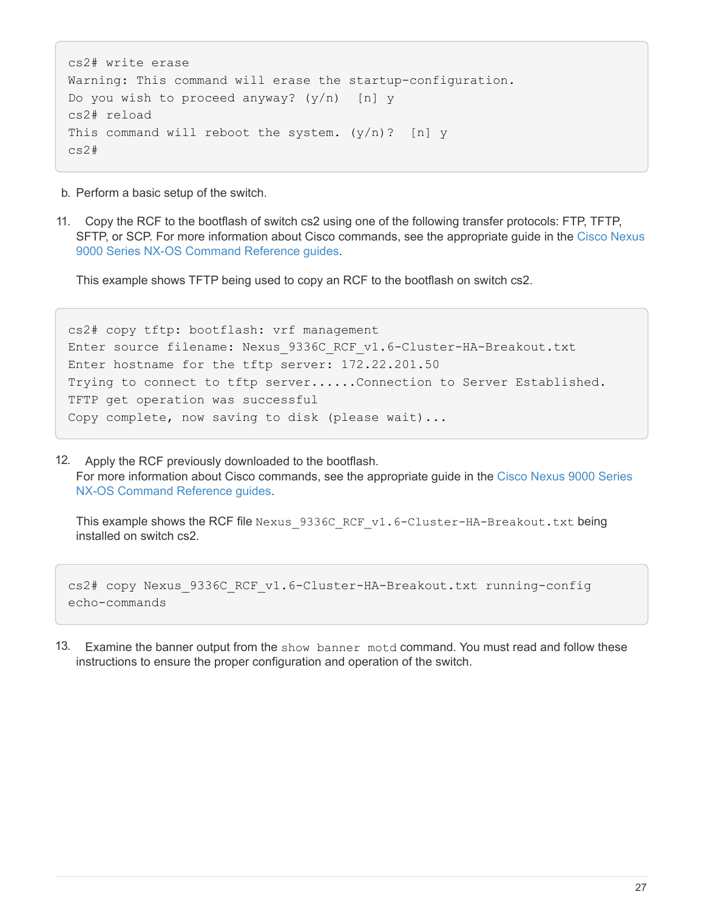```
cs2# write erase
Warning: This command will erase the startup-configuration.
Do you wish to proceed anyway? (y/n)  [n] y
cs2# reload
This command will reboot the system. (y/n)?  [n] y
cs2#
```

b. Perform a basic setup of the switch.

11. Copy the RCF to the bootflash of switch cs2 using one of the following transfer protocols: FTP, TFTP, SFTP, or SCP. For more information about Cisco commands, see the appropriate guide in the Cisco Nexus 9000 Series NX-OS Command Reference guides.

    This example shows TFTP being used to copy an RCF to the bootflash on switch cs2.

```
cs2# copy tftp: bootflash: vrf management
Enter source filename: Nexus_9336C_RCF_v1.6-Cluster-HA-Breakout.txt
Enter hostname for the tftp server: 172.22.201.50
Trying to connect to tftp server......Connection to Server Established.
TFTP get operation was successful
Copy complete, now saving to disk (please wait)...
```

12. Apply the RCF previously downloaded to the bootflash.
    For more information about Cisco commands, see the appropriate guide in the Cisco Nexus 9000 Series NX-OS Command Reference guides.

    This example shows the RCF file `Nexus_9336C_RCF_v1.6-Cluster-HA-Breakout.txt` being installed on switch cs2.

```
cs2# copy Nexus_9336C_RCF_v1.6-Cluster-HA-Breakout.txt running-config
echo-commands
```

13. Examine the banner output from the `show banner motd` command. You must read and follow these instructions to ensure the proper configuration and operation of the switch.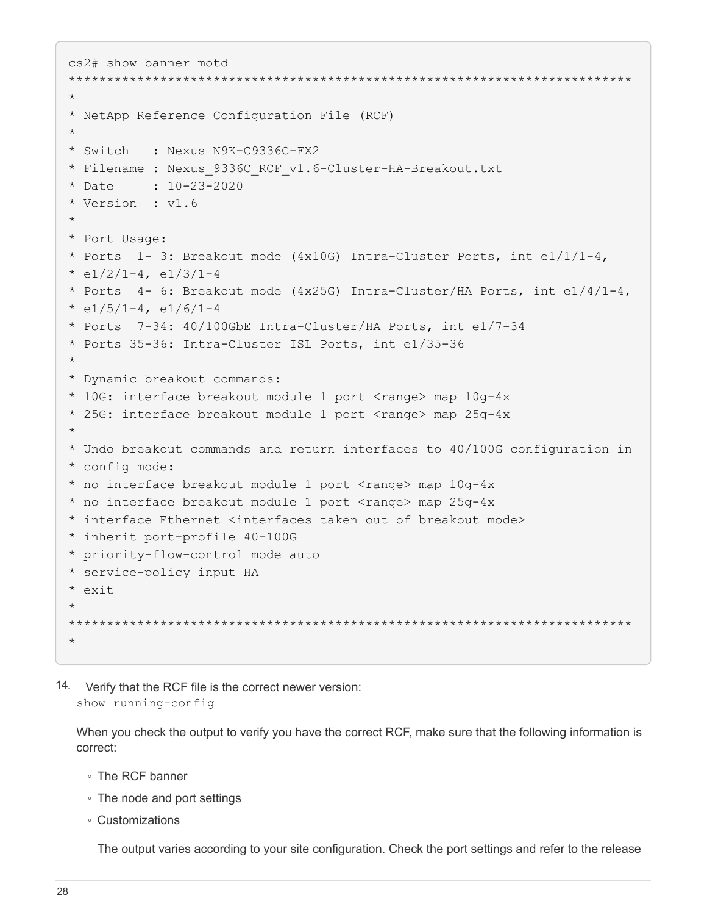```
cs2# show banner motd
************************************************************************
*
* NetApp Reference Configuration File (RCF)
*
* Switch   : Nexus N9K-C9336C-FX2
* Filename : Nexus_9336C_RCF_v1.6-Cluster-HA-Breakout.txt
* Date     : 10-23-2020
* Version  : v1.6
*
* Port Usage:
* Ports  1- 3: Breakout mode (4x10G) Intra-Cluster Ports, int e1/1/1-4,
* e1/2/1-4, e1/3/1-4
* Ports  4- 6: Breakout mode (4x25G) Intra-Cluster/HA Ports, int e1/4/1-4,
* e1/5/1-4, e1/6/1-4
* Ports  7-34: 40/100GbE Intra-Cluster/HA Ports, int e1/7-34
* Ports 35-36: Intra-Cluster ISL Ports, int e1/35-36
*
* Dynamic breakout commands:
* 10G: interface breakout module 1 port <range> map 10g-4x
* 25G: interface breakout module 1 port <range> map 25g-4x
*
* Undo breakout commands and return interfaces to 40/100G configuration in
* config mode:
* no interface breakout module 1 port <range> map 10g-4x
* no interface breakout module 1 port <range> map 25g-4x
* interface Ethernet <interfaces taken out of breakout mode>
* inherit port-profile 40-100G
* priority-flow-control mode auto
* service-policy input HA
* exit
*
************************************************************************
*
```

14. Verify that the RCF file is the correct newer version:
    `show running-config`

    When you check the output to verify you have the correct RCF, make sure that the following information is correct:

    - The RCF banner
    - The node and port settings
    - Customizations

      The output varies according to your site configuration. Check the port settings and refer to the release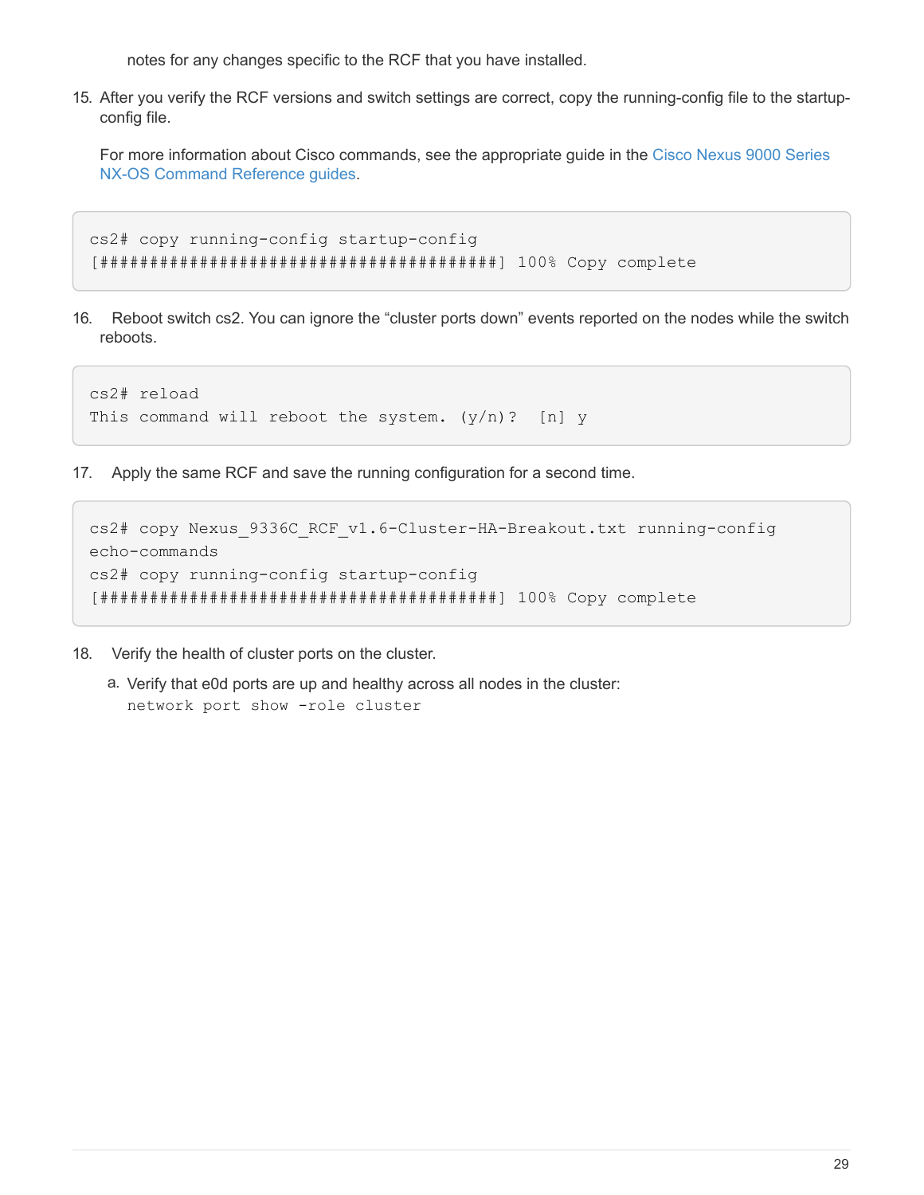notes for any changes specific to the RCF that you have installed.

15. After you verify the RCF versions and switch settings are correct, copy the running-config file to the startup-config file.

    For more information about Cisco commands, see the appropriate guide in the Cisco Nexus 9000 Series NX-OS Command Reference guides.

```
cs2# copy running-config startup-config
[########################################] 100% Copy complete
```

16. Reboot switch cs2. You can ignore the “cluster ports down” events reported on the nodes while the switch reboots.

```
cs2# reload
This command will reboot the system. (y/n)?  [n] y
```

17. Apply the same RCF and save the running configuration for a second time.

```
cs2# copy Nexus_9336C_RCF_v1.6-Cluster-HA-Breakout.txt running-config
echo-commands
cs2# copy running-config startup-config
[########################################] 100% Copy complete
```

18. Verify the health of cluster ports on the cluster.

    a. Verify that e0d ports are up and healthy across all nodes in the cluster:
       `network port show -role cluster`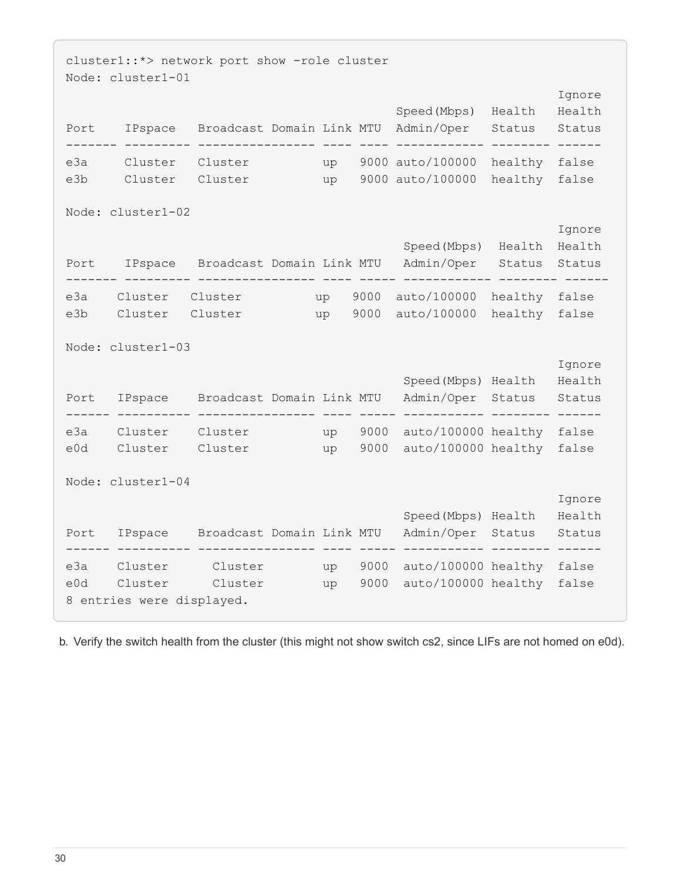```
cluster1::*> network port show -role cluster
Node: cluster1-01
                                                                       Ignore
                                                  Speed(Mbps)  Health   Health
Port    IPspace   Broadcast Domain Link MTU  Admin/Oper   Status   Status
------- --------- ---------------- ---- ---- ------------ -------- ------
e3a     Cluster   Cluster          up   9000 auto/100000  healthy  false
e3b     Cluster   Cluster          up   9000 auto/100000  healthy  false

Node: cluster1-02
                                                                       Ignore
                                                   Speed(Mbps)  Health  Health
Port    IPspace   Broadcast Domain Link MTU   Admin/Oper   Status  Status
------- --------- ---------------- ---- ----- ------------ -------- ------
e3a    Cluster   Cluster          up   9000  auto/100000  healthy  false
e3b    Cluster   Cluster          up   9000  auto/100000  healthy  false

Node: cluster1-03
                                                                       Ignore
                                                   Speed(Mbps) Health   Health
Port   IPspace    Broadcast Domain Link MTU   Admin/Oper  Status   Status
------ ---------- ---------------- ---- ----- ----------- -------- ------
e3a    Cluster    Cluster          up   9000  auto/100000 healthy  false
e0d    Cluster    Cluster          up   9000  auto/100000 healthy  false

Node: cluster1-04
                                                                       Ignore
                                                   Speed(Mbps) Health   Health
Port   IPspace    Broadcast Domain Link MTU   Admin/Oper  Status   Status
------ ---------- ---------------- ---- ----- ----------- -------- ------
e3a    Cluster      Cluster        up   9000  auto/100000 healthy  false
e0d    Cluster      Cluster        up   9000  auto/100000 healthy  false
8 entries were displayed.
```

b. Verify the switch health from the cluster (this might not show switch cs2, since LIFs are not homed on e0d).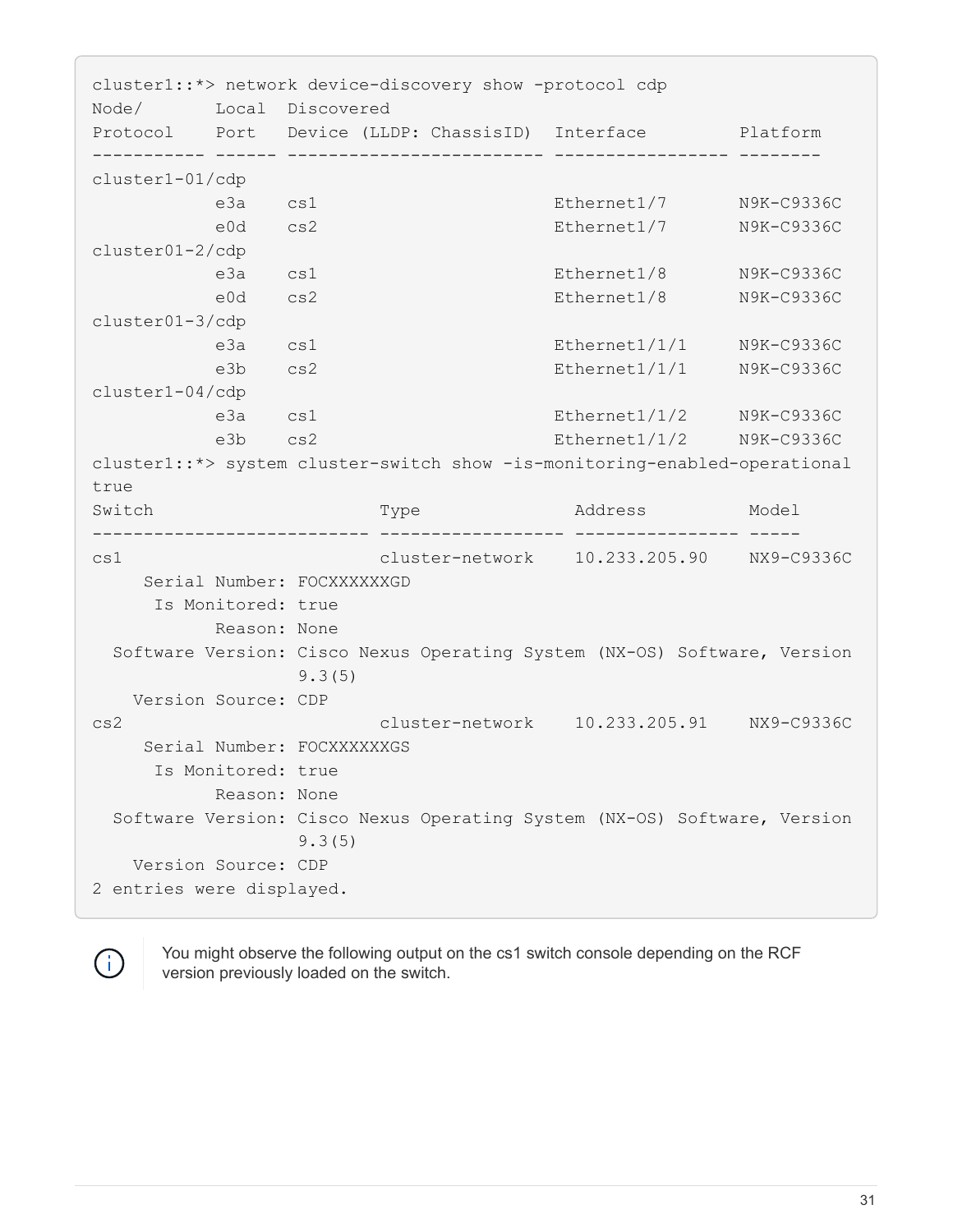```
cluster1::*> network device-discovery show -protocol cdp
Node/       Local  Discovered
Protocol    Port   Device (LLDP: ChassisID)  Interface         Platform
----------- ------ ------------------------- ----------------- --------
cluster1-01/cdp
            e3a    cs1                       Ethernet1/7       N9K-C9336C
            e0d    cs2                       Ethernet1/7       N9K-C9336C
cluster01-2/cdp
            e3a    cs1                       Ethernet1/8       N9K-C9336C
            e0d    cs2                       Ethernet1/8       N9K-C9336C
cluster01-3/cdp
            e3a    cs1                       Ethernet1/1/1     N9K-C9336C
            e3b    cs2                       Ethernet1/1/1     N9K-C9336C
cluster1-04/cdp
            e3a    cs1                       Ethernet1/1/2     N9K-C9336C
            e3b    cs2                       Ethernet1/1/2     N9K-C9336C
cluster1::*> system cluster-switch show -is-monitoring-enabled-operational
true
Switch                      Type               Address          Model
--------------------------- ------------------ ---------------- -----
cs1                         cluster-network    10.233.205.90    NX9-C9336C
     Serial Number: FOCXXXXXXGD
      Is Monitored: true
            Reason: None
  Software Version: Cisco Nexus Operating System (NX-OS) Software, Version
                    9.3(5)
    Version Source: CDP
cs2                         cluster-network    10.233.205.91    NX9-C9336C
     Serial Number: FOCXXXXXXGS
      Is Monitored: true
            Reason: None
  Software Version: Cisco Nexus Operating System (NX-OS) Software, Version
                    9.3(5)
    Version Source: CDP
2 entries were displayed.
```

> You might observe the following output on the cs1 switch console depending on the RCF version previously loaded on the switch.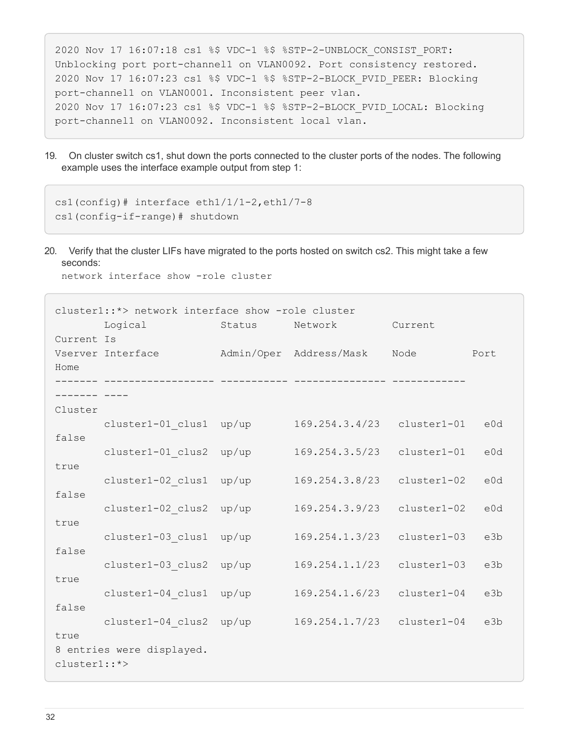```
2020 Nov 17 16:07:18 cs1 %$ VDC-1 %$ %STP-2-UNBLOCK_CONSIST_PORT:
Unblocking port port-channel1 on VLAN0092. Port consistency restored.
2020 Nov 17 16:07:23 cs1 %$ VDC-1 %$ %STP-2-BLOCK_PVID_PEER: Blocking
port-channel1 on VLAN0001. Inconsistent peer vlan.
2020 Nov 17 16:07:23 cs1 %$ VDC-1 %$ %STP-2-BLOCK_PVID_LOCAL: Blocking
port-channel1 on VLAN0092. Inconsistent local vlan.
```

19. On cluster switch cs1, shut down the ports connected to the cluster ports of the nodes. The following example uses the interface example output from step 1:

```
cs1(config)# interface eth1/1/1-2,eth1/7-8
cs1(config-if-range)# shutdown
```

20. Verify that the cluster LIFs have migrated to the ports hosted on switch cs2. This might take a few seconds:
    `network interface show -role cluster`

```
cluster1::*> network interface show -role cluster
        Logical            Status      Network         Current
Current Is
Vserver Interface          Admin/Oper  Address/Mask    Node         Port
Home
------- ------------------ ----------- --------------- ------------
------- ----
Cluster
        cluster1-01_clus1  up/up       169.254.3.4/23   cluster1-01   e0d
false
        cluster1-01_clus2  up/up       169.254.3.5/23   cluster1-01   e0d
true
        cluster1-02_clus1  up/up       169.254.3.8/23   cluster1-02   e0d
false
        cluster1-02_clus2  up/up       169.254.3.9/23   cluster1-02   e0d
true
        cluster1-03_clus1  up/up       169.254.1.3/23   cluster1-03   e3b
false
        cluster1-03_clus2  up/up       169.254.1.1/23   cluster1-03   e3b
true
        cluster1-04_clus1  up/up       169.254.1.6/23   cluster1-04   e3b
false
        cluster1-04_clus2  up/up       169.254.1.7/23   cluster1-04   e3b
true
8 entries were displayed.
cluster1::*>
```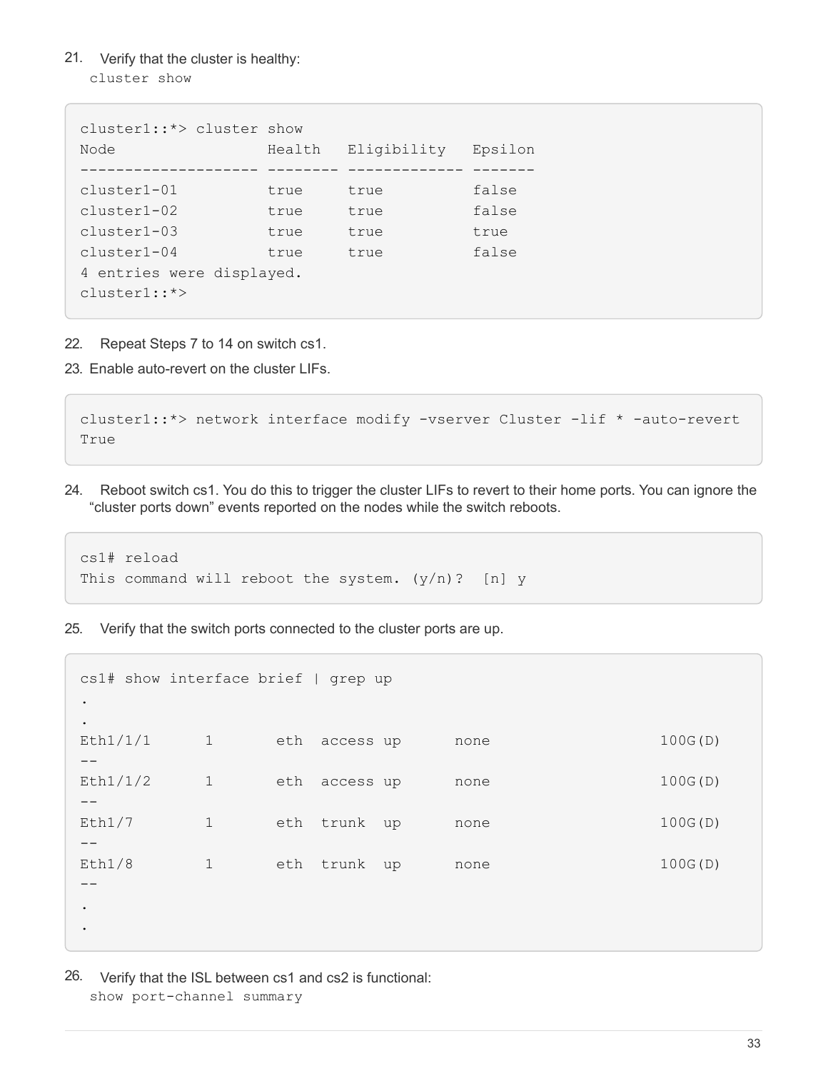21. Verify that the cluster is healthy:
   `cluster show`

```
cluster1::*> cluster show
Node                 Health   Eligibility   Epsilon
-------------------- -------- ------------- -------
cluster1-01          true     true          false
cluster1-02          true     true          false
cluster1-03          true     true          true
cluster1-04          true     true          false
4 entries were displayed.
cluster1::*>
```

22. Repeat Steps 7 to 14 on switch cs1.
23. Enable auto-revert on the cluster LIFs.

```
cluster1::*> network interface modify -vserver Cluster -lif * -auto-revert
True
```

24. Reboot switch cs1. You do this to trigger the cluster LIFs to revert to their home ports. You can ignore the "cluster ports down" events reported on the nodes while the switch reboots.

```
cs1# reload
This command will reboot the system. (y/n)?  [n] y
```

25. Verify that the switch ports connected to the cluster ports are up.

```
cs1# show interface brief | grep up
.
.
Eth1/1/1      1       eth  access up      none                       100G(D)
--
Eth1/1/2      1       eth  access up      none                       100G(D)
--
Eth1/7        1       eth  trunk  up      none                       100G(D)
--
Eth1/8        1       eth  trunk  up      none                       100G(D)
--
.
.
```

26. Verify that the ISL between cs1 and cs2 is functional:
   `show port-channel summary`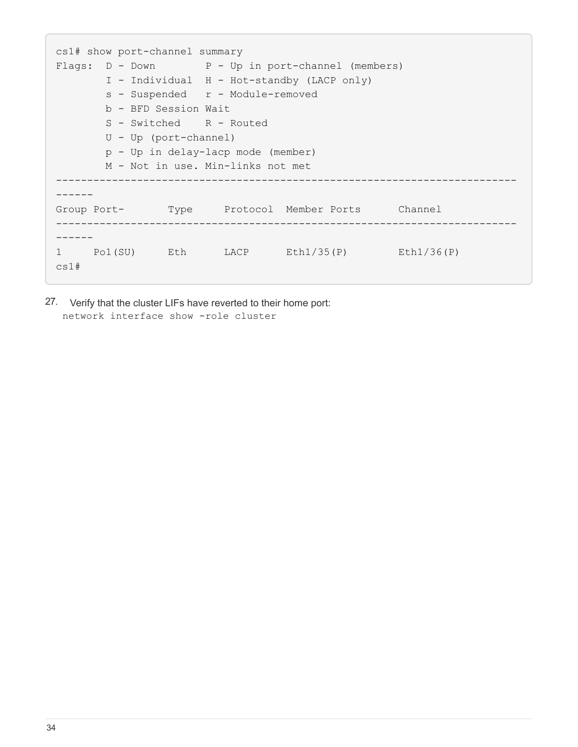```
cs1# show port-channel summary
Flags:  D - Down        P - Up in port-channel (members)
        I - Individual  H - Hot-standby (LACP only)
        s - Suspended   r - Module-removed
        b - BFD Session Wait
        S - Switched    R - Routed
        U - Up (port-channel)
        p - Up in delay-lacp mode (member)
        M - Not in use. Min-links not met
--------------------------------------------------------------------------
------
Group Port-       Type     Protocol  Member Ports      Channel
--------------------------------------------------------------------------
------
1     Po1(SU)     Eth      LACP      Eth1/35(P)        Eth1/36(P)
cs1#
```

27. Verify that the cluster LIFs have reverted to their home port:
`network interface show -role cluster`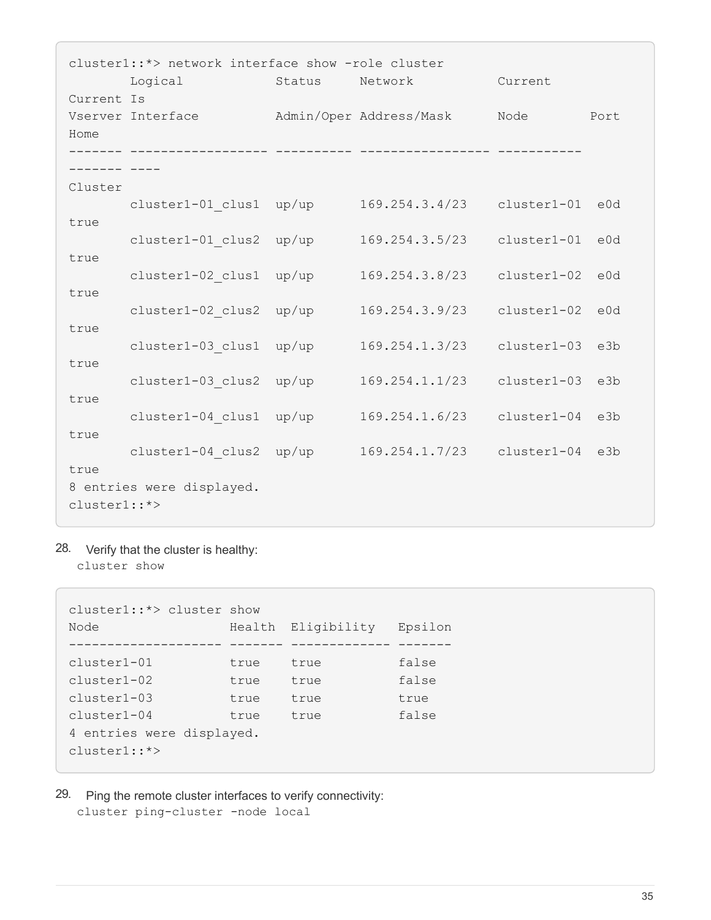```
cluster1::*> network interface show -role cluster
        Logical            Status     Network           Current
Current Is
Vserver Interface          Admin/Oper Address/Mask      Node        Port
Home
------- ------------------ ---------- ----------------- -----------
------- ----
Cluster
        cluster1-01_clus1  up/up      169.254.3.4/23    cluster1-01  e0d
true
        cluster1-01_clus2  up/up      169.254.3.5/23    cluster1-01  e0d
true
        cluster1-02_clus1  up/up      169.254.3.8/23    cluster1-02  e0d
true
        cluster1-02_clus2  up/up      169.254.3.9/23    cluster1-02  e0d
true
        cluster1-03_clus1  up/up      169.254.1.3/23    cluster1-03  e3b
true
        cluster1-03_clus2  up/up      169.254.1.1/23    cluster1-03  e3b
true
        cluster1-04_clus1  up/up      169.254.1.6/23    cluster1-04  e3b
true
        cluster1-04_clus2  up/up      169.254.1.7/23    cluster1-04  e3b
true
8 entries were displayed.
cluster1::*>
```

28. Verify that the cluster is healthy:
    `cluster show`

```
cluster1::*> cluster show
Node                 Health  Eligibility   Epsilon
-------------------- ------- ------------- -------
cluster1-01          true    true          false
cluster1-02          true    true          false
cluster1-03          true    true          true
cluster1-04          true    true          false
4 entries were displayed.
cluster1::*>
```

29. Ping the remote cluster interfaces to verify connectivity:
    `cluster ping-cluster -node local`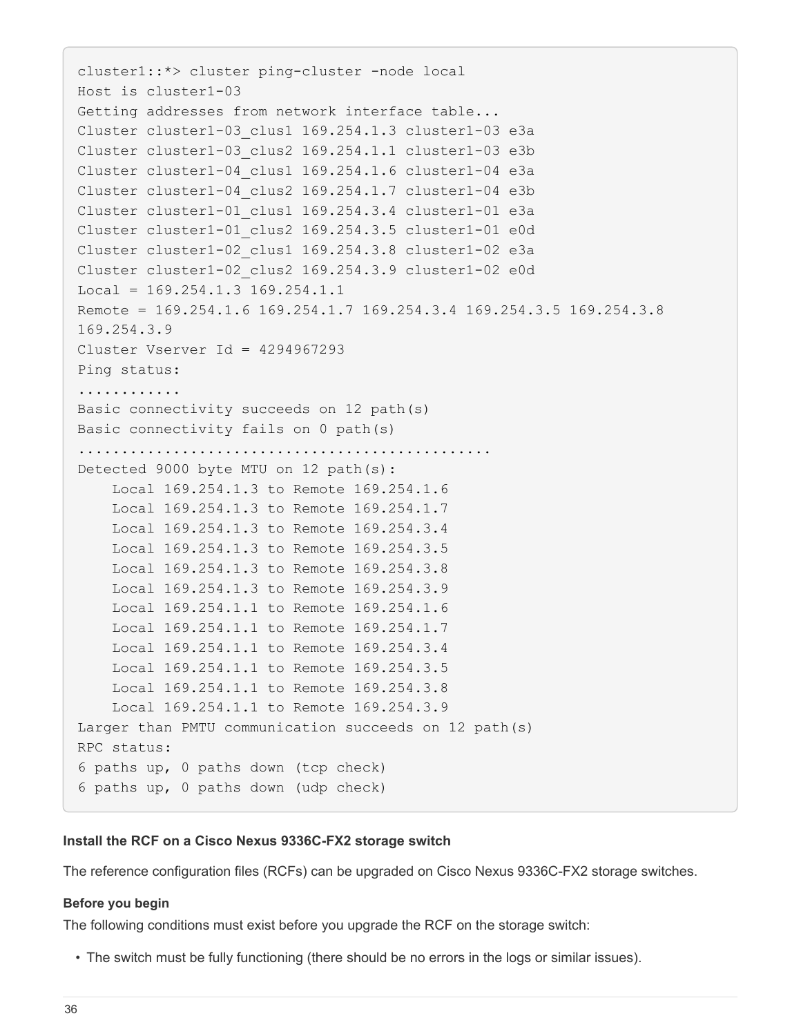```
cluster1::*> cluster ping-cluster -node local
Host is cluster1-03
Getting addresses from network interface table...
Cluster cluster1-03_clus1 169.254.1.3 cluster1-03 e3a
Cluster cluster1-03_clus2 169.254.1.1 cluster1-03 e3b
Cluster cluster1-04_clus1 169.254.1.6 cluster1-04 e3a
Cluster cluster1-04_clus2 169.254.1.7 cluster1-04 e3b
Cluster cluster1-01_clus1 169.254.3.4 cluster1-01 e3a
Cluster cluster1-01_clus2 169.254.3.5 cluster1-01 e0d
Cluster cluster1-02_clus1 169.254.3.8 cluster1-02 e3a
Cluster cluster1-02_clus2 169.254.3.9 cluster1-02 e0d
Local = 169.254.1.3 169.254.1.1
Remote = 169.254.1.6 169.254.1.7 169.254.3.4 169.254.3.5 169.254.3.8
169.254.3.9
Cluster Vserver Id = 4294967293
Ping status:
............
Basic connectivity succeeds on 12 path(s)
Basic connectivity fails on 0 path(s)
................................................
Detected 9000 byte MTU on 12 path(s):
    Local 169.254.1.3 to Remote 169.254.1.6
    Local 169.254.1.3 to Remote 169.254.1.7
    Local 169.254.1.3 to Remote 169.254.3.4
    Local 169.254.1.3 to Remote 169.254.3.5
    Local 169.254.1.3 to Remote 169.254.3.8
    Local 169.254.1.3 to Remote 169.254.3.9
    Local 169.254.1.1 to Remote 169.254.1.6
    Local 169.254.1.1 to Remote 169.254.1.7
    Local 169.254.1.1 to Remote 169.254.3.4
    Local 169.254.1.1 to Remote 169.254.3.5
    Local 169.254.1.1 to Remote 169.254.3.8
    Local 169.254.1.1 to Remote 169.254.3.9
Larger than PMTU communication succeeds on 12 path(s)
RPC status:
6 paths up, 0 paths down (tcp check)
6 paths up, 0 paths down (udp check)
```

#### Install the RCF on a Cisco Nexus 9336C-FX2 storage switch

The reference configuration files (RCFs) can be upgraded on Cisco Nexus 9336C-FX2 storage switches.

**Before you begin**

The following conditions must exist before you upgrade the RCF on the storage switch:

- The switch must be fully functioning (there should be no errors in the logs or similar issues).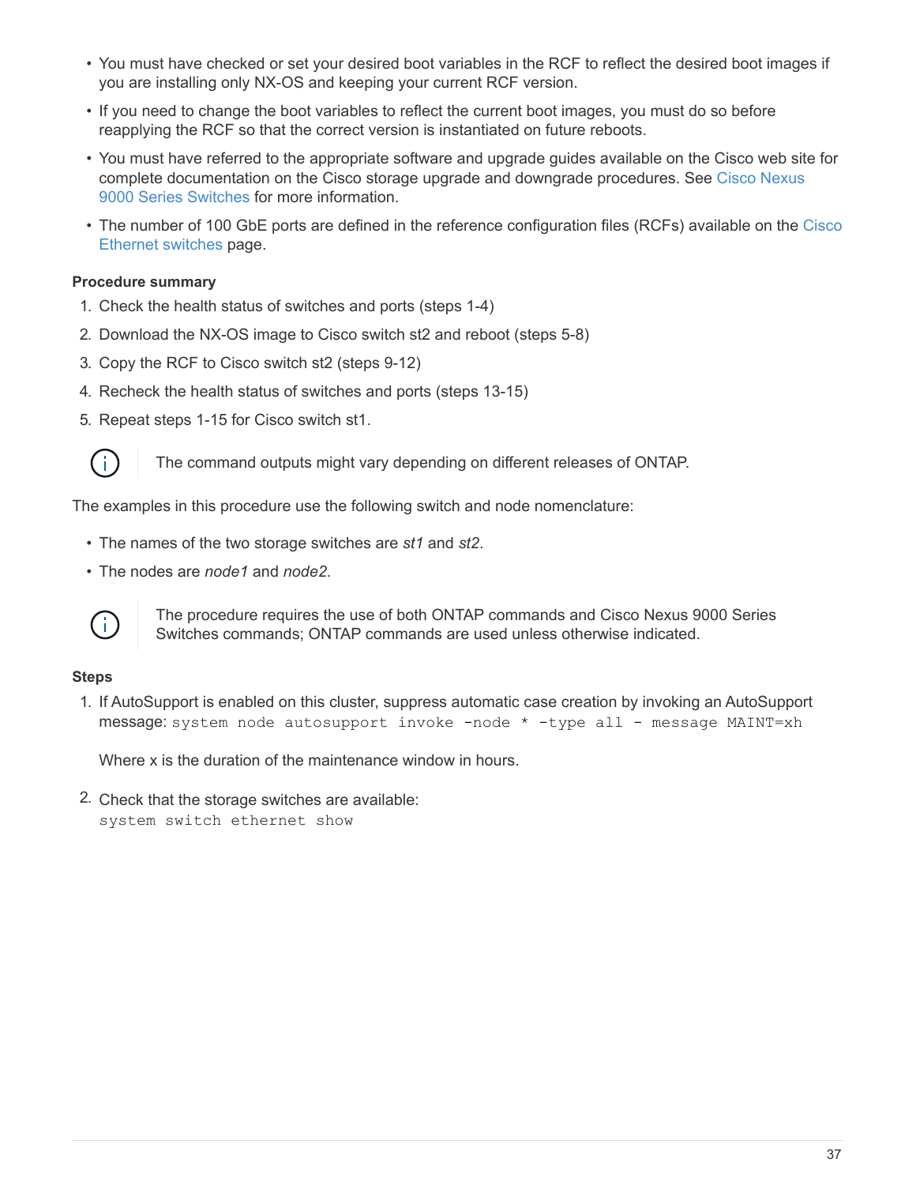- You must have checked or set your desired boot variables in the RCF to reflect the desired boot images if you are installing only NX-OS and keeping your current RCF version.
- If you need to change the boot variables to reflect the current boot images, you must do so before reapplying the RCF so that the correct version is instantiated on future reboots.
- You must have referred to the appropriate software and upgrade guides available on the Cisco web site for complete documentation on the Cisco storage upgrade and downgrade procedures. See Cisco Nexus 9000 Series Switches for more information.
- The number of 100 GbE ports are defined in the reference configuration files (RCFs) available on the Cisco Ethernet switches page.

**Procedure summary**

1. Check the health status of switches and ports (steps 1-4)
2. Download the NX-OS image to Cisco switch st2 and reboot (steps 5-8)
3. Copy the RCF to Cisco switch st2 (steps 9-12)
4. Recheck the health status of switches and ports (steps 13-15)
5. Repeat steps 1-15 for Cisco switch st1.

> The command outputs might vary depending on different releases of ONTAP.

The examples in this procedure use the following switch and node nomenclature:

- The names of the two storage switches are *st1* and *st2*.
- The nodes are *node1* and *node2*.

> The procedure requires the use of both ONTAP commands and Cisco Nexus 9000 Series Switches commands; ONTAP commands are used unless otherwise indicated.

**Steps**

1. If AutoSupport is enabled on this cluster, suppress automatic case creation by invoking an AutoSupport message: `system node autosupport invoke -node * -type all - message MAINT=xh`

   Where x is the duration of the maintenance window in hours.

2. Check that the storage switches are available:
   `system switch ethernet show`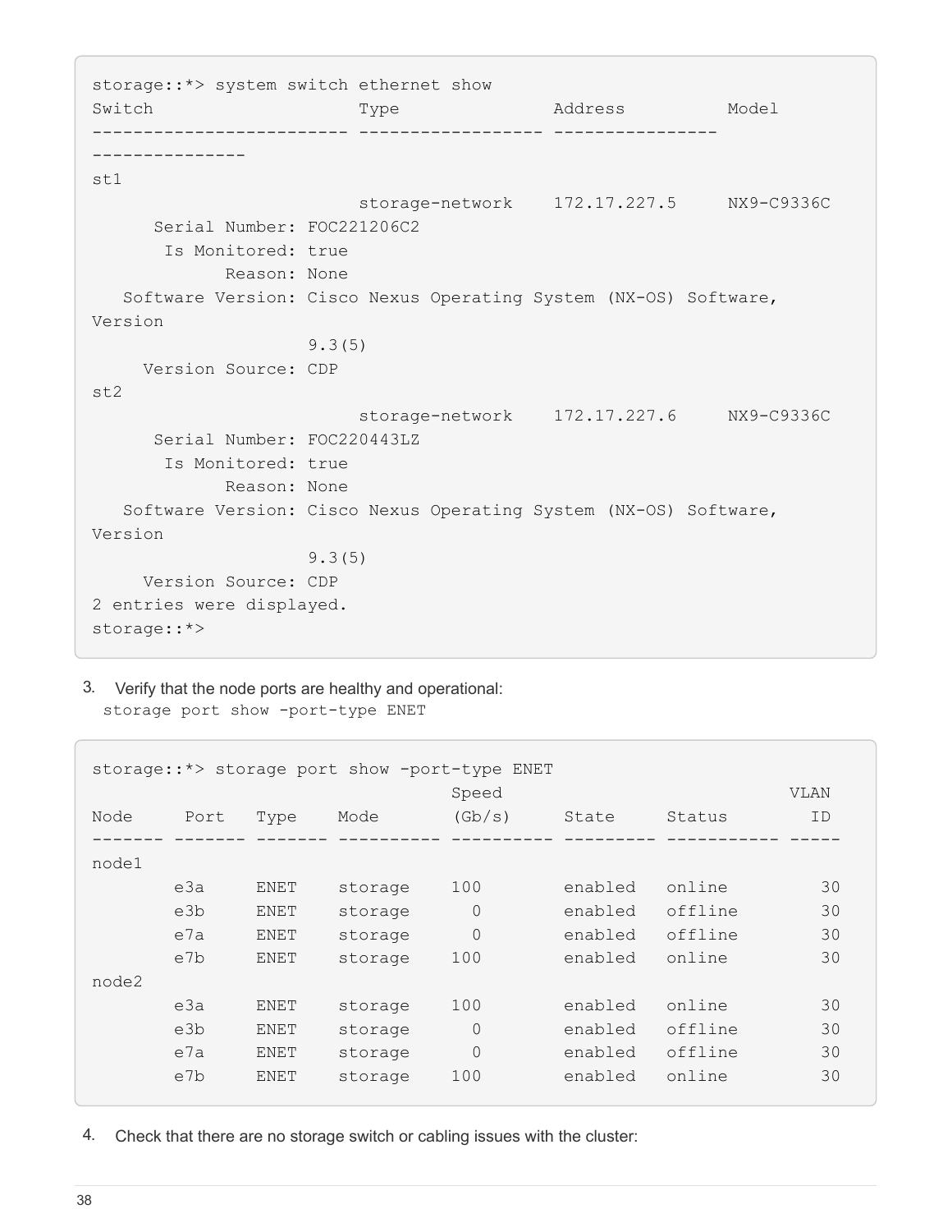```
storage::*> system switch ethernet show
Switch                    Type               Address          Model
------------------------- ------------------ ----------------
---------------
st1
                          storage-network    172.17.227.5     NX9-C9336C
      Serial Number: FOC221206C2
       Is Monitored: true
             Reason: None
   Software Version: Cisco Nexus Operating System (NX-OS) Software,
Version
                     9.3(5)
     Version Source: CDP
st2
                          storage-network    172.17.227.6     NX9-C9336C
      Serial Number: FOC220443LZ
       Is Monitored: true
             Reason: None
   Software Version: Cisco Nexus Operating System (NX-OS) Software,
Version
                     9.3(5)
     Version Source: CDP
2 entries were displayed.
storage::*>
```

3. Verify that the node ports are healthy and operational:
   `storage port show -port-type ENET`

```
storage::*> storage port show -port-type ENET
                                   Speed                              VLAN
Node     Port    Type    Mode       (Gb/s)     State     Status        ID
------- ------- ------- ---------- ---------- --------- ----------- -----
node1
        e3a     ENET    storage    100        enabled   online         30
        e3b     ENET    storage      0        enabled   offline        30
        e7a     ENET    storage      0        enabled   offline        30
        e7b     ENET    storage    100        enabled   online         30
node2
        e3a     ENET    storage    100        enabled   online         30
        e3b     ENET    storage      0        enabled   offline        30
        e7a     ENET    storage      0        enabled   offline        30
        e7b     ENET    storage    100        enabled   online         30
```

4. Check that there are no storage switch or cabling issues with the cluster: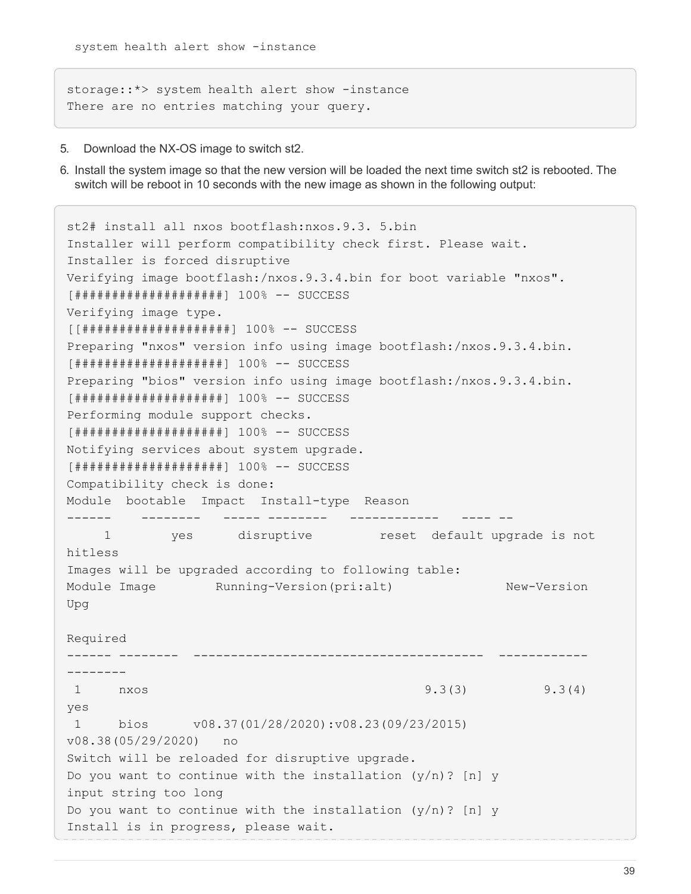system health alert show -instance

```
storage::*> system health alert show -instance
There are no entries matching your query.
```

5. Download the NX-OS image to switch st2.
6. Install the system image so that the new version will be loaded the next time switch st2 is rebooted. The switch will be reboot in 10 seconds with the new image as shown in the following output:

```
st2# install all nxos bootflash:nxos.9.3. 5.bin
Installer will perform compatibility check first. Please wait.
Installer is forced disruptive
Verifying image bootflash:/nxos.9.3.4.bin for boot variable "nxos".
[####################] 100% -- SUCCESS
Verifying image type.
[[####################] 100% -- SUCCESS
Preparing "nxos" version info using image bootflash:/nxos.9.3.4.bin.
[####################] 100% -- SUCCESS
Preparing "bios" version info using image bootflash:/nxos.9.3.4.bin.
[####################] 100% -- SUCCESS
Performing module support checks.
[####################] 100% -- SUCCESS
Notifying services about system upgrade.
[####################] 100% -- SUCCESS
Compatibility check is done:
Module  bootable  Impact  Install-type  Reason
------    --------   ----- --------   ------------   ---- --
     1        yes      disruptive         reset  default upgrade is not
hitless
Images will be upgraded according to following table:
Module Image        Running-Version(pri:alt)              New-Version
Upg

Required
------ --------  --------------------------------------  ------------
--------
 1     nxos                                   9.3(3)          9.3(4)
yes
 1     bios      v08.37(01/28/2020):v08.23(09/23/2015)
v08.38(05/29/2020)   no
Switch will be reloaded for disruptive upgrade.
Do you want to continue with the installation (y/n)? [n] y
input string too long
Do you want to continue with the installation (y/n)? [n] y
Install is in progress, please wait.
```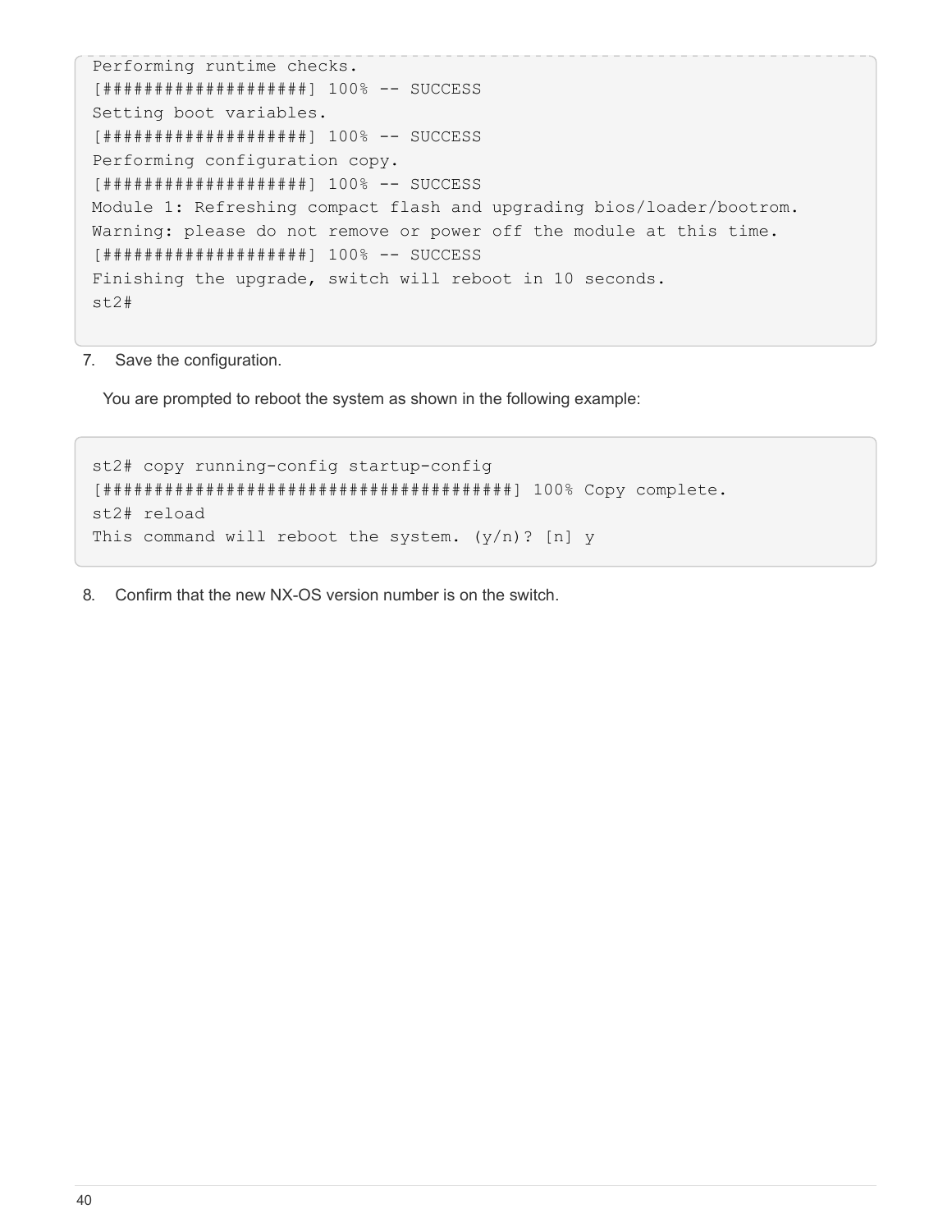```
Performing runtime checks.
[####################] 100% -- SUCCESS
Setting boot variables.
[####################] 100% -- SUCCESS
Performing configuration copy.
[####################] 100% -- SUCCESS
Module 1: Refreshing compact flash and upgrading bios/loader/bootrom.
Warning: please do not remove or power off the module at this time.
[####################] 100% -- SUCCESS
Finishing the upgrade, switch will reboot in 10 seconds.
st2#
```

7. Save the configuration.

   You are prompted to reboot the system as shown in the following example:

```
st2# copy running-config startup-config
[########################################] 100% Copy complete.
st2# reload
This command will reboot the system. (y/n)? [n] y
```

8. Confirm that the new NX-OS version number is on the switch.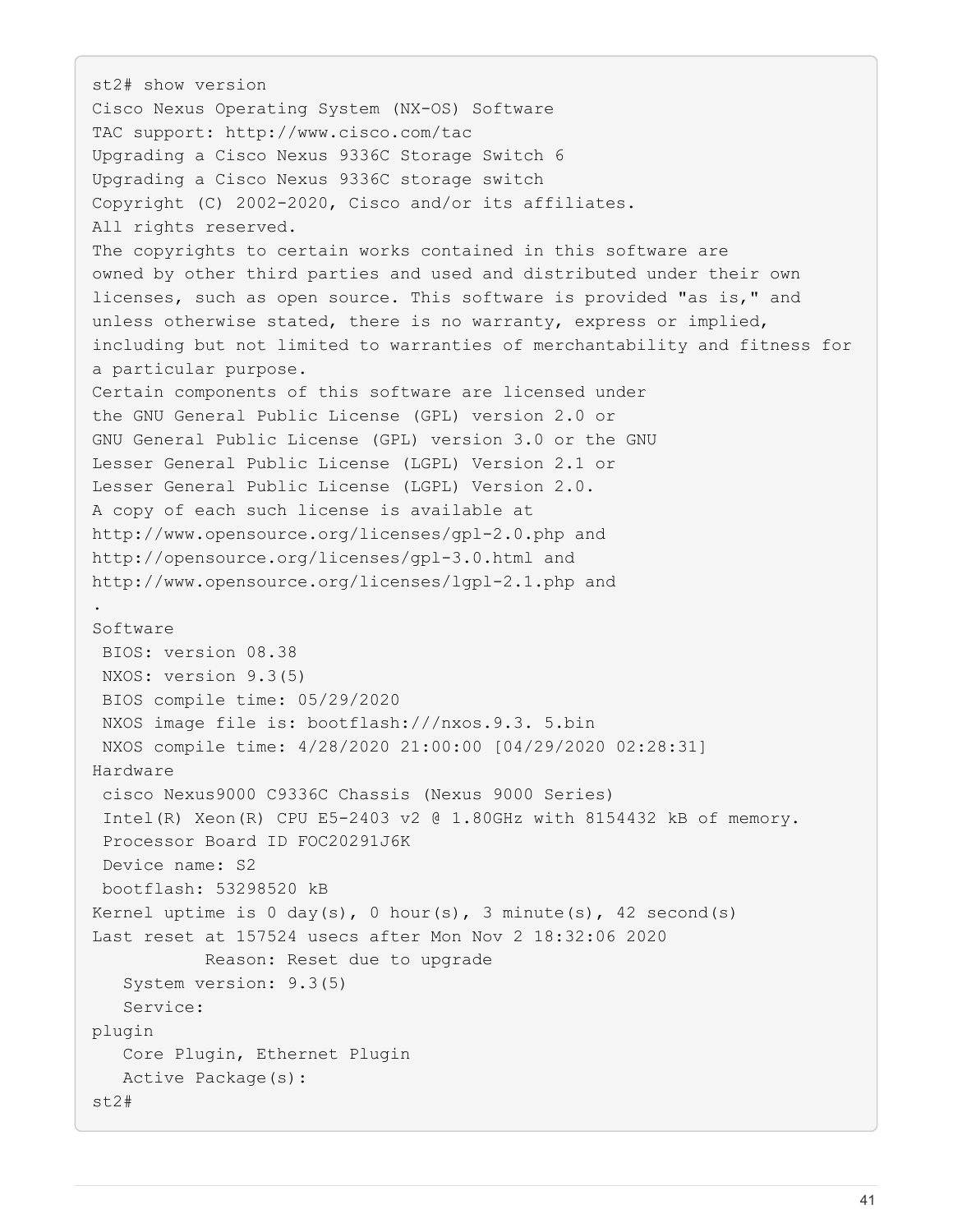```
st2# show version
Cisco Nexus Operating System (NX-OS) Software
TAC support: http://www.cisco.com/tac
Upgrading a Cisco Nexus 9336C Storage Switch 6
Upgrading a Cisco Nexus 9336C storage switch
Copyright (C) 2002-2020, Cisco and/or its affiliates.
All rights reserved.
The copyrights to certain works contained in this software are
owned by other third parties and used and distributed under their own
licenses, such as open source. This software is provided "as is," and
unless otherwise stated, there is no warranty, express or implied,
including but not limited to warranties of merchantability and fitness for
a particular purpose.
Certain components of this software are licensed under
the GNU General Public License (GPL) version 2.0 or
GNU General Public License (GPL) version 3.0 or the GNU
Lesser General Public License (LGPL) Version 2.1 or
Lesser General Public License (LGPL) Version 2.0.
A copy of each such license is available at
http://www.opensource.org/licenses/gpl-2.0.php and
http://opensource.org/licenses/gpl-3.0.html and
http://www.opensource.org/licenses/lgpl-2.1.php and
.
Software
 BIOS: version 08.38
 NXOS: version 9.3(5)
 BIOS compile time: 05/29/2020
 NXOS image file is: bootflash:///nxos.9.3. 5.bin
 NXOS compile time: 4/28/2020 21:00:00 [04/29/2020 02:28:31]
Hardware
 cisco Nexus9000 C9336C Chassis (Nexus 9000 Series)
 Intel(R) Xeon(R) CPU E5-2403 v2 @ 1.80GHz with 8154432 kB of memory.
 Processor Board ID FOC20291J6K
 Device name: S2
 bootflash: 53298520 kB
Kernel uptime is 0 day(s), 0 hour(s), 3 minute(s), 42 second(s)
Last reset at 157524 usecs after Mon Nov 2 18:32:06 2020
           Reason: Reset due to upgrade
   System version: 9.3(5)
   Service:
plugin
   Core Plugin, Ethernet Plugin
   Active Package(s):
st2#
```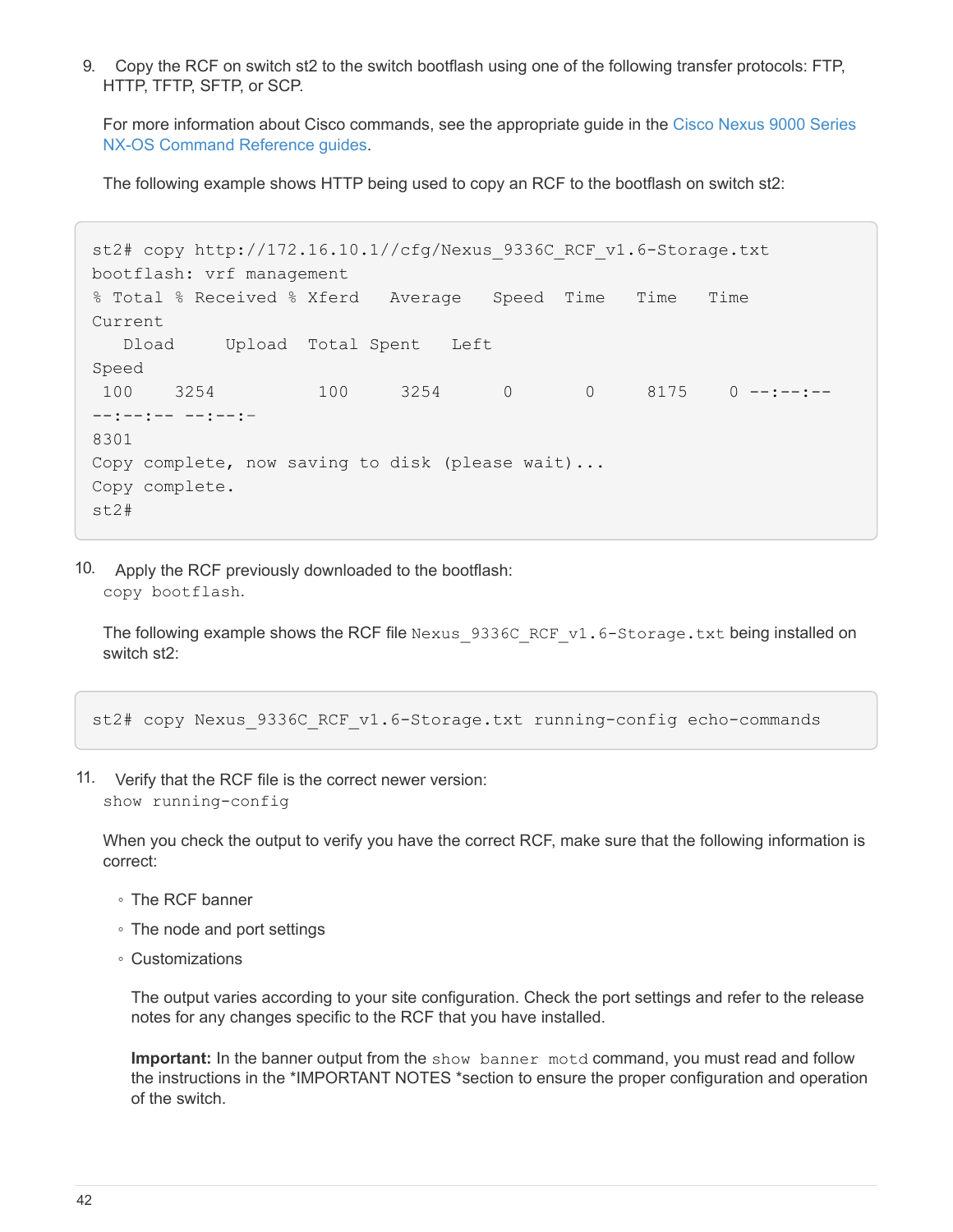9. Copy the RCF on switch st2 to the switch bootflash using one of the following transfer protocols: FTP, HTTP, TFTP, SFTP, or SCP.

   For more information about Cisco commands, see the appropriate guide in the Cisco Nexus 9000 Series NX-OS Command Reference guides.

   The following example shows HTTP being used to copy an RCF to the bootflash on switch st2:

```
st2# copy http://172.16.10.1//cfg/Nexus_9336C_RCF_v1.6-Storage.txt
bootflash: vrf management
% Total % Received % Xferd   Average   Speed  Time    Time    Time
Current
   Dload     Upload  Total Spent   Left
Speed
 100    3254          100     3254      0        0     8175    0 --:--:--
--:--:-- --:--:-
8301
Copy complete, now saving to disk (please wait)...
Copy complete.
st2#
```

10. Apply the RCF previously downloaded to the bootflash:
    `copy bootflash`.

    The following example shows the RCF file `Nexus_9336C_RCF_v1.6-Storage.txt` being installed on switch st2:

```
st2# copy Nexus_9336C_RCF_v1.6-Storage.txt running-config echo-commands
```

11. Verify that the RCF file is the correct newer version:
    `show running-config`

    When you check the output to verify you have the correct RCF, make sure that the following information is correct:

    - The RCF banner
    - The node and port settings
    - Customizations

      The output varies according to your site configuration. Check the port settings and refer to the release notes for any changes specific to the RCF that you have installed.

      **Important:** In the banner output from the `show banner motd` command, you must read and follow the instructions in the *IMPORTANT NOTES *section to ensure the proper configuration and operation of the switch.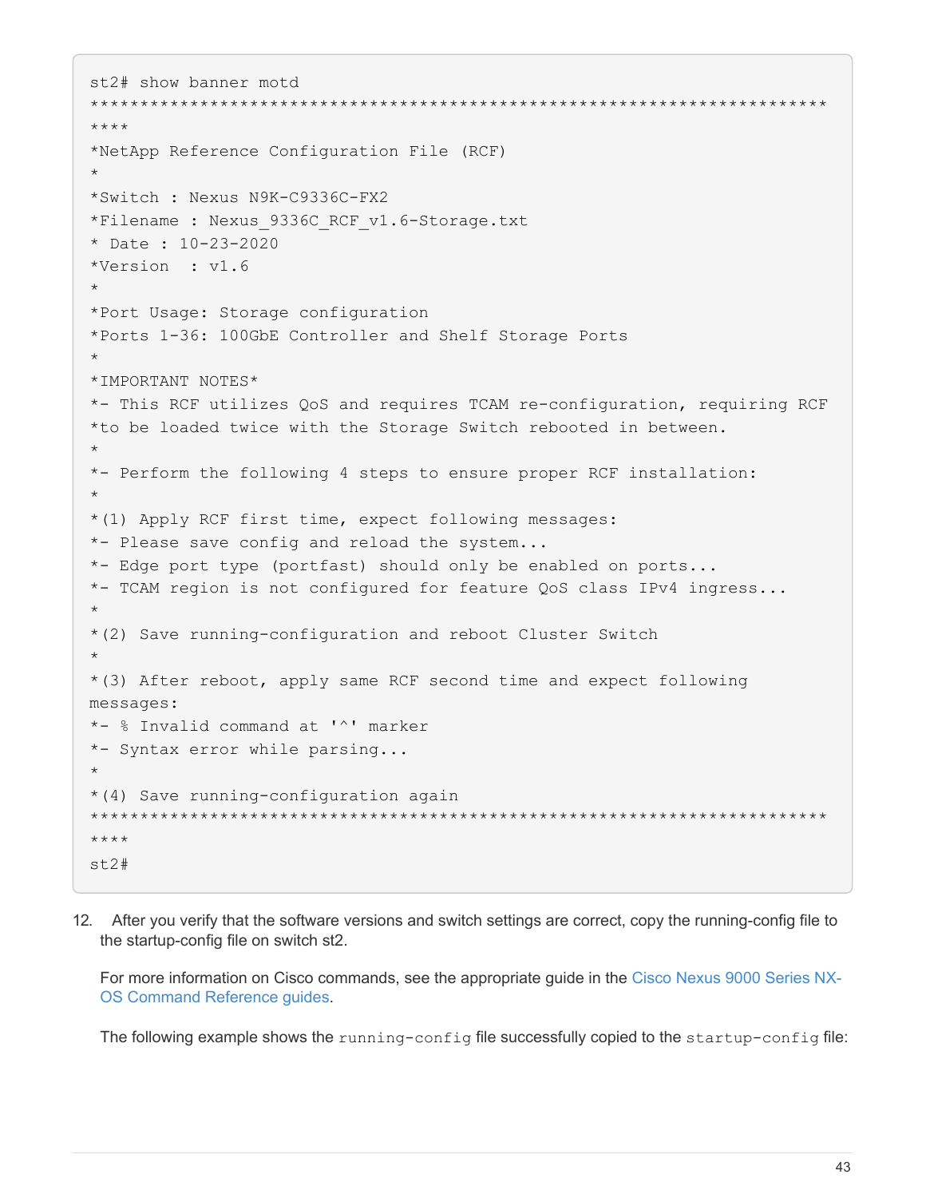```
st2# show banner motd
****************************************************************************
****
*NetApp Reference Configuration File (RCF)
*
*Switch : Nexus N9K-C9336C-FX2
*Filename : Nexus_9336C_RCF_v1.6-Storage.txt
* Date : 10-23-2020
*Version  : v1.6
*
*Port Usage: Storage configuration
*Ports 1-36: 100GbE Controller and Shelf Storage Ports
*
*IMPORTANT NOTES*
*- This RCF utilizes QoS and requires TCAM re-configuration, requiring RCF
*to be loaded twice with the Storage Switch rebooted in between.
*
*- Perform the following 4 steps to ensure proper RCF installation:
*
*(1) Apply RCF first time, expect following messages:
*- Please save config and reload the system...
*- Edge port type (portfast) should only be enabled on ports...
*- TCAM region is not configured for feature QoS class IPv4 ingress...
*
*(2) Save running-configuration and reboot Cluster Switch
*
*(3) After reboot, apply same RCF second time and expect following
messages:
*- % Invalid command at '^' marker
*- Syntax error while parsing...
*
*(4) Save running-configuration again
****************************************************************************
****
st2#
```

12. After you verify that the software versions and switch settings are correct, copy the running-config file to the startup-config file on switch st2.

    For more information on Cisco commands, see the appropriate guide in the Cisco Nexus 9000 Series NX-OS Command Reference guides.

    The following example shows the `running-config` file successfully copied to the `startup-config` file: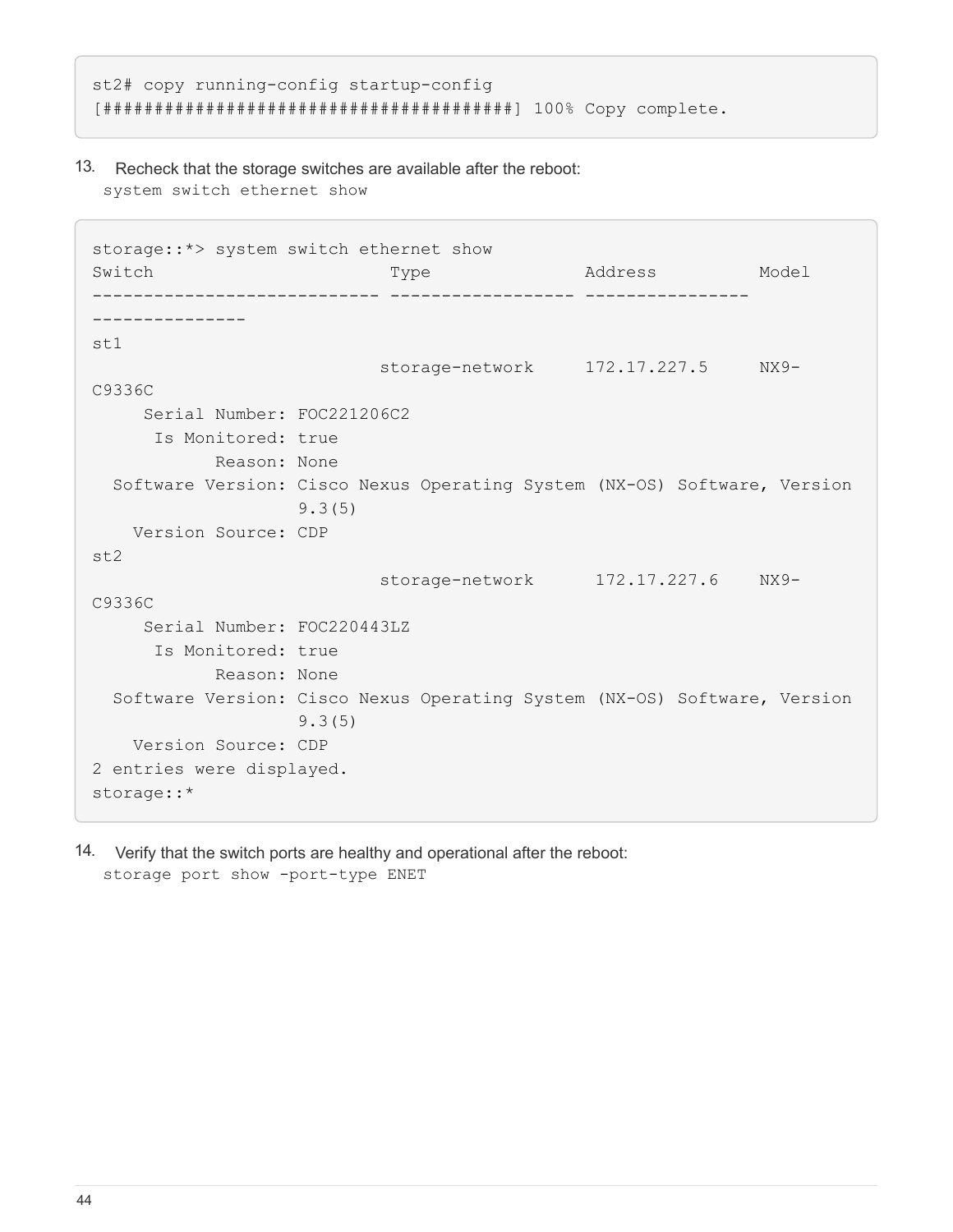```
st2# copy running-config startup-config
[########################################] 100% Copy complete.
```

13. Recheck that the storage switches are available after the reboot:
    `system switch ethernet show`

```
storage::*> system switch ethernet show
Switch                      Type               Address          Model
--------------------------- ------------------ ----------------
---------------
st1
                          storage-network     172.17.227.5     NX9-
C9336C
     Serial Number: FOC221206C2
      Is Monitored: true
            Reason: None
  Software Version: Cisco Nexus Operating System (NX-OS) Software, Version
                    9.3(5)
    Version Source: CDP
st2
                          storage-network      172.17.227.6    NX9-
C9336C
     Serial Number: FOC220443LZ
      Is Monitored: true
            Reason: None
  Software Version: Cisco Nexus Operating System (NX-OS) Software, Version
                    9.3(5)
    Version Source: CDP
2 entries were displayed.
storage::*
```

14. Verify that the switch ports are healthy and operational after the reboot:
    `storage port show -port-type ENET`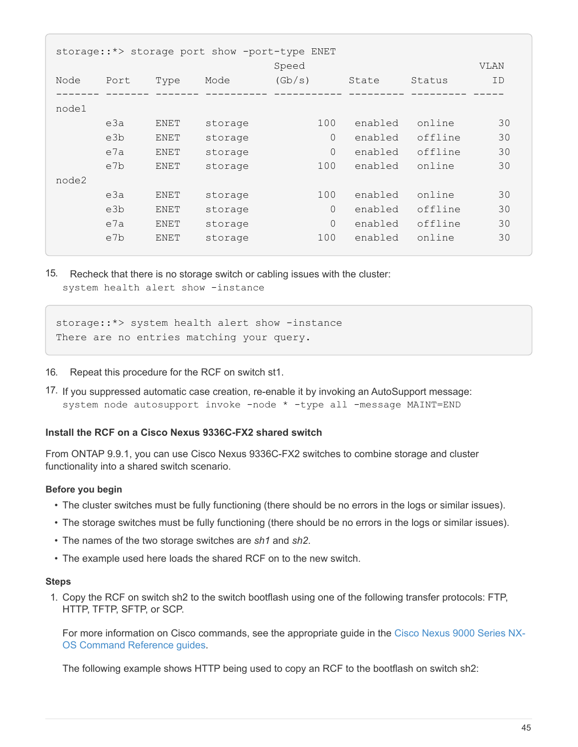```
storage::*> storage port show -port-type ENET
                                     Speed                          VLAN
Node    Port    Type    Mode         (Gb/s)      State     Status     ID
------- ------- ------- ---------- ----------- --------- --------- -----
node1
        e3a     ENET    storage         100    enabled   online       30
        e3b     ENET    storage           0    enabled   offline      30
        e7a     ENET    storage           0    enabled   offline      30
        e7b     ENET    storage         100    enabled   online       30
node2
        e3a     ENET    storage         100    enabled   online       30
        e3b     ENET    storage           0    enabled   offline      30
        e7a     ENET    storage           0    enabled   offline      30
        e7b     ENET    storage         100    enabled   online       30
```

15. Recheck that there is no storage switch or cabling issues with the cluster:
    `system health alert show -instance`

```
storage::*> system health alert show -instance
There are no entries matching your query.
```

16. Repeat this procedure for the RCF on switch st1.
17. If you suppressed automatic case creation, re-enable it by invoking an AutoSupport message:
    `system node autosupport invoke -node * -type all -message MAINT=END`

#### Install the RCF on a Cisco Nexus 9336C-FX2 shared switch

From ONTAP 9.9.1, you can use Cisco Nexus 9336C-FX2 switches to combine storage and cluster functionality into a shared switch scenario.

##### Before you begin

- The cluster switches must be fully functioning (there should be no errors in the logs or similar issues).
- The storage switches must be fully functioning (there should be no errors in the logs or similar issues).
- The names of the two storage switches are *sh1* and *sh2*.
- The example used here loads the shared RCF on to the new switch.

##### Steps

1. Copy the RCF on switch sh2 to the switch bootflash using one of the following transfer protocols: FTP, HTTP, TFTP, SFTP, or SCP.

   For more information on Cisco commands, see the appropriate guide in the Cisco Nexus 9000 Series NX-OS Command Reference guides.

   The following example shows HTTP being used to copy an RCF to the bootflash on switch sh2: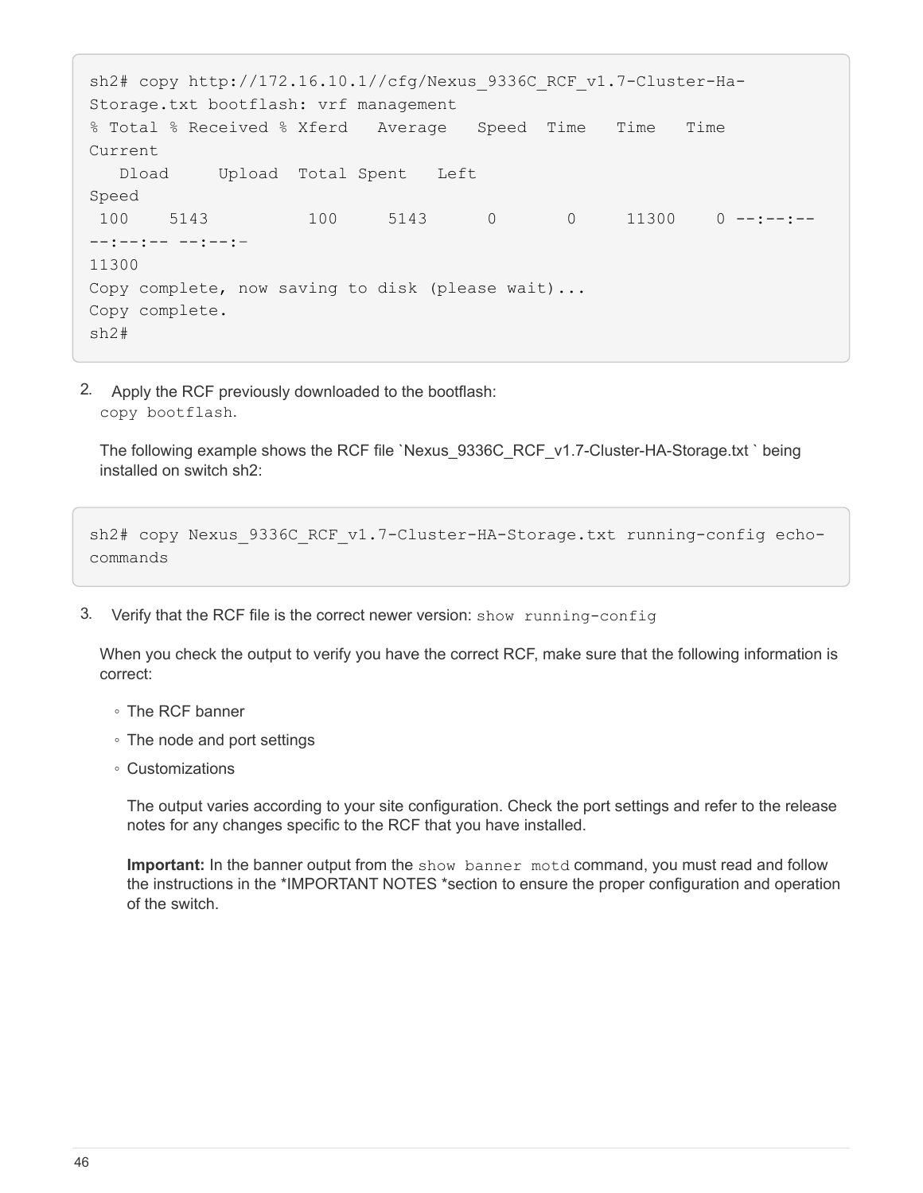```
sh2# copy http://172.16.10.1//cfg/Nexus_9336C_RCF_v1.7-Cluster-Ha-
Storage.txt bootflash: vrf management
% Total % Received % Xferd   Average   Speed  Time   Time   Time
Current
   Dload     Upload  Total Spent   Left
Speed
 100    5143          100     5143      0       0     11300    0 --:--:--
--:--:-- --:--:-
11300
Copy complete, now saving to disk (please wait)...
Copy complete.
sh2#
```

2. Apply the RCF previously downloaded to the bootflash:
   `copy bootflash`.

   The following example shows the RCF file `Nexus_9336C_RCF_v1.7-Cluster-HA-Storage.txt ` being installed on switch sh2:

```
sh2# copy Nexus_9336C_RCF_v1.7-Cluster-HA-Storage.txt running-config echo-
commands
```

3. Verify that the RCF file is the correct newer version: `show running-config`

   When you check the output to verify you have the correct RCF, make sure that the following information is correct:

   - The RCF banner
   - The node and port settings
   - Customizations

     The output varies according to your site configuration. Check the port settings and refer to the release notes for any changes specific to the RCF that you have installed.

     **Important:** In the banner output from the `show banner motd` command, you must read and follow the instructions in the *IMPORTANT NOTES *section to ensure the proper configuration and operation of the switch.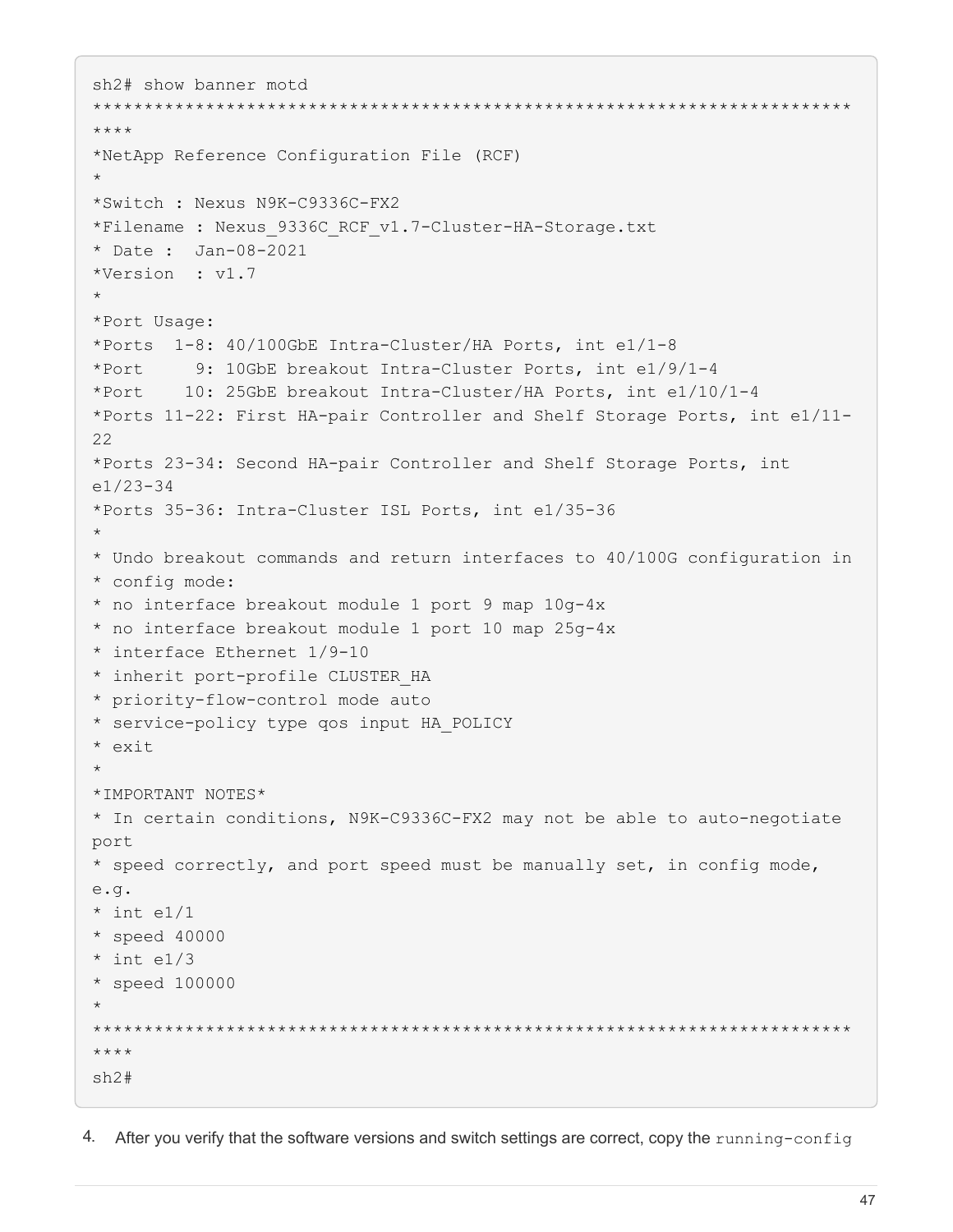```
sh2# show banner motd
**********************************************************************
****
*NetApp Reference Configuration File (RCF)
*
*Switch : Nexus N9K-C9336C-FX2
*Filename : Nexus_9336C_RCF_v1.7-Cluster-HA-Storage.txt
* Date :  Jan-08-2021
*Version  : v1.7
*
*Port Usage:
*Ports  1-8: 40/100GbE Intra-Cluster/HA Ports, int e1/1-8
*Port     9: 10GbE breakout Intra-Cluster Ports, int e1/9/1-4
*Port    10: 25GbE breakout Intra-Cluster/HA Ports, int e1/10/1-4
*Ports 11-22: First HA-pair Controller and Shelf Storage Ports, int e1/11-
22
*Ports 23-34: Second HA-pair Controller and Shelf Storage Ports, int
e1/23-34
*Ports 35-36: Intra-Cluster ISL Ports, int e1/35-36
*
* Undo breakout commands and return interfaces to 40/100G configuration in
* config mode:
* no interface breakout module 1 port 9 map 10g-4x
* no interface breakout module 1 port 10 map 25g-4x
* interface Ethernet 1/9-10
* inherit port-profile CLUSTER_HA
* priority-flow-control mode auto
* service-policy type qos input HA_POLICY
* exit
*
*IMPORTANT NOTES*
* In certain conditions, N9K-C9336C-FX2 may not be able to auto-negotiate
port
* speed correctly, and port speed must be manually set, in config mode,
e.g.
* int e1/1
* speed 40000
* int e1/3
* speed 100000
*
**********************************************************************
****
sh2#
```

4. After you verify that the software versions and switch settings are correct, copy the `running-config`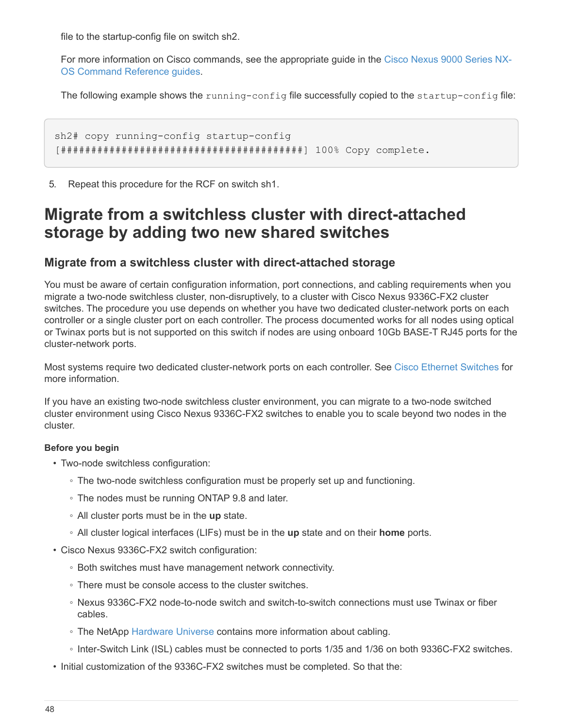file to the startup-config file on switch sh2.

For more information on Cisco commands, see the appropriate guide in the Cisco Nexus 9000 Series NX-OS Command Reference guides.

The following example shows the `running-config` file successfully copied to the `startup-config` file:

```
sh2# copy running-config startup-config
[########################################] 100% Copy complete.
```

5. Repeat this procedure for the RCF on switch sh1.

# Migrate from a switchless cluster with direct-attached storage by adding two new shared switches

## Migrate from a switchless cluster with direct-attached storage

You must be aware of certain configuration information, port connections, and cabling requirements when you migrate a two-node switchless cluster, non-disruptively, to a cluster with Cisco Nexus 9336C-FX2 cluster switches. The procedure you use depends on whether you have two dedicated cluster-network ports on each controller or a single cluster port on each controller. The process documented works for all nodes using optical or Twinax ports but is not supported on this switch if nodes are using onboard 10Gb BASE-T RJ45 ports for the cluster-network ports.

Most systems require two dedicated cluster-network ports on each controller. See Cisco Ethernet Switches for more information.

If you have an existing two-node switchless cluster environment, you can migrate to a two-node switched cluster environment using Cisco Nexus 9336C-FX2 switches to enable you to scale beyond two nodes in the cluster.

#### Before you begin

- Two-node switchless configuration:
  - The two-node switchless configuration must be properly set up and functioning.
  - The nodes must be running ONTAP 9.8 and later.
  - All cluster ports must be in the **up** state.
  - All cluster logical interfaces (LIFs) must be in the **up** state and on their **home** ports.
- Cisco Nexus 9336C-FX2 switch configuration:
  - Both switches must have management network connectivity.
  - There must be console access to the cluster switches.
  - Nexus 9336C-FX2 node-to-node switch and switch-to-switch connections must use Twinax or fiber cables.
  - The NetApp Hardware Universe contains more information about cabling.
  - Inter-Switch Link (ISL) cables must be connected to ports 1/35 and 1/36 on both 9336C-FX2 switches.
- Initial customization of the 9336C-FX2 switches must be completed. So that the: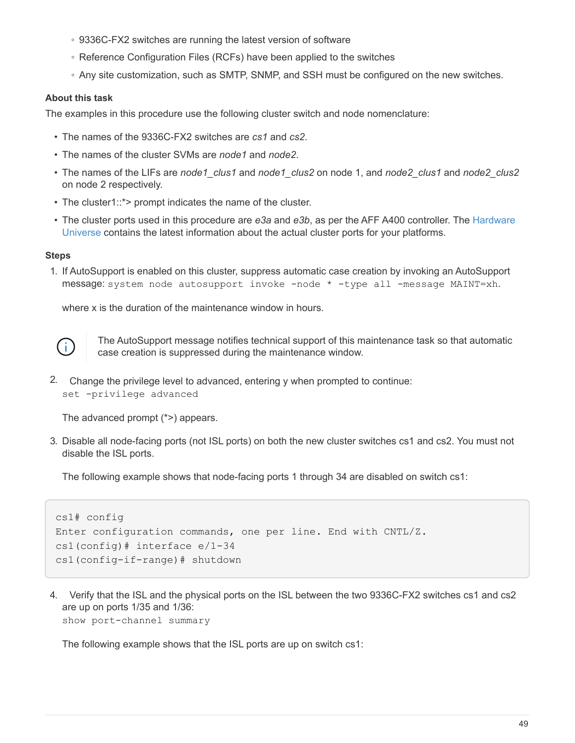- 9336C-FX2 switches are running the latest version of software
- Reference Configuration Files (RCFs) have been applied to the switches
- Any site customization, such as SMTP, SNMP, and SSH must be configured on the new switches.

**About this task**

The examples in this procedure use the following cluster switch and node nomenclature:

- The names of the 9336C-FX2 switches are *cs1* and *cs2*.
- The names of the cluster SVMs are *node1* and *node2*.
- The names of the LIFs are *node1_clus1* and *node1_clus2* on node 1, and *node2_clus1* and *node2_clus2* on node 2 respectively.
- The cluster1::*> prompt indicates the name of the cluster.
- The cluster ports used in this procedure are *e3a* and *e3b*, as per the AFF A400 controller. The Hardware Universe contains the latest information about the actual cluster ports for your platforms.

**Steps**

1. If AutoSupport is enabled on this cluster, suppress automatic case creation by invoking an AutoSupport message: `system node autosupport invoke -node * -type all -message MAINT=xh`.

   where x is the duration of the maintenance window in hours.

   > The AutoSupport message notifies technical support of this maintenance task so that automatic case creation is suppressed during the maintenance window.

2. Change the privilege level to advanced, entering y when prompted to continue:
   `set -privilege advanced`

   The advanced prompt (*>) appears.

3. Disable all node-facing ports (not ISL ports) on both the new cluster switches cs1 and cs2. You must not disable the ISL ports.

   The following example shows that node-facing ports 1 through 34 are disabled on switch cs1:

```
cs1# config
Enter configuration commands, one per line. End with CNTL/Z.
cs1(config)# interface e/1-34
cs1(config-if-range)# shutdown
```

4. Verify that the ISL and the physical ports on the ISL between the two 9336C-FX2 switches cs1 and cs2 are up on ports 1/35 and 1/36:
   `show port-channel summary`

   The following example shows that the ISL ports are up on switch cs1: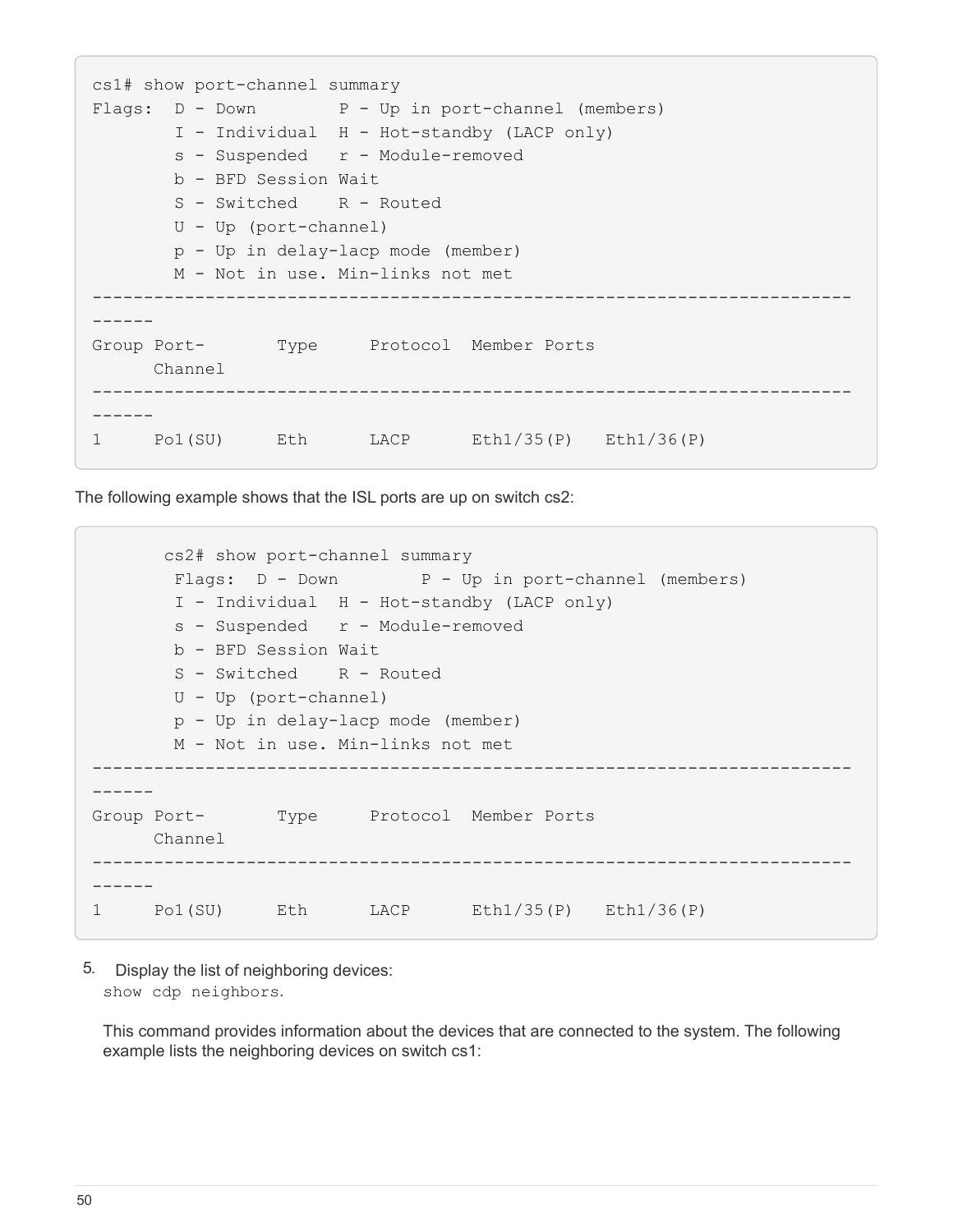```
cs1# show port-channel summary
Flags:  D - Down        P - Up in port-channel (members)
        I - Individual  H - Hot-standby (LACP only)
        s - Suspended   r - Module-removed
        b - BFD Session Wait
        S - Switched    R - Routed
        U - Up (port-channel)
        p - Up in delay-lacp mode (member)
        M - Not in use. Min-links not met
--------------------------------------------------------------------------
------
Group Port-       Type     Protocol  Member Ports
      Channel
--------------------------------------------------------------------------
------
1     Po1(SU)     Eth      LACP      Eth1/35(P)   Eth1/36(P)
```

The following example shows that the ISL ports are up on switch cs2:

```
       cs2# show port-channel summary
        Flags:  D - Down        P - Up in port-channel (members)
        I - Individual  H - Hot-standby (LACP only)
        s - Suspended   r - Module-removed
        b - BFD Session Wait
        S - Switched    R - Routed
        U - Up (port-channel)
        p - Up in delay-lacp mode (member)
        M - Not in use. Min-links not met
--------------------------------------------------------------------------
------
Group Port-       Type     Protocol  Member Ports
      Channel
--------------------------------------------------------------------------
------
1     Po1(SU)     Eth      LACP      Eth1/35(P)   Eth1/36(P)
```

5. Display the list of neighboring devices:
   `show cdp neighbors`.

   This command provides information about the devices that are connected to the system. The following example lists the neighboring devices on switch cs1: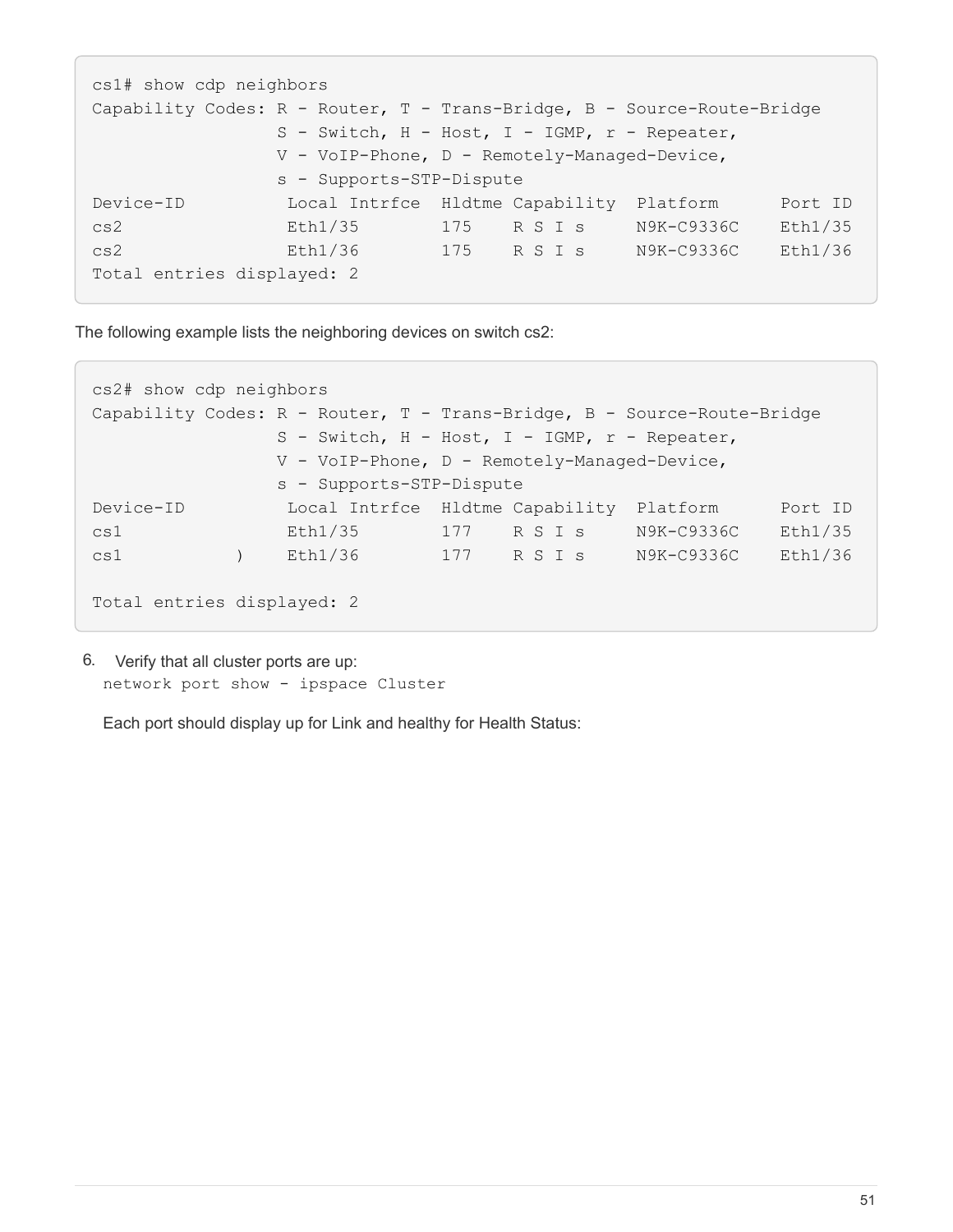```
cs1# show cdp neighbors
Capability Codes: R - Router, T - Trans-Bridge, B - Source-Route-Bridge
                  S - Switch, H - Host, I - IGMP, r - Repeater,
                  V - VoIP-Phone, D - Remotely-Managed-Device,
                  s - Supports-STP-Dispute
Device-ID          Local Intrfce  Hldtme Capability  Platform      Port ID
cs2                Eth1/35        175    R S I s     N9K-C9336C    Eth1/35
cs2                Eth1/36        175    R S I s     N9K-C9336C    Eth1/36
Total entries displayed: 2
```

The following example lists the neighboring devices on switch cs2:

```
cs2# show cdp neighbors
Capability Codes: R - Router, T - Trans-Bridge, B - Source-Route-Bridge
                  S - Switch, H - Host, I - IGMP, r - Repeater,
                  V - VoIP-Phone, D - Remotely-Managed-Device,
                  s - Supports-STP-Dispute
Device-ID          Local Intrfce  Hldtme Capability  Platform      Port ID
cs1                Eth1/35        177    R S I s     N9K-C9336C    Eth1/35
cs1          )     Eth1/36        177    R S I s     N9K-C9336C    Eth1/36

Total entries displayed: 2
```

6. Verify that all cluster ports are up:
   `network port show - ipspace Cluster`

   Each port should display up for Link and healthy for Health Status: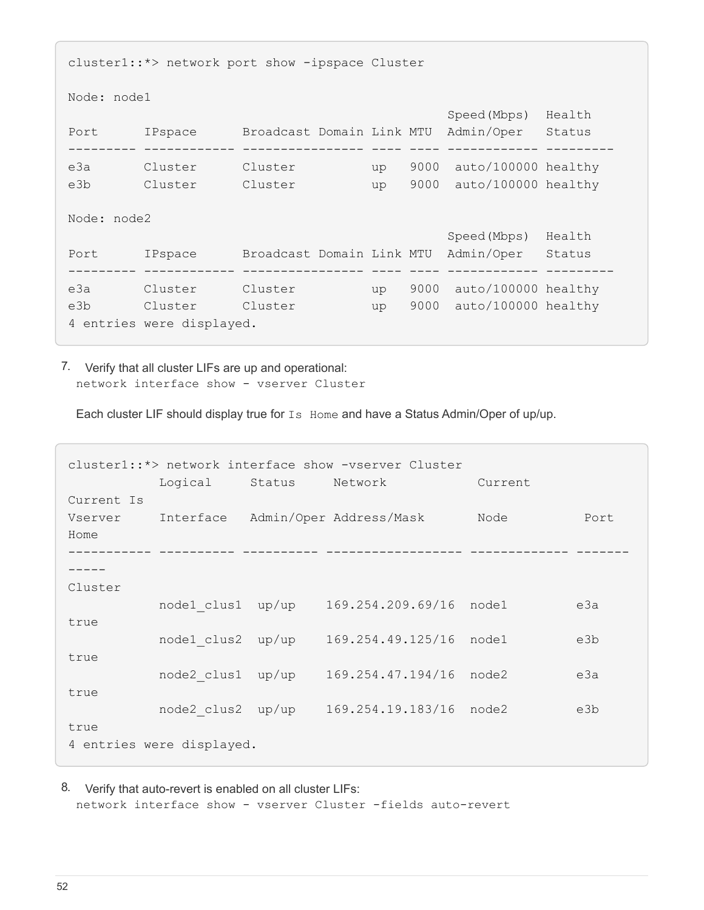```
cluster1::*> network port show -ipspace Cluster

Node: node1
                                                   Speed(Mbps)  Health
Port      IPspace      Broadcast Domain Link MTU  Admin/Oper   Status
--------- ------------ ---------------- ---- ---- ------------ ---------
e3a       Cluster      Cluster          up   9000  auto/100000 healthy
e3b       Cluster      Cluster          up   9000  auto/100000 healthy

Node: node2
                                                   Speed(Mbps)  Health
Port      IPspace      Broadcast Domain Link MTU  Admin/Oper   Status
--------- ------------ ---------------- ---- ---- ------------ ---------
e3a       Cluster      Cluster          up   9000  auto/100000 healthy
e3b       Cluster      Cluster          up   9000  auto/100000 healthy
4 entries were displayed.
```

7. Verify that all cluster LIFs are up and operational:
   `network interface show - vserver Cluster`

   Each cluster LIF should display true for `Is Home` and have a Status Admin/Oper of up/up.

```
cluster1::*> network interface show -vserver Cluster
            Logical     Status     Network            Current
Current Is
Vserver     Interface   Admin/Oper Address/Mask       Node          Port
Home
----------- ---------- ---------- ------------------ ------------- -------
-----
Cluster
            node1_clus1  up/up    169.254.209.69/16  node1         e3a
true
            node1_clus2  up/up    169.254.49.125/16  node1         e3b
true
            node2_clus1  up/up    169.254.47.194/16  node2         e3a
true
            node2_clus2  up/up    169.254.19.183/16  node2         e3b
true
4 entries were displayed.
```

8. Verify that auto-revert is enabled on all cluster LIFs:
   `network interface show - vserver Cluster -fields auto-revert`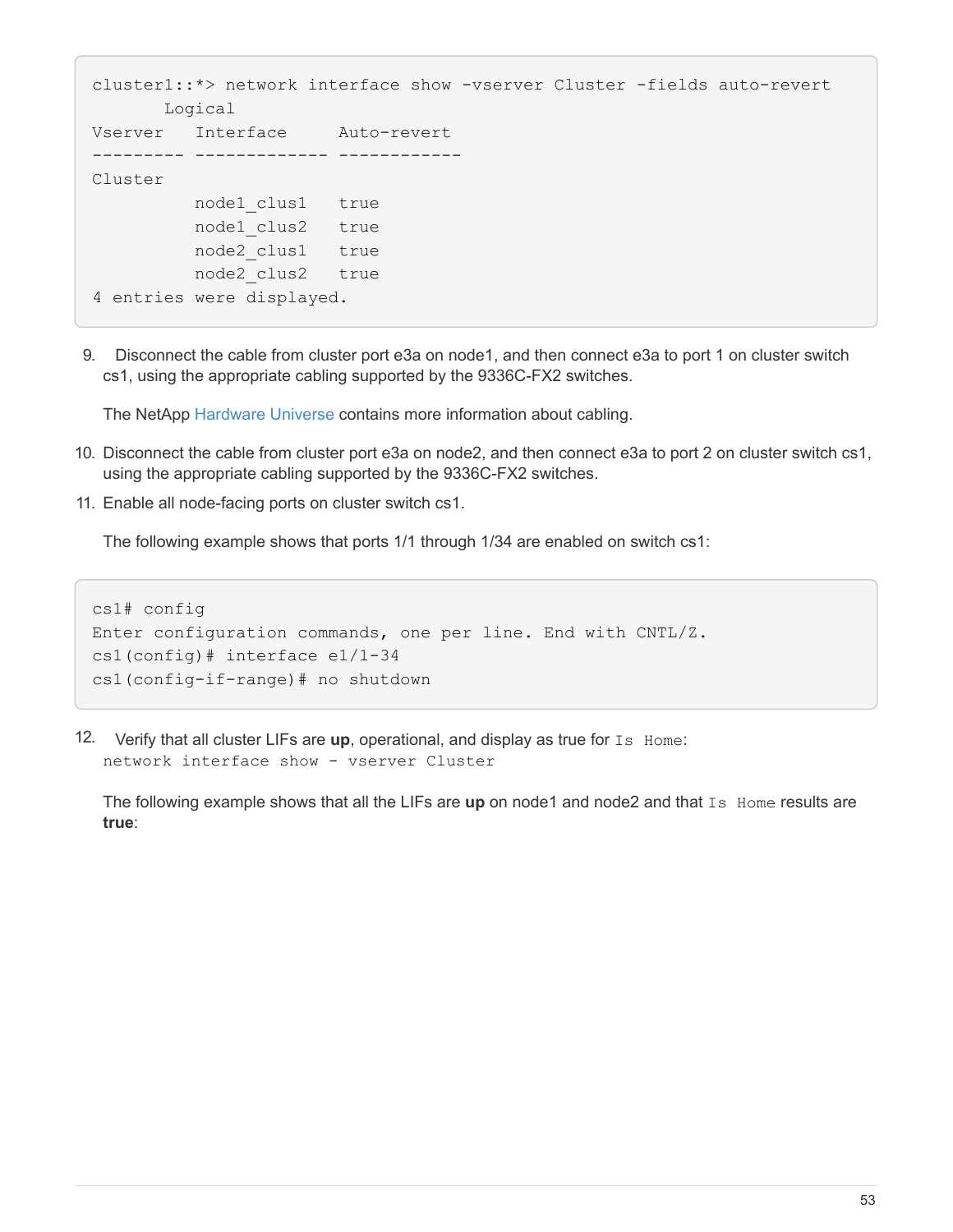```
cluster1::*> network interface show -vserver Cluster -fields auto-revert
       Logical
Vserver   Interface     Auto-revert
--------- ------------- ------------
Cluster
          node1_clus1   true
          node1_clus2   true
          node2_clus1   true
          node2_clus2   true
4 entries were displayed.
```

9. Disconnect the cable from cluster port e3a on node1, and then connect e3a to port 1 on cluster switch cs1, using the appropriate cabling supported by the 9336C-FX2 switches.

   The NetApp Hardware Universe contains more information about cabling.

10. Disconnect the cable from cluster port e3a on node2, and then connect e3a to port 2 on cluster switch cs1, using the appropriate cabling supported by the 9336C-FX2 switches.
11. Enable all node-facing ports on cluster switch cs1.

    The following example shows that ports 1/1 through 1/34 are enabled on switch cs1:

```
cs1# config
Enter configuration commands, one per line. End with CNTL/Z.
cs1(config)# interface e1/1-34
cs1(config-if-range)# no shutdown
```

12. Verify that all cluster LIFs are **up**, operational, and display as true for `Is Home`:
    `network interface show - vserver Cluster`

    The following example shows that all the LIFs are **up** on node1 and node2 and that `Is Home` results are **true**: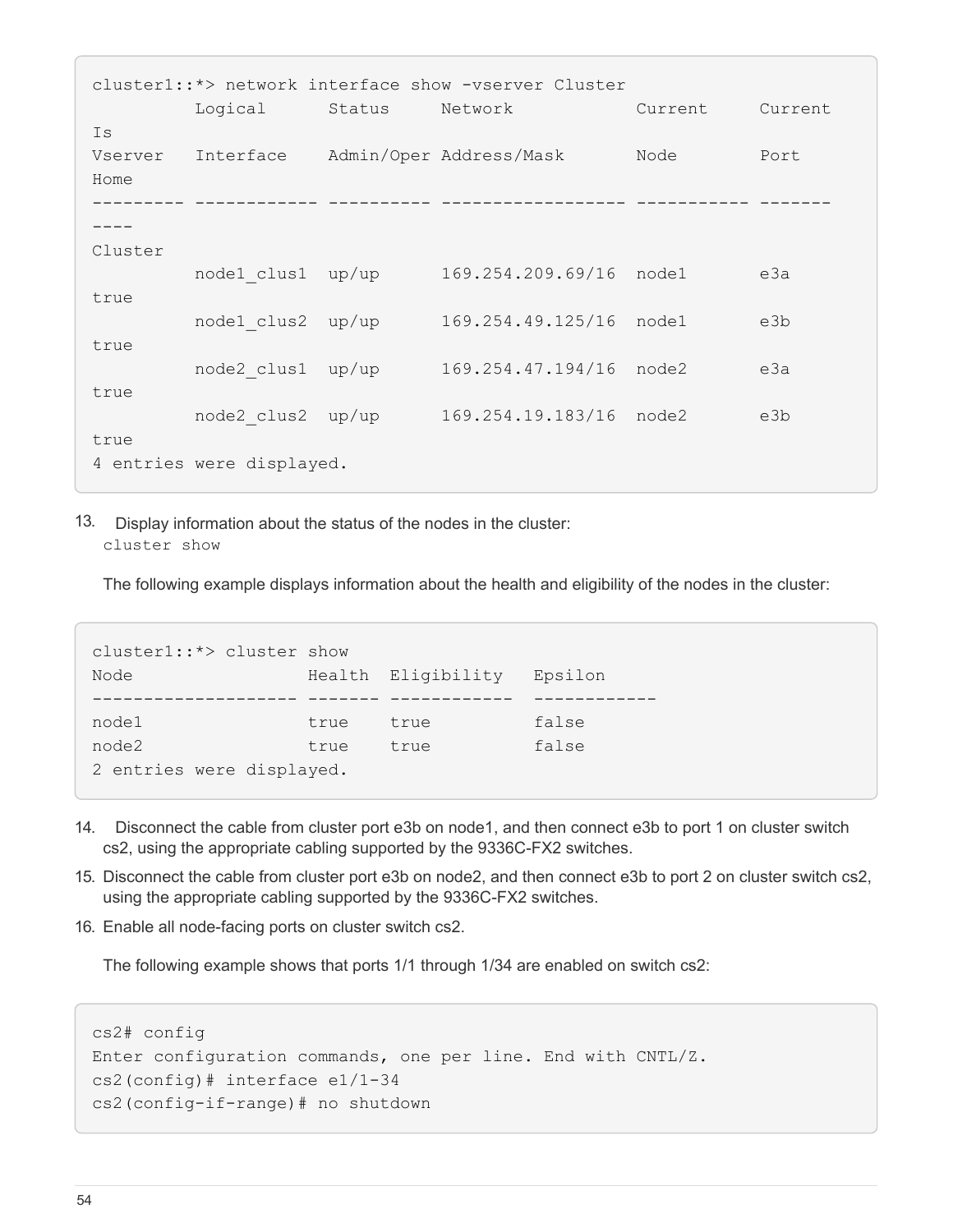```
cluster1::*> network interface show -vserver Cluster
          Logical      Status     Network            Current     Current
Is
Vserver   Interface    Admin/Oper Address/Mask       Node        Port
Home
--------- ------------ ---------- ------------------ ----------- -------
----
Cluster
          node1_clus1  up/up      169.254.209.69/16  node1       e3a
true
          node1_clus2  up/up      169.254.49.125/16  node1       e3b
true
          node2_clus1  up/up      169.254.47.194/16  node2       e3a
true
          node2_clus2  up/up      169.254.19.183/16  node2       e3b
true
4 entries were displayed.
```

13. Display information about the status of the nodes in the cluster:
    `cluster show`

    The following example displays information about the health and eligibility of the nodes in the cluster:

```
cluster1::*> cluster show
Node                 Health  Eligibility   Epsilon
-------------------- ------- ------------  ------------
node1                true    true          false
node2                true    true          false
2 entries were displayed.
```

14. Disconnect the cable from cluster port e3b on node1, and then connect e3b to port 1 on cluster switch cs2, using the appropriate cabling supported by the 9336C-FX2 switches.
15. Disconnect the cable from cluster port e3b on node2, and then connect e3b to port 2 on cluster switch cs2, using the appropriate cabling supported by the 9336C-FX2 switches.
16. Enable all node-facing ports on cluster switch cs2.

    The following example shows that ports 1/1 through 1/34 are enabled on switch cs2:

```
cs2# config
Enter configuration commands, one per line. End with CNTL/Z.
cs2(config)# interface e1/1-34
cs2(config-if-range)# no shutdown
```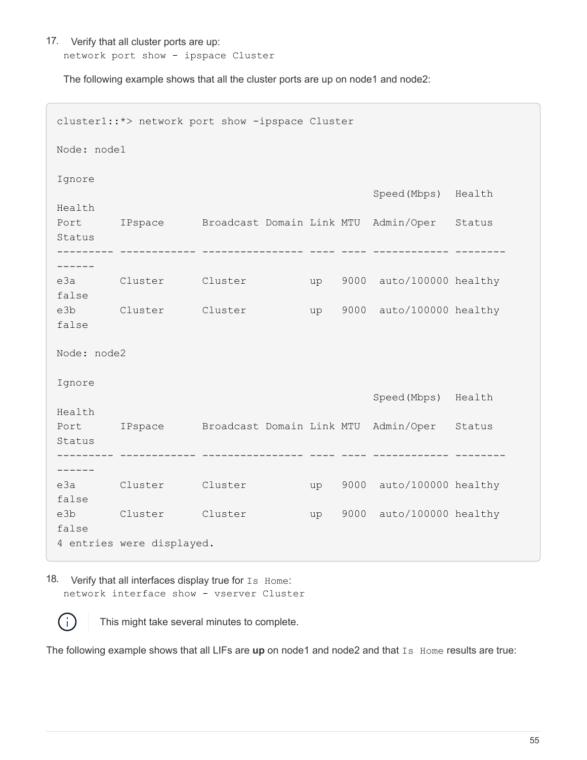17. Verify that all cluster ports are up:
    `network port show - ipspace Cluster`

    The following example shows that all the cluster ports are up on node1 and node2:

```
cluster1::*> network port show -ipspace Cluster

Node: node1

Ignore
                                                  Speed(Mbps)  Health
Health
Port      IPspace      Broadcast Domain Link MTU  Admin/Oper   Status
Status
--------- ------------ ---------------- ---- ---- ------------ --------
------
e3a       Cluster      Cluster          up   9000  auto/100000 healthy
false
e3b       Cluster      Cluster          up   9000  auto/100000 healthy
false

Node: node2

Ignore
                                                  Speed(Mbps)  Health
Health
Port      IPspace      Broadcast Domain Link MTU  Admin/Oper   Status
Status
--------- ------------ ---------------- ---- ---- ------------ --------
------
e3a       Cluster      Cluster          up   9000  auto/100000 healthy
false
e3b       Cluster      Cluster          up   9000  auto/100000 healthy
false
4 entries were displayed.
```

18. Verify that all interfaces display true for `Is Home`:
    `network interface show - vserver Cluster`

> This might take several minutes to complete.

The following example shows that all LIFs are **up** on node1 and node2 and that `Is Home` results are true: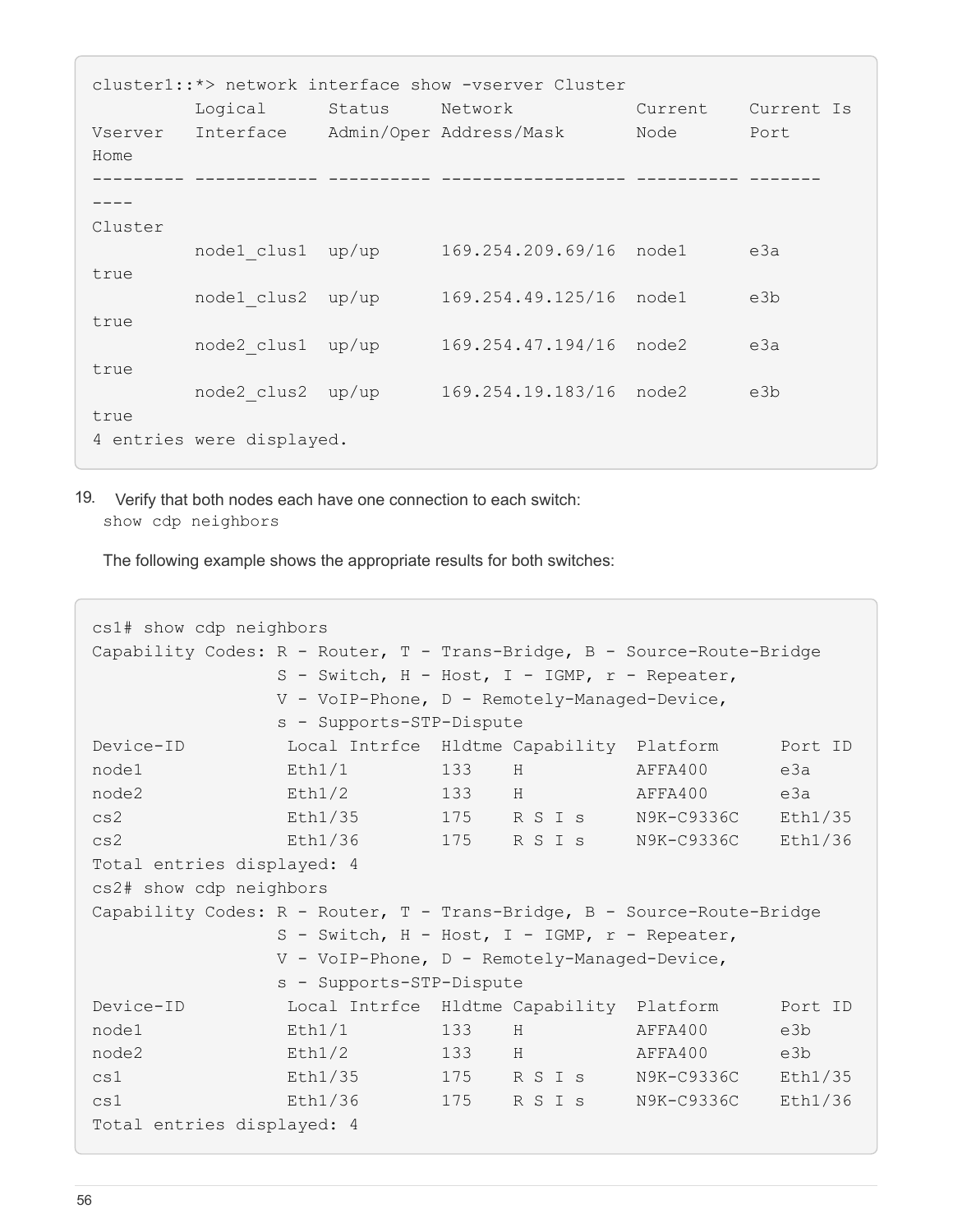```
cluster1::*> network interface show -vserver Cluster
          Logical      Status     Network            Current    Current Is
Vserver   Interface    Admin/Oper Address/Mask       Node       Port
Home
--------- ------------ ---------- ------------------ ---------- -------
----
Cluster
          node1_clus1  up/up      169.254.209.69/16  node1      e3a
true
          node1_clus2  up/up      169.254.49.125/16  node1      e3b
true
          node2_clus1  up/up      169.254.47.194/16  node2      e3a
true
          node2_clus2  up/up      169.254.19.183/16  node2      e3b
true
4 entries were displayed.
```

19. Verify that both nodes each have one connection to each switch:
    `show cdp neighbors`

    The following example shows the appropriate results for both switches:

```
cs1# show cdp neighbors
Capability Codes: R - Router, T - Trans-Bridge, B - Source-Route-Bridge
                  S - Switch, H - Host, I - IGMP, r - Repeater,
                  V - VoIP-Phone, D - Remotely-Managed-Device,
                  s - Supports-STP-Dispute
Device-ID          Local Intrfce  Hldtme Capability  Platform      Port ID
node1              Eth1/1         133    H           AFFA400       e3a
node2              Eth1/2         133    H           AFFA400       e3a
cs2                Eth1/35        175    R S I s     N9K-C9336C    Eth1/35
cs2                Eth1/36        175    R S I s     N9K-C9336C    Eth1/36
Total entries displayed: 4
cs2# show cdp neighbors
Capability Codes: R - Router, T - Trans-Bridge, B - Source-Route-Bridge
                  S - Switch, H - Host, I - IGMP, r - Repeater,
                  V - VoIP-Phone, D - Remotely-Managed-Device,
                  s - Supports-STP-Dispute
Device-ID          Local Intrfce  Hldtme Capability  Platform      Port ID
node1              Eth1/1         133    H           AFFA400       e3b
node2              Eth1/2         133    H           AFFA400       e3b
cs1                Eth1/35        175    R S I s     N9K-C9336C    Eth1/35
cs1                Eth1/36        175    R S I s     N9K-C9336C    Eth1/36
Total entries displayed: 4
```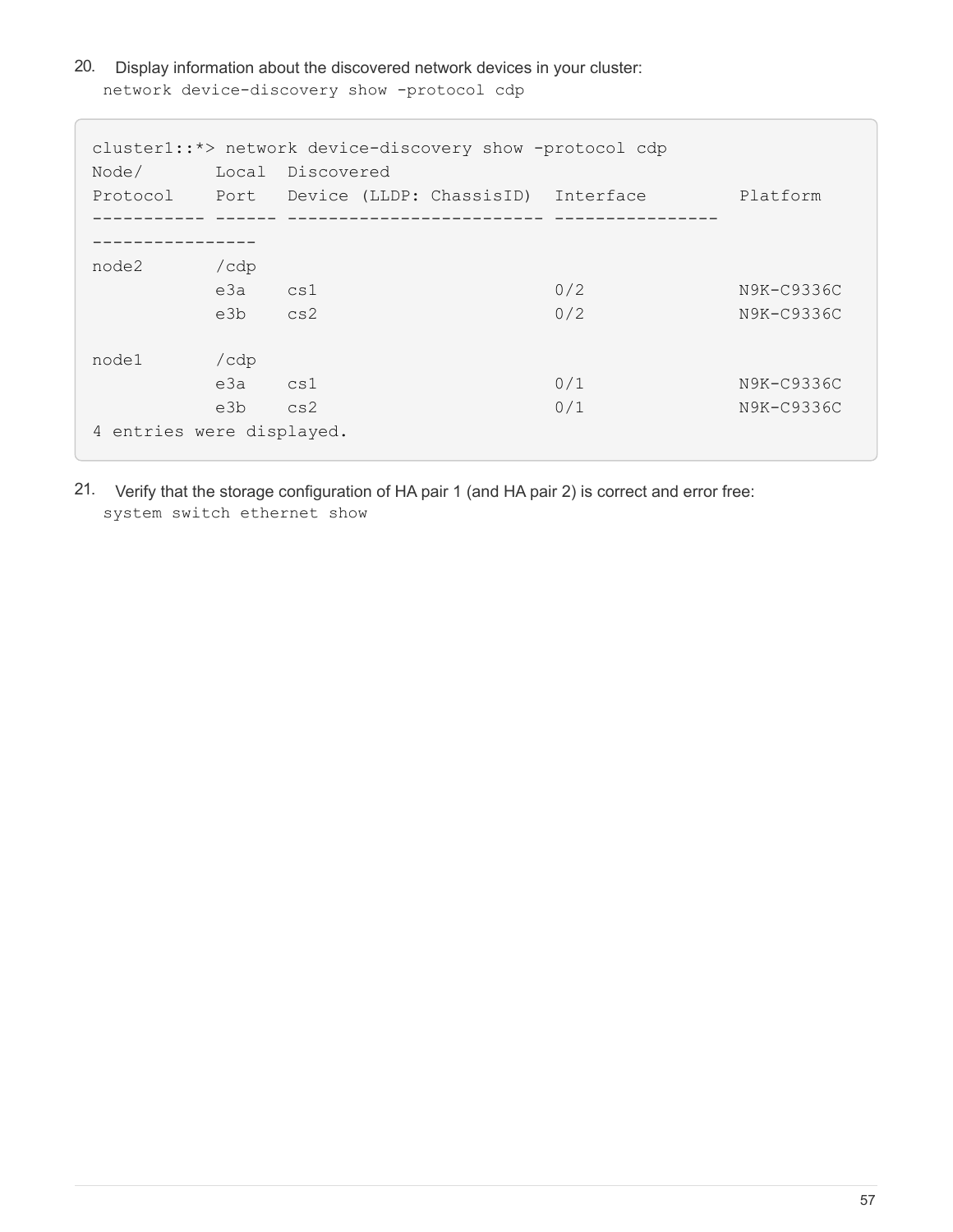20. Display information about the discovered network devices in your cluster:
`network device-discovery show -protocol cdp`

```
cluster1::*> network device-discovery show -protocol cdp
Node/       Local  Discovered
Protocol    Port   Device (LLDP: ChassisID)  Interface         Platform
----------- ------ ------------------------- ----------------
----------------
node2       /cdp
            e3a    cs1                       0/2               N9K-C9336C
            e3b    cs2                       0/2               N9K-C9336C

node1       /cdp
            e3a    cs1                       0/1               N9K-C9336C
            e3b    cs2                       0/1               N9K-C9336C
4 entries were displayed.
```

21. Verify that the storage configuration of HA pair 1 (and HA pair 2) is correct and error free:
`system switch ethernet show`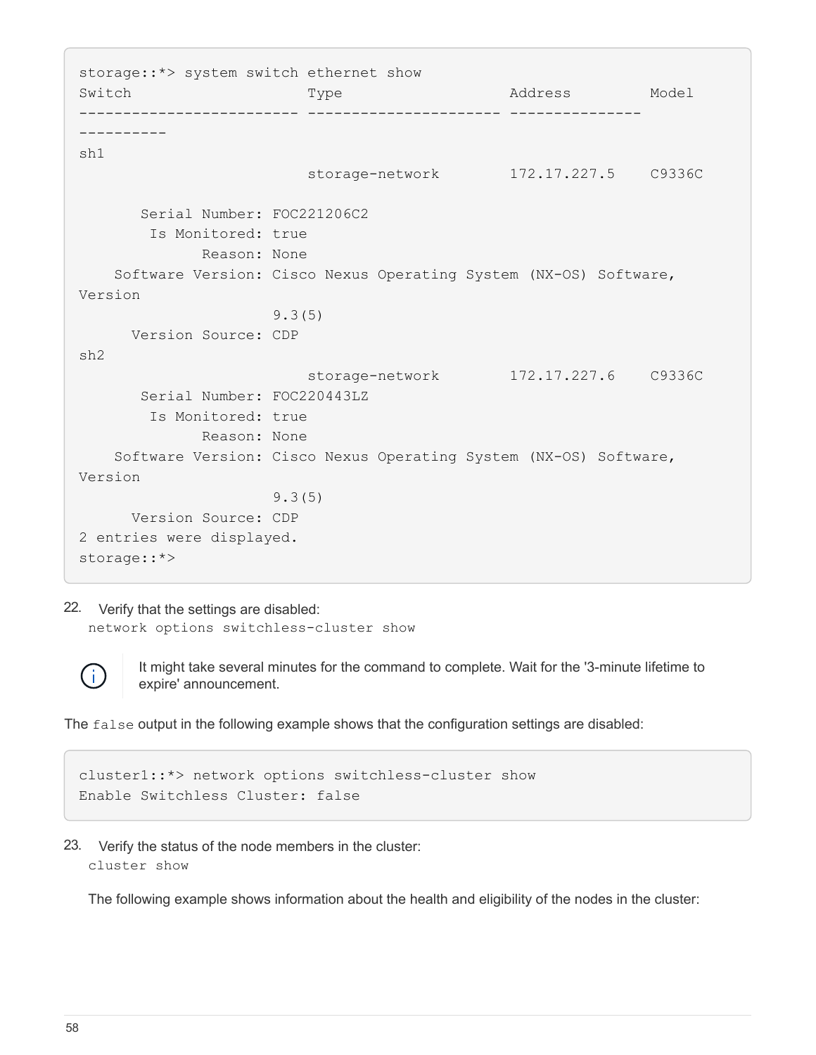```
storage::*> system switch ethernet show
Switch                    Type                  Address         Model
------------------------- --------------------- ---------------
----------
sh1
                          storage-network       172.17.227.5    C9336C

       Serial Number: FOC221206C2
        Is Monitored: true
              Reason: None
    Software Version: Cisco Nexus Operating System (NX-OS) Software,
Version
                      9.3(5)
      Version Source: CDP
sh2
                          storage-network       172.17.227.6    C9336C
       Serial Number: FOC220443LZ
        Is Monitored: true
              Reason: None
    Software Version: Cisco Nexus Operating System (NX-OS) Software,
Version
                      9.3(5)
      Version Source: CDP
2 entries were displayed.
storage::*>
```

22. Verify that the settings are disabled:
    `network options switchless-cluster show`

> It might take several minutes for the command to complete. Wait for the '3-minute lifetime to expire' announcement.

The `false` output in the following example shows that the configuration settings are disabled:

```
cluster1::*> network options switchless-cluster show
Enable Switchless Cluster: false
```

23. Verify the status of the node members in the cluster:
    `cluster show`

    The following example shows information about the health and eligibility of the nodes in the cluster: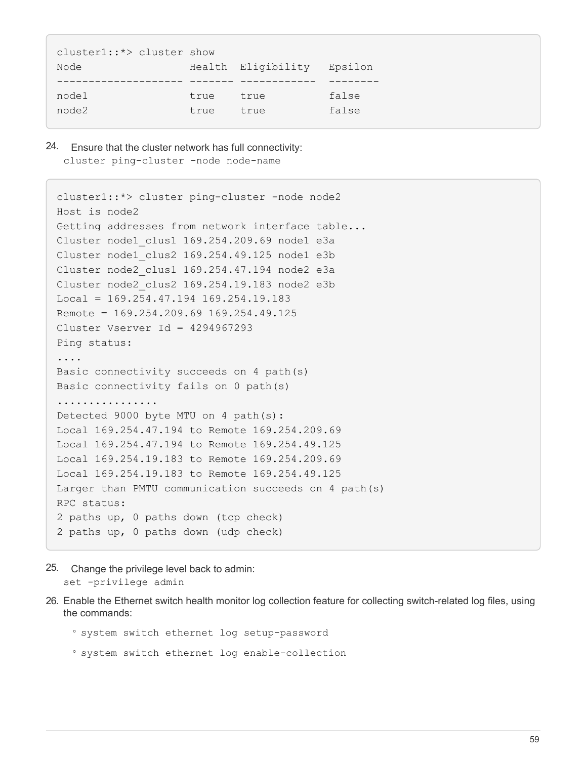```
cluster1::*> cluster show
Node                 Health  Eligibility   Epsilon
-------------------- ------- ------------  --------
node1                true    true          false
node2                true    true          false
```

24. Ensure that the cluster network has full connectivity:
    `cluster ping-cluster -node node-name`

```
cluster1::*> cluster ping-cluster -node node2
Host is node2
Getting addresses from network interface table...
Cluster node1_clus1 169.254.209.69 node1 e3a
Cluster node1_clus2 169.254.49.125 node1 e3b
Cluster node2_clus1 169.254.47.194 node2 e3a
Cluster node2_clus2 169.254.19.183 node2 e3b
Local = 169.254.47.194 169.254.19.183
Remote = 169.254.209.69 169.254.49.125
Cluster Vserver Id = 4294967293
Ping status:
....
Basic connectivity succeeds on 4 path(s)
Basic connectivity fails on 0 path(s)
................
Detected 9000 byte MTU on 4 path(s):
Local 169.254.47.194 to Remote 169.254.209.69
Local 169.254.47.194 to Remote 169.254.49.125
Local 169.254.19.183 to Remote 169.254.209.69
Local 169.254.19.183 to Remote 169.254.49.125
Larger than PMTU communication succeeds on 4 path(s)
RPC status:
2 paths up, 0 paths down (tcp check)
2 paths up, 0 paths down (udp check)
```

25. Change the privilege level back to admin:
    `set -privilege admin`

26. Enable the Ethernet switch health monitor log collection feature for collecting switch-related log files, using the commands:
    - `system switch ethernet log setup-password`
    - `system switch ethernet log enable-collection`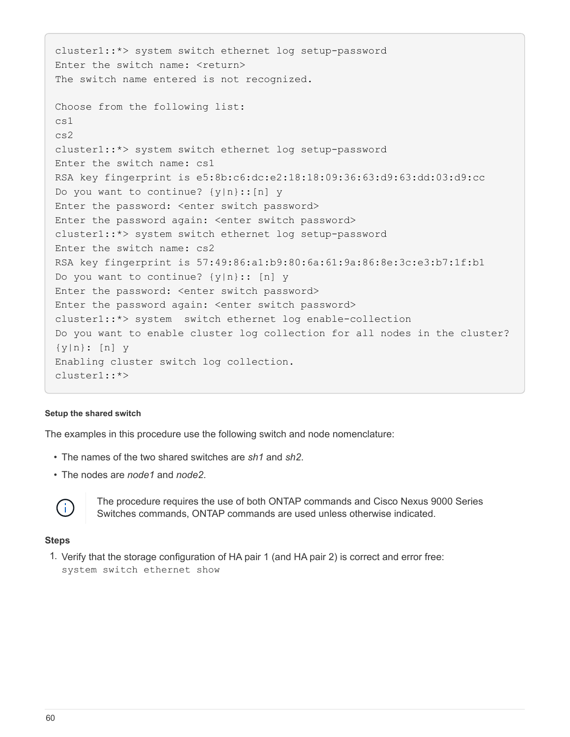```
cluster1::*> system switch ethernet log setup-password
Enter the switch name: <return>
The switch name entered is not recognized.

Choose from the following list:
cs1
cs2
cluster1::*> system switch ethernet log setup-password
Enter the switch name: cs1
RSA key fingerprint is e5:8b:c6:dc:e2:18:18:09:36:63:d9:63:dd:03:d9:cc
Do you want to continue? {y|n}::[n] y
Enter the password: <enter switch password>
Enter the password again: <enter switch password>
cluster1::*> system switch ethernet log setup-password
Enter the switch name: cs2
RSA key fingerprint is 57:49:86:a1:b9:80:6a:61:9a:86:8e:3c:e3:b7:1f:b1
Do you want to continue? {y|n}:: [n] y
Enter the password: <enter switch password>
Enter the password again: <enter switch password>
cluster1::*> system  switch ethernet log enable-collection
Do you want to enable cluster log collection for all nodes in the cluster?
{y|n}: [n] y
Enabling cluster switch log collection.
cluster1::*>
```

#### Setup the shared switch

The examples in this procedure use the following switch and node nomenclature:

- The names of the two shared switches are *sh1* and *sh2*.
- The nodes are *node1* and *node2*.

> The procedure requires the use of both ONTAP commands and Cisco Nexus 9000 Series Switches commands, ONTAP commands are used unless otherwise indicated.

**Steps**

1. Verify that the storage configuration of HA pair 1 (and HA pair 2) is correct and error free:
   `system switch ethernet show`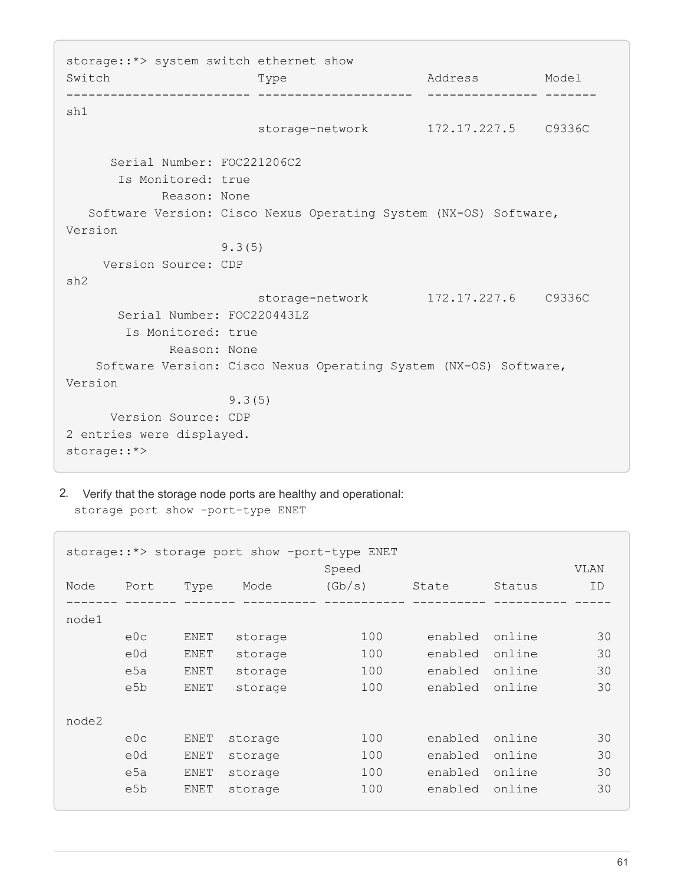```
storage::*> system switch ethernet show
Switch                    Type                  Address         Model
------------------------- --------------------- --------------- -------
sh1
                          storage-network       172.17.227.5    C9336C

      Serial Number: FOC221206C2
       Is Monitored: true
             Reason: None
   Software Version: Cisco Nexus Operating System (NX-OS) Software,
Version
                     9.3(5)
     Version Source: CDP
sh2
                          storage-network       172.17.227.6    C9336C
       Serial Number: FOC220443LZ
        Is Monitored: true
              Reason: None
    Software Version: Cisco Nexus Operating System (NX-OS) Software,
Version
                      9.3(5)
      Version Source: CDP
2 entries were displayed.
storage::*>
```

2. Verify that the storage node ports are healthy and operational:
   `storage port show -port-type ENET`

```
storage::*> storage port show -port-type ENET
                                   Speed                             VLAN
Node    Port    Type    Mode       (Gb/s)      State      Status       ID
------- ------- ------- ---------- ----------- ---------- ---------- -----
node1
        e0c     ENET   storage          100      enabled  online        30
        e0d     ENET   storage          100      enabled  online        30
        e5a     ENET   storage          100      enabled  online        30
        e5b     ENET   storage          100      enabled  online        30

node2
        e0c     ENET  storage           100      enabled  online        30
        e0d     ENET  storage           100      enabled  online        30
        e5a     ENET  storage           100      enabled  online        30
        e5b     ENET  storage           100      enabled  online        30
```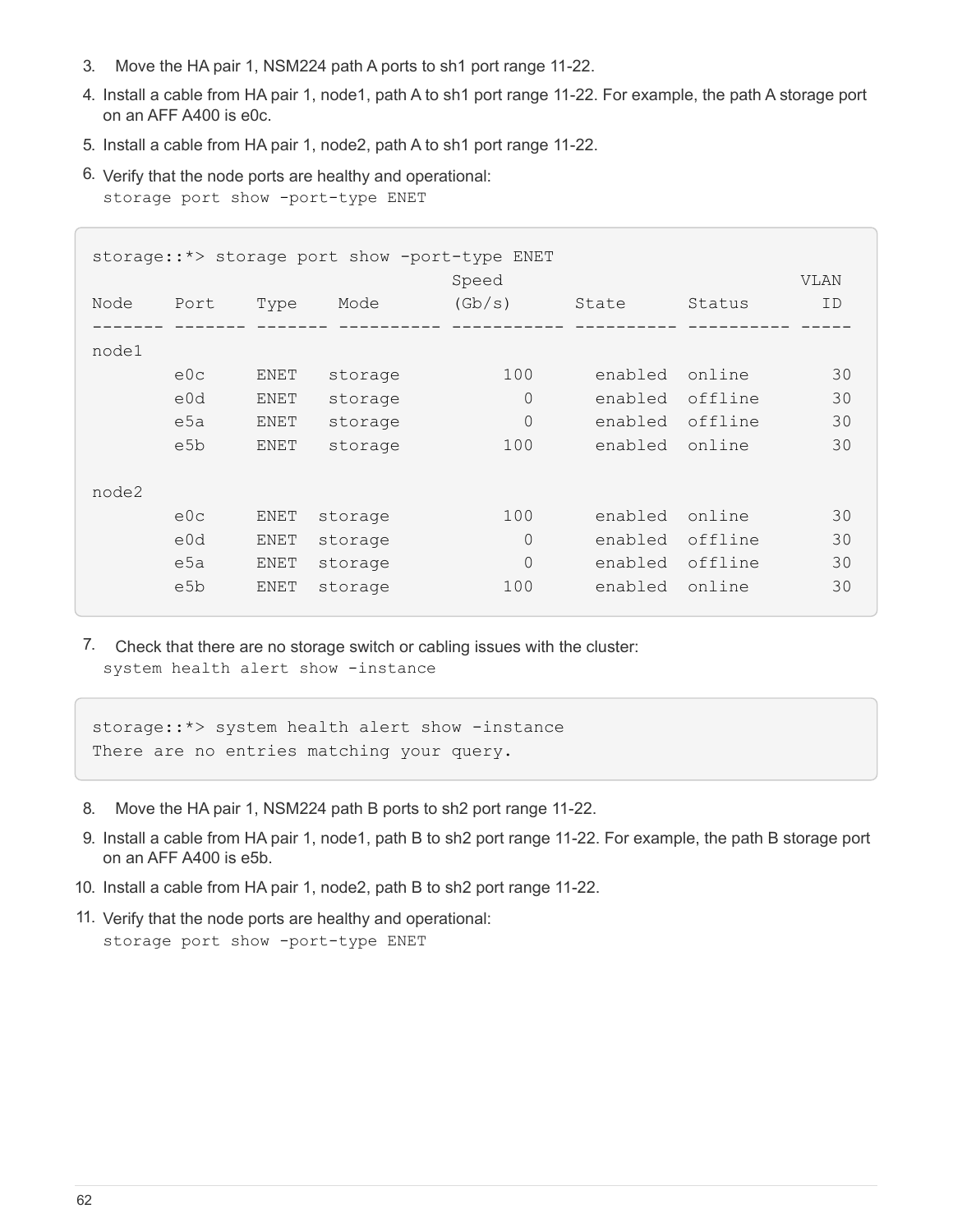3. Move the HA pair 1, NSM224 path A ports to sh1 port range 11-22.
4. Install a cable from HA pair 1, node1, path A to sh1 port range 11-22. For example, the path A storage port on an AFF A400 is e0c.
5. Install a cable from HA pair 1, node2, path A to sh1 port range 11-22.
6. Verify that the node ports are healthy and operational:
   `storage port show -port-type ENET`

```
storage::*> storage port show -port-type ENET
                                   Speed                          VLAN
Node    Port    Type    Mode       (Gb/s)      State      Status     ID
------- ------- ------- ---------- ----------- ---------- ---------- -----
node1
        e0c     ENET   storage         100      enabled  online       30
        e0d     ENET   storage           0      enabled  offline      30
        e5a     ENET   storage           0      enabled  offline      30
        e5b     ENET   storage         100      enabled  online       30

node2
        e0c     ENET  storage          100      enabled  online       30
        e0d     ENET  storage            0      enabled  offline      30
        e5a     ENET  storage            0      enabled  offline      30
        e5b     ENET  storage          100      enabled  online       30
```

7. Check that there are no storage switch or cabling issues with the cluster:
   `system health alert show -instance`

```
storage::*> system health alert show -instance
There are no entries matching your query.
```

8. Move the HA pair 1, NSM224 path B ports to sh2 port range 11-22.
9. Install a cable from HA pair 1, node1, path B to sh2 port range 11-22. For example, the path B storage port on an AFF A400 is e5b.
10. Install a cable from HA pair 1, node2, path B to sh2 port range 11-22.
11. Verify that the node ports are healthy and operational:
    `storage port show -port-type ENET`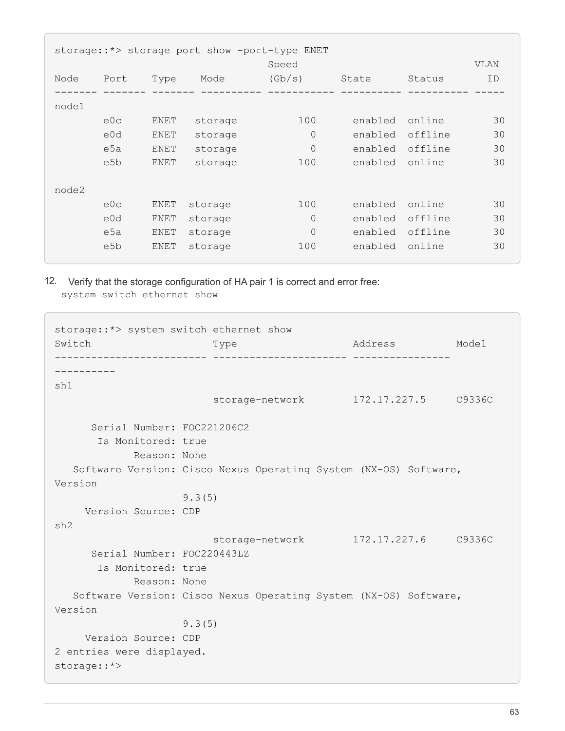```
storage::*> storage port show -port-type ENET
                                    Speed                            VLAN
Node    Port    Type    Mode        (Gb/s)      State      Status      ID
------- ------- ------- ---------- ----------- ---------- ---------- -----
node1
        e0c     ENET   storage          100      enabled  online        30
        e0d     ENET   storage            0      enabled  offline       30
        e5a     ENET   storage            0      enabled  offline       30
        e5b     ENET   storage          100      enabled  online        30

node2
        e0c     ENET  storage           100      enabled  online        30
        e0d     ENET  storage             0      enabled  offline       30
        e5a     ENET  storage             0      enabled  offline       30
        e5b     ENET  storage           100      enabled  online        30
```

12. Verify that the storage configuration of HA pair 1 is correct and error free:
    `system switch ethernet show`

```
storage::*> system switch ethernet show
Switch                    Type                  Address          Model
------------------------- --------------------- ----------------
----------
sh1
                          storage-network       172.17.227.5     C9336C

      Serial Number: FOC221206C2
       Is Monitored: true
             Reason: None
   Software Version: Cisco Nexus Operating System (NX-OS) Software,
Version
                     9.3(5)
     Version Source: CDP
sh2
                          storage-network       172.17.227.6     C9336C
      Serial Number: FOC220443LZ
       Is Monitored: true
             Reason: None
   Software Version: Cisco Nexus Operating System (NX-OS) Software,
Version
                     9.3(5)
     Version Source: CDP
2 entries were displayed.
storage::*>
```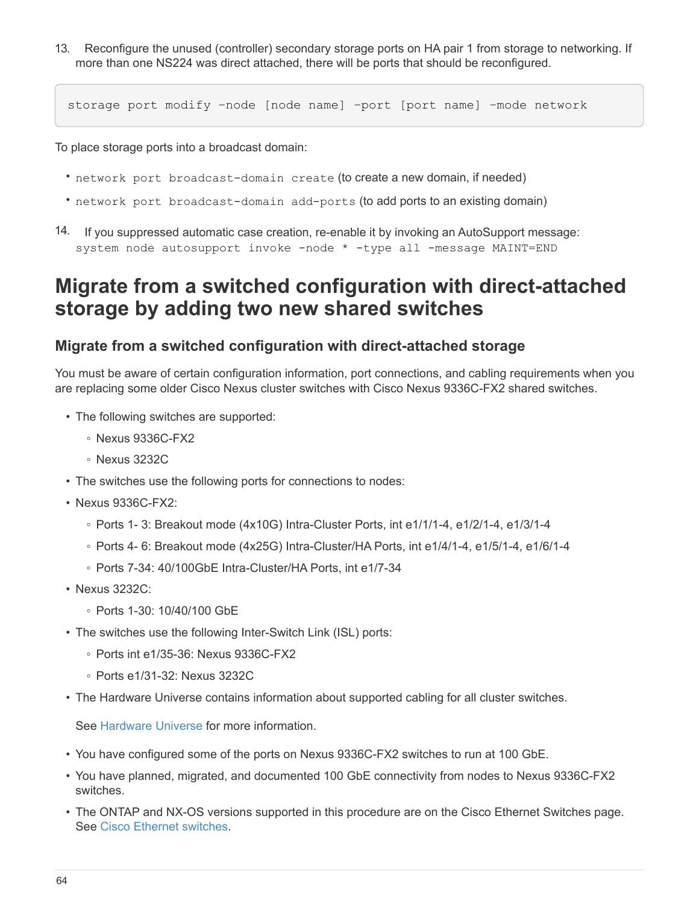13. Reconfigure the unused (controller) secondary storage ports on HA pair 1 from storage to networking. If more than one NS224 was direct attached, there will be ports that should be reconfigured.

```
storage port modify -node [node name] -port [port name] -mode network
```

To place storage ports into a broadcast domain:

- `network port broadcast-domain create` (to create a new domain, if needed)
- `network port broadcast-domain add-ports` (to add ports to an existing domain)

14. If you suppressed automatic case creation, re-enable it by invoking an AutoSupport message: `system node autosupport invoke -node * -type all -message MAINT=END`

# Migrate from a switched configuration with direct-attached storage by adding two new shared switches

## Migrate from a switched configuration with direct-attached storage

You must be aware of certain configuration information, port connections, and cabling requirements when you are replacing some older Cisco Nexus cluster switches with Cisco Nexus 9336C-FX2 shared switches.

- The following switches are supported:
  - Nexus 9336C-FX2
  - Nexus 3232C
- The switches use the following ports for connections to nodes:
- Nexus 9336C-FX2:
  - Ports 1- 3: Breakout mode (4x10G) Intra-Cluster Ports, int e1/1/1-4, e1/2/1-4, e1/3/1-4
  - Ports 4- 6: Breakout mode (4x25G) Intra-Cluster/HA Ports, int e1/4/1-4, e1/5/1-4, e1/6/1-4
  - Ports 7-34: 40/100GbE Intra-Cluster/HA Ports, int e1/7-34
- Nexus 3232C:
  - Ports 1-30: 10/40/100 GbE
- The switches use the following Inter-Switch Link (ISL) ports:
  - Ports int e1/35-36: Nexus 9336C-FX2
  - Ports e1/31-32: Nexus 3232C
- The Hardware Universe contains information about supported cabling for all cluster switches.

  See Hardware Universe for more information.
- You have configured some of the ports on Nexus 9336C-FX2 switches to run at 100 GbE.
- You have planned, migrated, and documented 100 GbE connectivity from nodes to Nexus 9336C-FX2 switches.
- The ONTAP and NX-OS versions supported in this procedure are on the Cisco Ethernet Switches page. See Cisco Ethernet switches.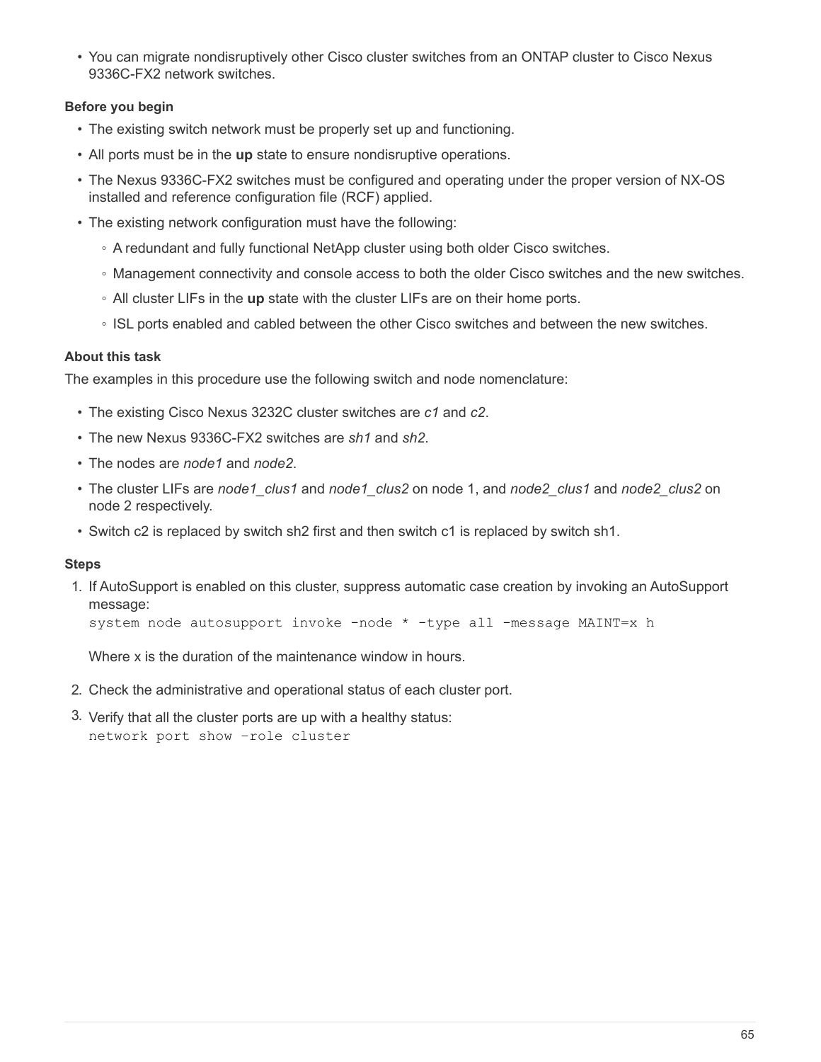- You can migrate nondisruptively other Cisco cluster switches from an ONTAP cluster to Cisco Nexus 9336C-FX2 network switches.

### Before you begin

- The existing switch network must be properly set up and functioning.
- All ports must be in the **up** state to ensure nondisruptive operations.
- The Nexus 9336C-FX2 switches must be configured and operating under the proper version of NX-OS installed and reference configuration file (RCF) applied.
- The existing network configuration must have the following:
  - A redundant and fully functional NetApp cluster using both older Cisco switches.
  - Management connectivity and console access to both the older Cisco switches and the new switches.
  - All cluster LIFs in the **up** state with the cluster LIFs are on their home ports.
  - ISL ports enabled and cabled between the other Cisco switches and between the new switches.

### About this task

The examples in this procedure use the following switch and node nomenclature:

- The existing Cisco Nexus 3232C cluster switches are *c1* and *c2*.
- The new Nexus 9336C-FX2 switches are *sh1* and *sh2*.
- The nodes are *node1* and *node2*.
- The cluster LIFs are *node1_clus1* and *node1_clus2* on node 1, and *node2_clus1* and *node2_clus2* on node 2 respectively.
- Switch c2 is replaced by switch sh2 first and then switch c1 is replaced by switch sh1.

### Steps

1. If AutoSupport is enabled on this cluster, suppress automatic case creation by invoking an AutoSupport message:
   `system node autosupport invoke -node * -type all -message MAINT=x h`

   Where x is the duration of the maintenance window in hours.

2. Check the administrative and operational status of each cluster port.
3. Verify that all the cluster ports are up with a healthy status:
   `network port show –role cluster`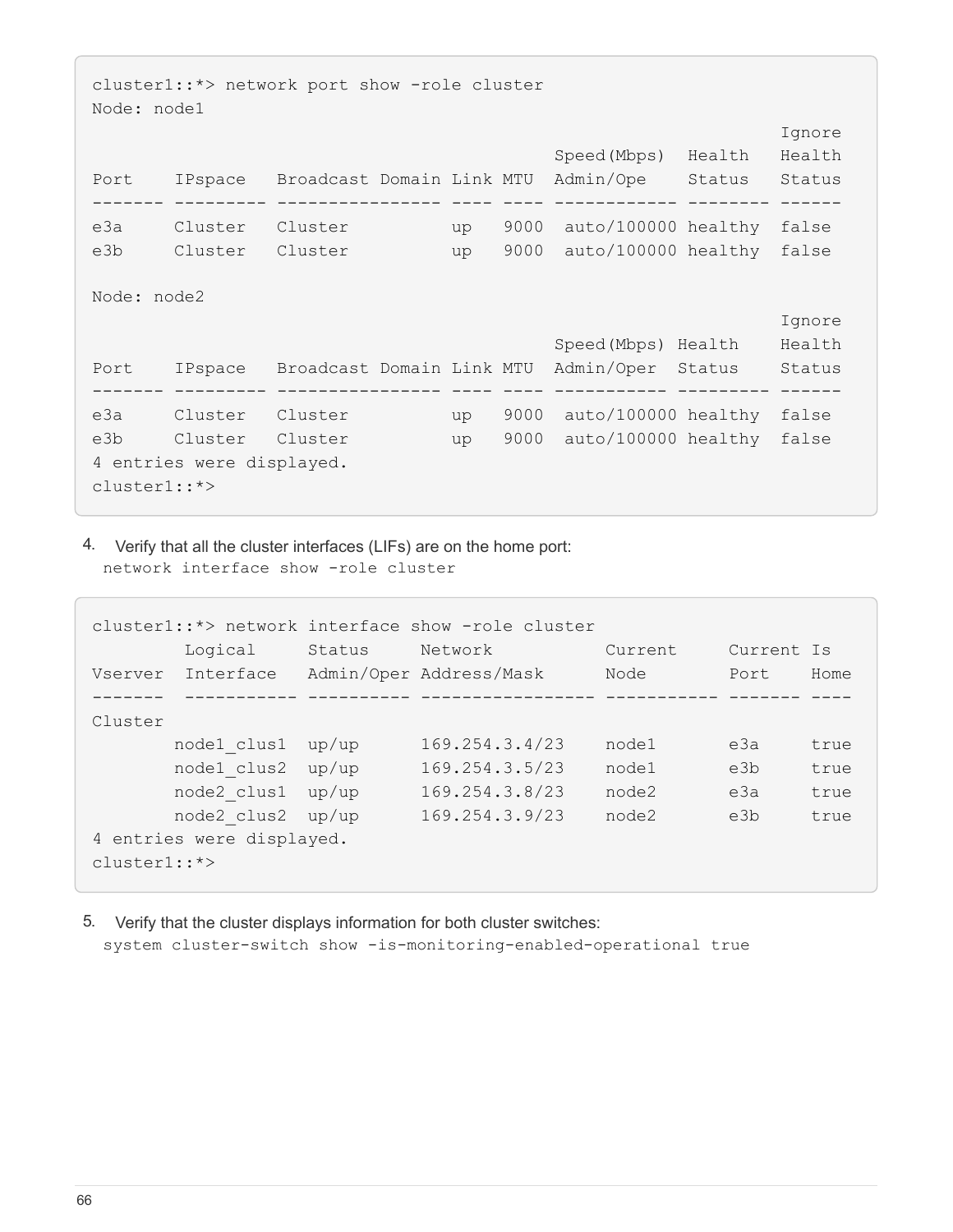```
cluster1::*> network port show -role cluster
Node: node1
                                                                    Ignore
                                              Speed(Mbps)  Health   Health
Port    IPspace   Broadcast Domain Link MTU  Admin/Ope    Status   Status
------- --------- ---------------- ---- ---- ------------ -------- ------
e3a     Cluster   Cluster          up   9000  auto/100000 healthy  false
e3b     Cluster   Cluster          up   9000  auto/100000 healthy  false

Node: node2
                                                                    Ignore
                                              Speed(Mbps) Health    Health
Port    IPspace   Broadcast Domain Link MTU  Admin/Oper  Status    Status
------- --------- ---------------- ---- ---- ----------- --------- ------
e3a     Cluster   Cluster          up   9000  auto/100000 healthy  false
e3b     Cluster   Cluster          up   9000  auto/100000 healthy  false
4 entries were displayed.
cluster1::*>
```

4. Verify that all the cluster interfaces (LIFs) are on the home port:
   `network interface show -role cluster`

```
cluster1::*> network interface show -role cluster
         Logical     Status     Network           Current     Current Is
Vserver  Interface   Admin/Oper Address/Mask      Node        Port    Home
-------  ----------- ---------- ----------------- ----------- ------- ----
Cluster
        node1_clus1  up/up      169.254.3.4/23    node1       e3a     true
        node1_clus2  up/up      169.254.3.5/23    node1       e3b     true
        node2_clus1  up/up      169.254.3.8/23    node2       e3a     true
        node2_clus2  up/up      169.254.3.9/23    node2       e3b     true
4 entries were displayed.
cluster1::*>
```

5. Verify that the cluster displays information for both cluster switches:
   `system cluster-switch show -is-monitoring-enabled-operational true`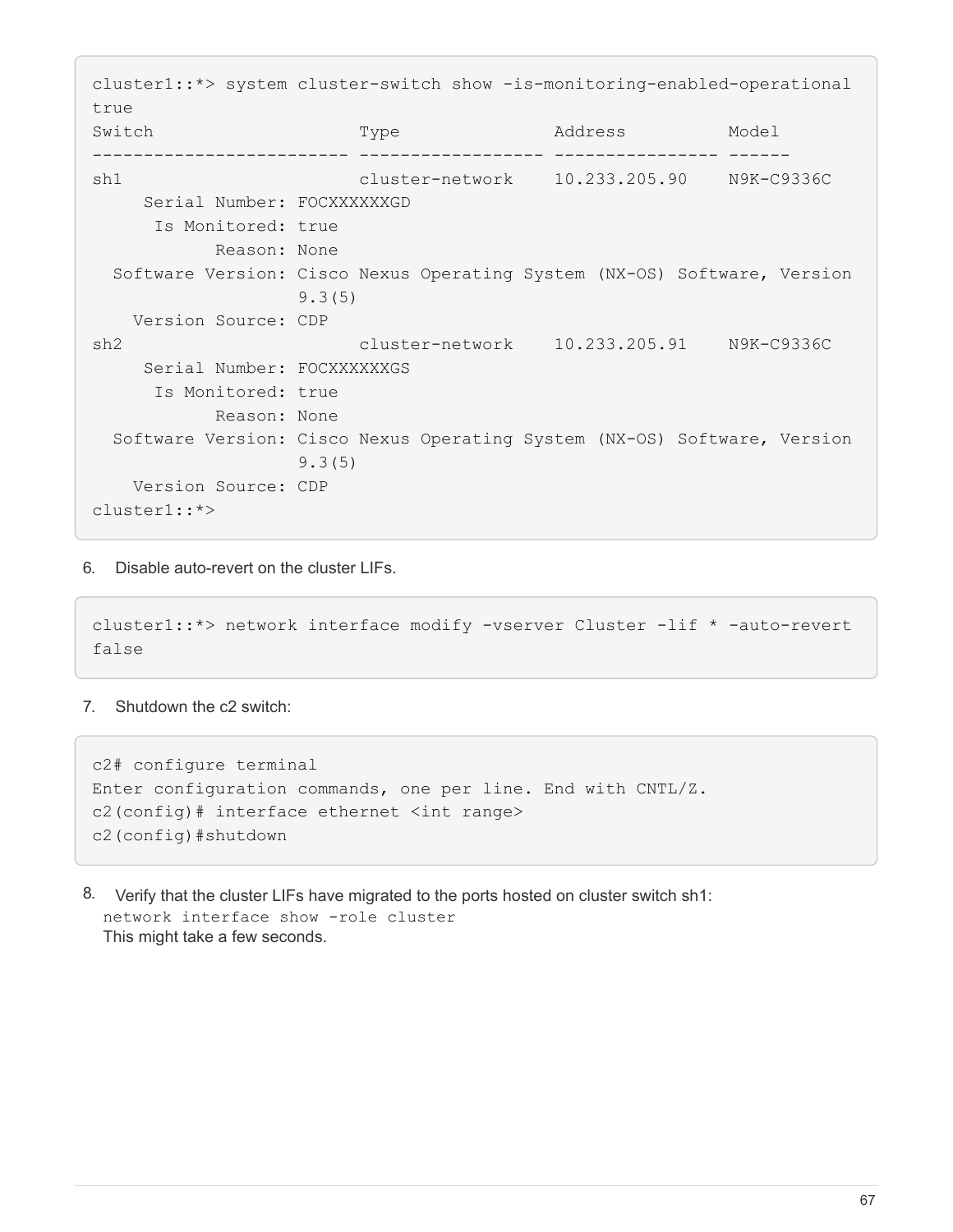```
cluster1::*> system cluster-switch show -is-monitoring-enabled-operational
true
Switch                    Type               Address          Model
------------------------- ------------------ ---------------- ------
sh1                       cluster-network    10.233.205.90    N9K-C9336C
     Serial Number: FOCXXXXXXGD
      Is Monitored: true
            Reason: None
  Software Version: Cisco Nexus Operating System (NX-OS) Software, Version
                    9.3(5)
    Version Source: CDP
sh2                       cluster-network    10.233.205.91    N9K-C9336C
     Serial Number: FOCXXXXXXGS
      Is Monitored: true
            Reason: None
  Software Version: Cisco Nexus Operating System (NX-OS) Software, Version
                    9.3(5)
    Version Source: CDP
cluster1::*>
```

6. Disable auto-revert on the cluster LIFs.

```
cluster1::*> network interface modify -vserver Cluster -lif * -auto-revert
false
```

7. Shutdown the c2 switch:

```
c2# configure terminal
Enter configuration commands, one per line. End with CNTL/Z.
c2(config)# interface ethernet <int range>
c2(config)#shutdown
```

8. Verify that the cluster LIFs have migrated to the ports hosted on cluster switch sh1:
   `network interface show -role cluster`
   This might take a few seconds.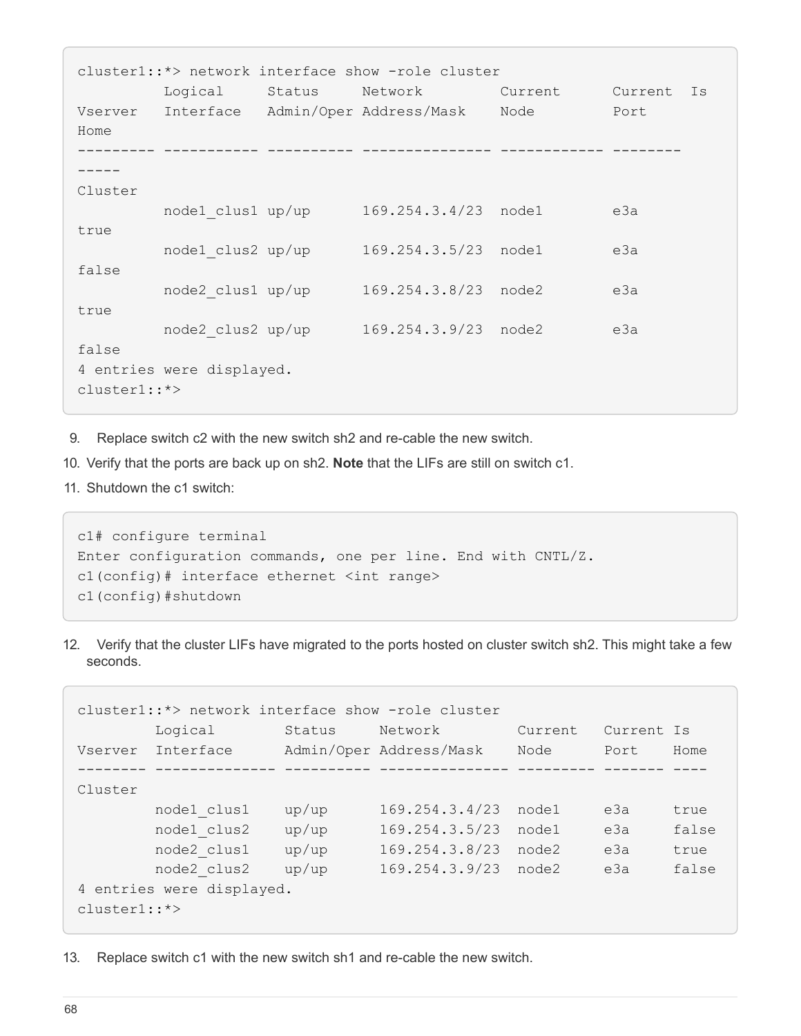```
cluster1::*> network interface show -role cluster
          Logical     Status     Network         Current      Current  Is
Vserver   Interface   Admin/Oper Address/Mask    Node         Port
Home
--------- ----------- ---------- --------------- ------------ --------
-----
Cluster
          node1_clus1 up/up      169.254.3.4/23  node1        e3a
true
          node1_clus2 up/up      169.254.3.5/23  node1        e3a
false
          node2_clus1 up/up      169.254.3.8/23  node2        e3a
true
          node2_clus2 up/up      169.254.3.9/23  node2        e3a
false
4 entries were displayed.
cluster1::*>
```

9. Replace switch c2 with the new switch sh2 and re-cable the new switch.
10. Verify that the ports are back up on sh2. **Note** that the LIFs are still on switch c1.
11. Shutdown the c1 switch:

```
c1# configure terminal
Enter configuration commands, one per line. End with CNTL/Z.
c1(config)# interface ethernet <int range>
c1(config)#shutdown
```

12. Verify that the cluster LIFs have migrated to the ports hosted on cluster switch sh2. This might take a few seconds.

```
cluster1::*> network interface show -role cluster
         Logical        Status     Network         Current   Current Is
Vserver  Interface      Admin/Oper Address/Mask    Node      Port    Home
-------- -------------- ---------- --------------- --------- ------- ----
Cluster
         node1_clus1    up/up      169.254.3.4/23  node1     e3a     true
         node1_clus2    up/up      169.254.3.5/23  node1     e3a     false
         node2_clus1    up/up      169.254.3.8/23  node2     e3a     true
         node2_clus2    up/up      169.254.3.9/23  node2     e3a     false
4 entries were displayed.
cluster1::*>
```

13. Replace switch c1 with the new switch sh1 and re-cable the new switch.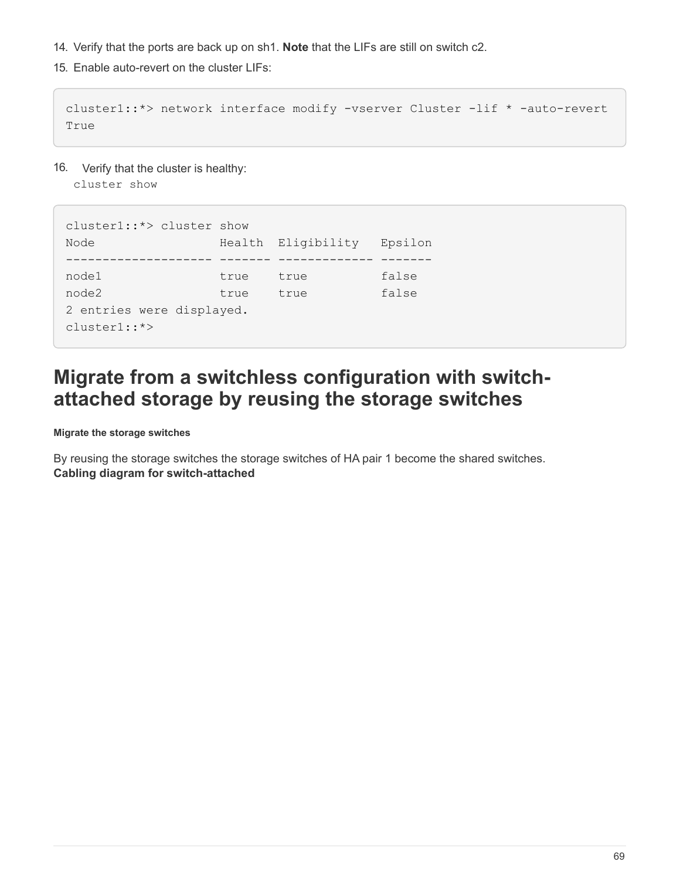14. Verify that the ports are back up on sh1. **Note** that the LIFs are still on switch c2.
15. Enable auto-revert on the cluster LIFs:

```
cluster1::*> network interface modify -vserver Cluster -lif * -auto-revert
True
```

16. Verify that the cluster is healthy:
   `cluster show`

```
cluster1::*> cluster show
Node                 Health  Eligibility   Epsilon
-------------------- ------- ------------- -------
node1                true    true          false
node2                true    true          false
2 entries were displayed.
cluster1::*>
```

# Migrate from a switchless configuration with switch-attached storage by reusing the storage switches

#### Migrate the storage switches

By reusing the storage switches the storage switches of HA pair 1 become the shared switches.
**Cabling diagram for switch-attached**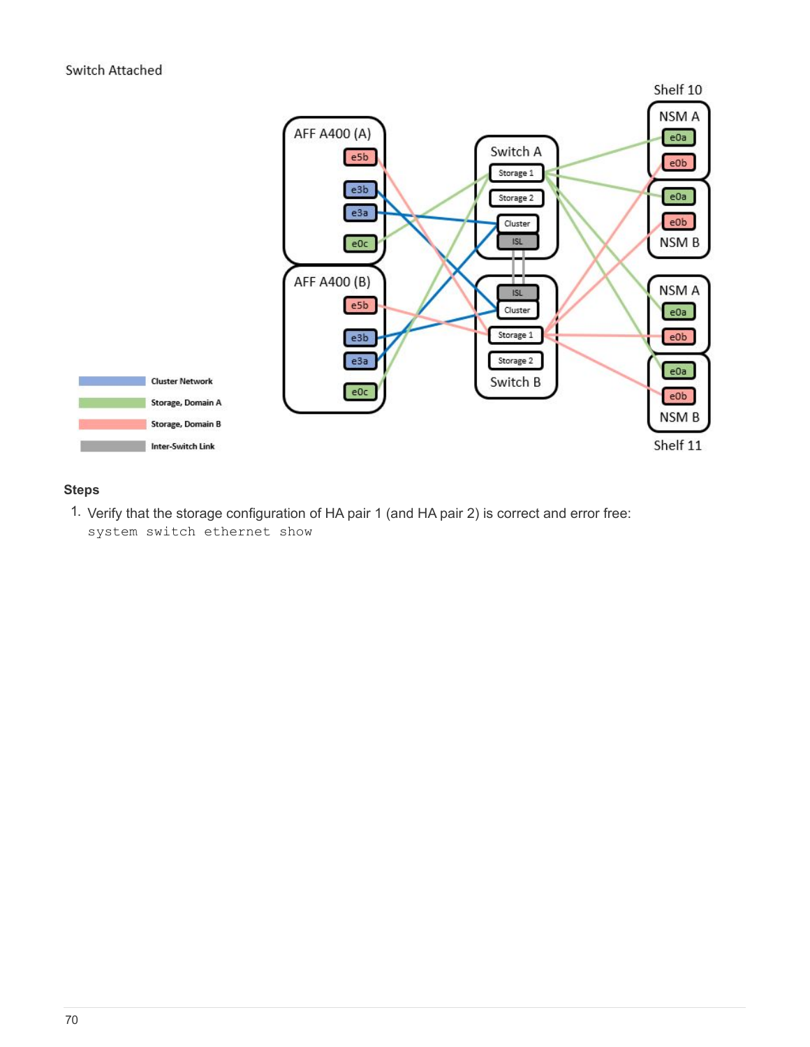Switch Attached

Shelf 10

NSM A

e0a

e0b

e0a

e0b

NSM B

NSM A

e0a

e0b

e0a

e0b

NSM B

Shelf 11

AFF A400 (A)

e5b

e3b

e3a

e0c

AFF A400 (B)

e5b

e3b

e3a

e0c

Switch A

Storage 1

Storage 2

Cluster

ISL

ISL

Cluster

Storage 1

Storage 2

Switch B

Cluster Network

Storage, Domain A

Storage, Domain B

Inter-Switch Link

### Steps

1. Verify that the storage configuration of HA pair 1 (and HA pair 2) is correct and error free:
   `system switch ethernet show`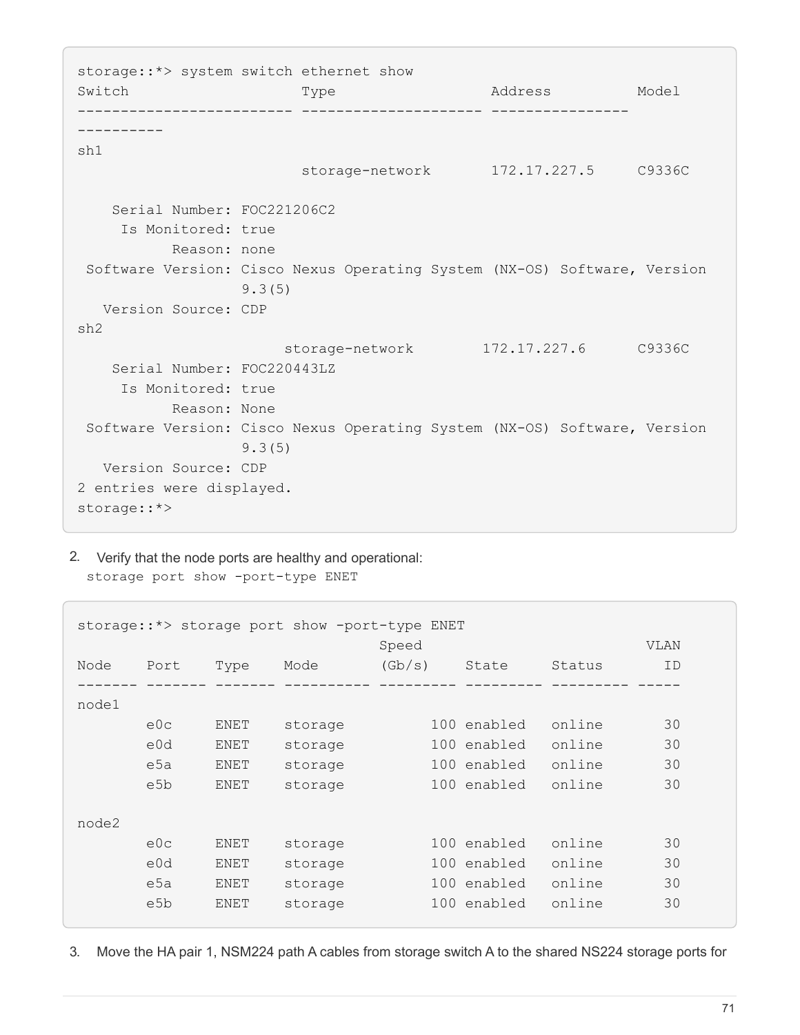```
storage::*> system switch ethernet show
Switch                    Type                 Address          Model
------------------------- -------------------- ----------------
----------
sh1
                          storage-network      172.17.227.5     C9336C

    Serial Number: FOC221206C2
     Is Monitored: true
           Reason: none
 Software Version: Cisco Nexus Operating System (NX-OS) Software, Version
                   9.3(5)
   Version Source: CDP
sh2
                        storage-network       172.17.227.6      C9336C
    Serial Number: FOC220443LZ
     Is Monitored: true
           Reason: None
 Software Version: Cisco Nexus Operating System (NX-OS) Software, Version
                   9.3(5)
   Version Source: CDP
2 entries were displayed.
storage::*>
```

2. Verify that the node ports are healthy and operational:
   `storage port show -port-type ENET`

```
storage::*> storage port show -port-type ENET
                                   Speed                          VLAN
Node    Port    Type    Mode       (Gb/s)    State     Status       ID
------- ------- ------- ---------- --------- --------- --------- -----
node1
        e0c     ENET    storage          100 enabled   online       30
        e0d     ENET    storage          100 enabled   online       30
        e5a     ENET    storage          100 enabled   online       30
        e5b     ENET    storage          100 enabled   online       30

node2
        e0c     ENET    storage          100 enabled   online       30
        e0d     ENET    storage          100 enabled   online       30
        e5a     ENET    storage          100 enabled   online       30
        e5b     ENET    storage          100 enabled   online       30
```

3. Move the HA pair 1, NSM224 path A cables from storage switch A to the shared NS224 storage ports for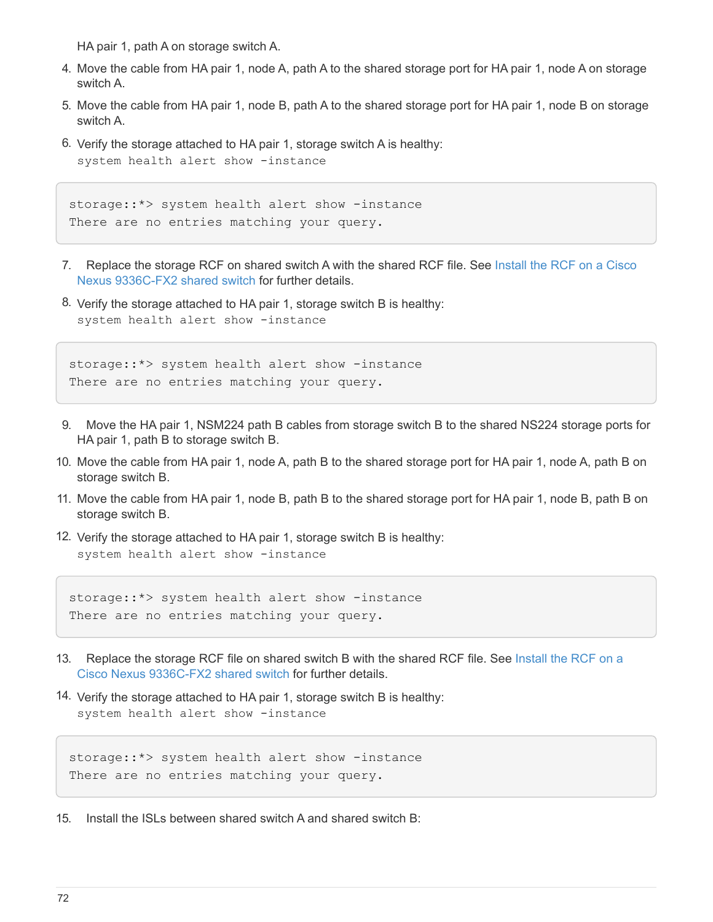HA pair 1, path A on storage switch A.

4. Move the cable from HA pair 1, node A, path A to the shared storage port for HA pair 1, node A on storage switch A.
5. Move the cable from HA pair 1, node B, path A to the shared storage port for HA pair 1, node B on storage switch A.
6. Verify the storage attached to HA pair 1, storage switch A is healthy:
   `system health alert show -instance`

```
storage::*> system health alert show -instance
There are no entries matching your query.
```

7. Replace the storage RCF on shared switch A with the shared RCF file. See Install the RCF on a Cisco Nexus 9336C-FX2 shared switch for further details.
8. Verify the storage attached to HA pair 1, storage switch B is healthy:
   `system health alert show -instance`

```
storage::*> system health alert show -instance
There are no entries matching your query.
```

9. Move the HA pair 1, NSM224 path B cables from storage switch B to the shared NS224 storage ports for HA pair 1, path B to storage switch B.
10. Move the cable from HA pair 1, node A, path B to the shared storage port for HA pair 1, node A, path B on storage switch B.
11. Move the cable from HA pair 1, node B, path B to the shared storage port for HA pair 1, node B, path B on storage switch B.
12. Verify the storage attached to HA pair 1, storage switch B is healthy:
    `system health alert show -instance`

```
storage::*> system health alert show -instance
There are no entries matching your query.
```

13. Replace the storage RCF file on shared switch B with the shared RCF file. See Install the RCF on a Cisco Nexus 9336C-FX2 shared switch for further details.
14. Verify the storage attached to HA pair 1, storage switch B is healthy:
    `system health alert show -instance`

```
storage::*> system health alert show -instance
There are no entries matching your query.
```

15. Install the ISLs between shared switch A and shared switch B: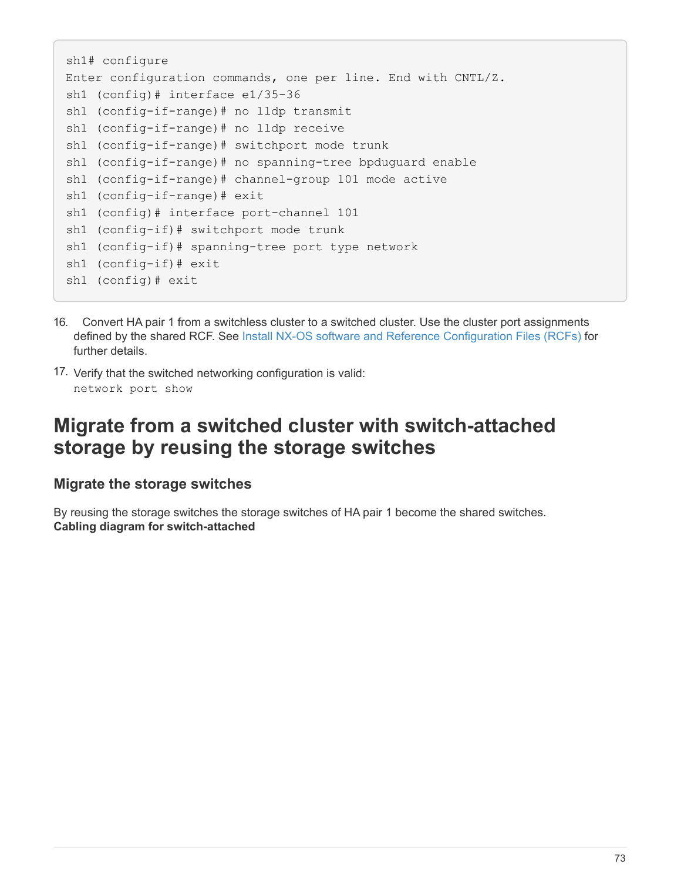```
sh1# configure
Enter configuration commands, one per line. End with CNTL/Z.
sh1 (config)# interface e1/35-36
sh1 (config-if-range)# no lldp transmit
sh1 (config-if-range)# no lldp receive
sh1 (config-if-range)# switchport mode trunk
sh1 (config-if-range)# no spanning-tree bpduguard enable
sh1 (config-if-range)# channel-group 101 mode active
sh1 (config-if-range)# exit
sh1 (config)# interface port-channel 101
sh1 (config-if)# switchport mode trunk
sh1 (config-if)# spanning-tree port type network
sh1 (config-if)# exit
sh1 (config)# exit
```

16. Convert HA pair 1 from a switchless cluster to a switched cluster. Use the cluster port assignments defined by the shared RCF. See Install NX-OS software and Reference Configuration Files (RCFs) for further details.
17. Verify that the switched networking configuration is valid:
    `network port show`

# Migrate from a switched cluster with switch-attached storage by reusing the storage switches

## Migrate the storage switches

By reusing the storage switches the storage switches of HA pair 1 become the shared switches.
**Cabling diagram for switch-attached**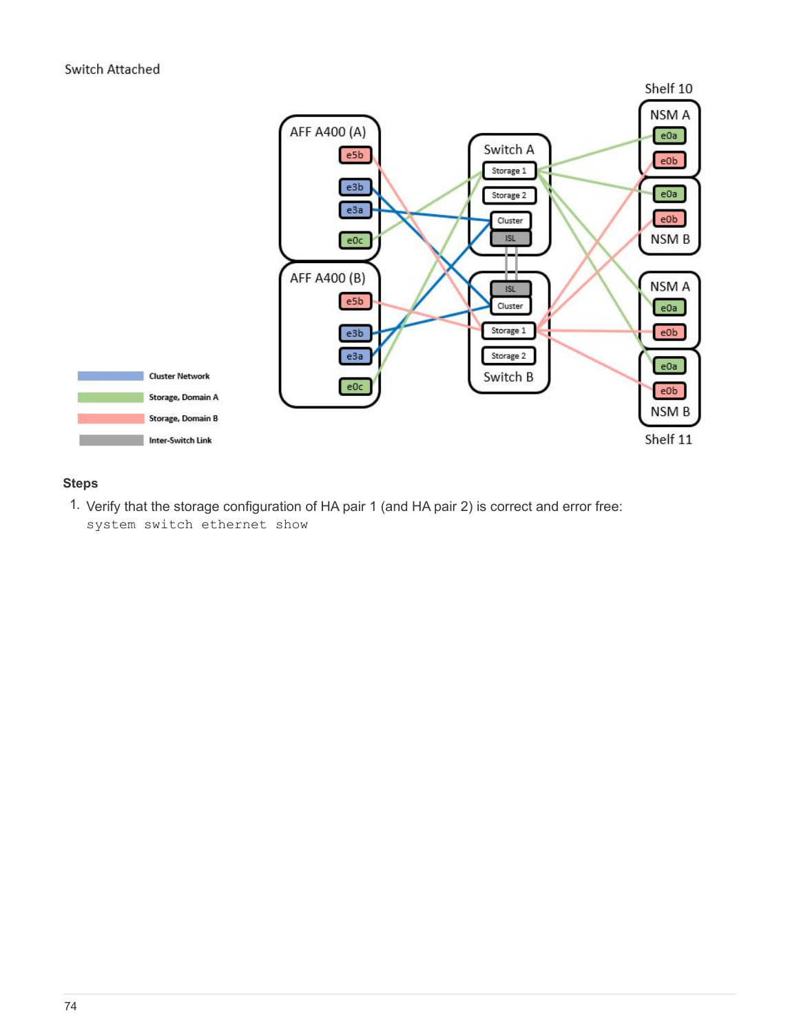Switch Attached

### Steps

1. Verify that the storage configuration of HA pair 1 (and HA pair 2) is correct and error free:
   `system switch ethernet show`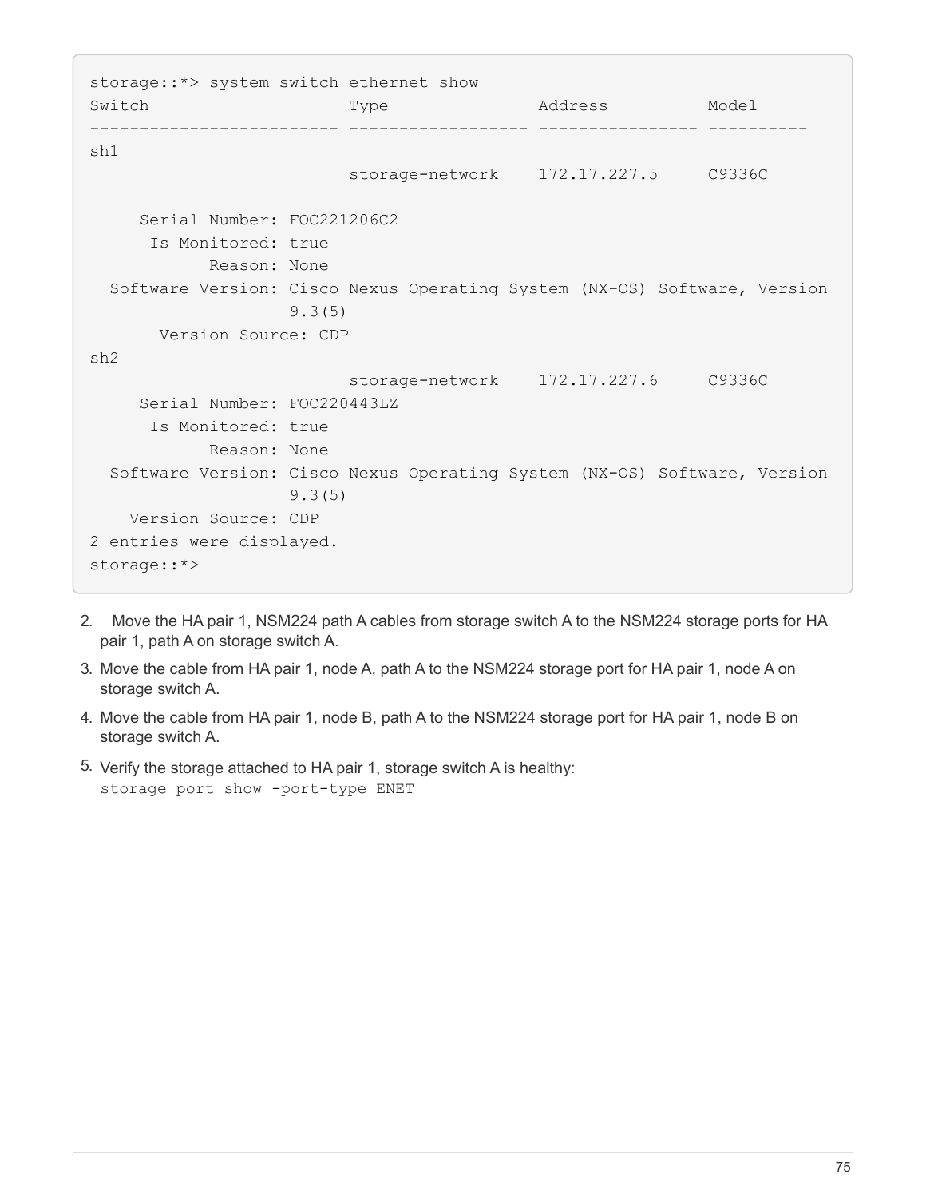```
storage::*> system switch ethernet show
Switch                    Type               Address          Model
------------------------- ------------------ ---------------- ----------
sh1
                          storage-network    172.17.227.5     C9336C

     Serial Number: FOC221206C2
      Is Monitored: true
            Reason: None
  Software Version: Cisco Nexus Operating System (NX-OS) Software, Version
                    9.3(5)
       Version Source: CDP
sh2
                          storage-network    172.17.227.6     C9336C
     Serial Number: FOC220443LZ
      Is Monitored: true
            Reason: None
  Software Version: Cisco Nexus Operating System (NX-OS) Software, Version
                    9.3(5)
    Version Source: CDP
2 entries were displayed.
storage::*>
```

2. Move the HA pair 1, NSM224 path A cables from storage switch A to the NSM224 storage ports for HA pair 1, path A on storage switch A.
3. Move the cable from HA pair 1, node A, path A to the NSM224 storage port for HA pair 1, node A on storage switch A.
4. Move the cable from HA pair 1, node B, path A to the NSM224 storage port for HA pair 1, node B on storage switch A.
5. Verify the storage attached to HA pair 1, storage switch A is healthy:
   `storage port show -port-type ENET`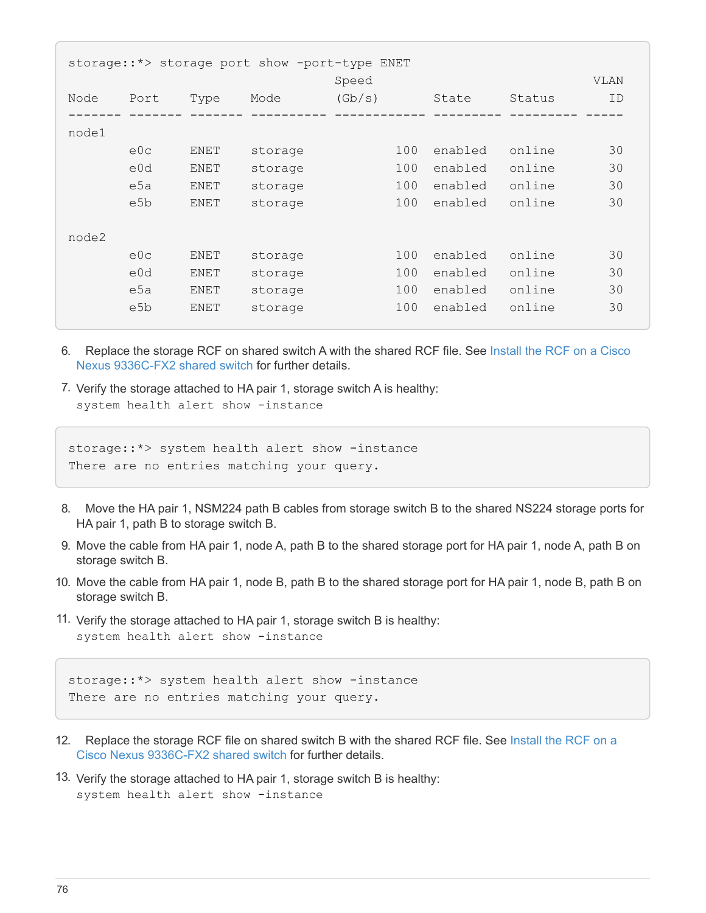```
storage::*> storage port show -port-type ENET
                                      Speed                        VLAN
Node    Port    Type    Mode          (Gb/s)       State     Status    ID
------- ------- ------- ---------- ------------ --------- --------- -----
node1
        e0c     ENET    storage          100   enabled   online       30
        e0d     ENET    storage          100   enabled   online       30
        e5a     ENET    storage          100   enabled   online       30
        e5b     ENET    storage          100   enabled   online       30

node2
        e0c     ENET    storage          100   enabled   online       30
        e0d     ENET    storage          100   enabled   online       30
        e5a     ENET    storage          100   enabled   online       30
        e5b     ENET    storage          100   enabled   online       30
```

6. Replace the storage RCF on shared switch A with the shared RCF file. See Install the RCF on a Cisco Nexus 9336C-FX2 shared switch for further details.
7. Verify the storage attached to HA pair 1, storage switch A is healthy:
   `system health alert show -instance`

```
storage::*> system health alert show -instance
There are no entries matching your query.
```

8. Move the HA pair 1, NSM224 path B cables from storage switch B to the shared NS224 storage ports for HA pair 1, path B to storage switch B.
9. Move the cable from HA pair 1, node A, path B to the shared storage port for HA pair 1, node A, path B on storage switch B.
10. Move the cable from HA pair 1, node B, path B to the shared storage port for HA pair 1, node B, path B on storage switch B.
11. Verify the storage attached to HA pair 1, storage switch B is healthy:
    `system health alert show -instance`

```
storage::*> system health alert show -instance
There are no entries matching your query.
```

12. Replace the storage RCF file on shared switch B with the shared RCF file. See Install the RCF on a Cisco Nexus 9336C-FX2 shared switch for further details.
13. Verify the storage attached to HA pair 1, storage switch B is healthy:
    `system health alert show -instance`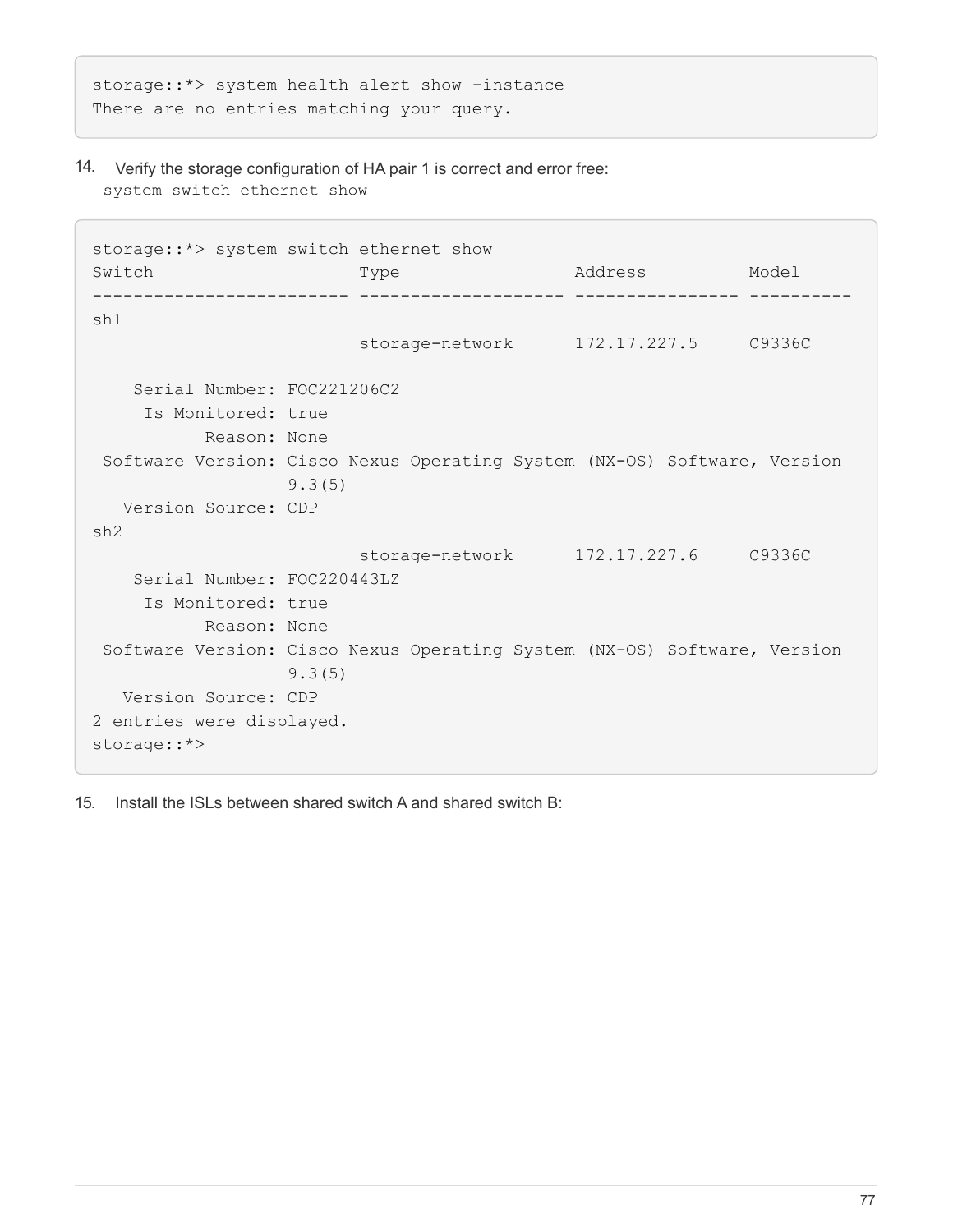```
storage::*> system health alert show -instance
There are no entries matching your query.
```

14. Verify the storage configuration of HA pair 1 is correct and error free:
    `system switch ethernet show`

```
storage::*> system switch ethernet show
Switch                    Type                 Address          Model
------------------------- -------------------- ---------------- ----------
sh1
                          storage-network      172.17.227.5     C9336C

    Serial Number: FOC221206C2
     Is Monitored: true
           Reason: None
 Software Version: Cisco Nexus Operating System (NX-OS) Software, Version
                   9.3(5)
   Version Source: CDP
sh2
                          storage-network      172.17.227.6     C9336C
    Serial Number: FOC220443LZ
     Is Monitored: true
           Reason: None
 Software Version: Cisco Nexus Operating System (NX-OS) Software, Version
                   9.3(5)
   Version Source: CDP
2 entries were displayed.
storage::*>
```

15. Install the ISLs between shared switch A and shared switch B: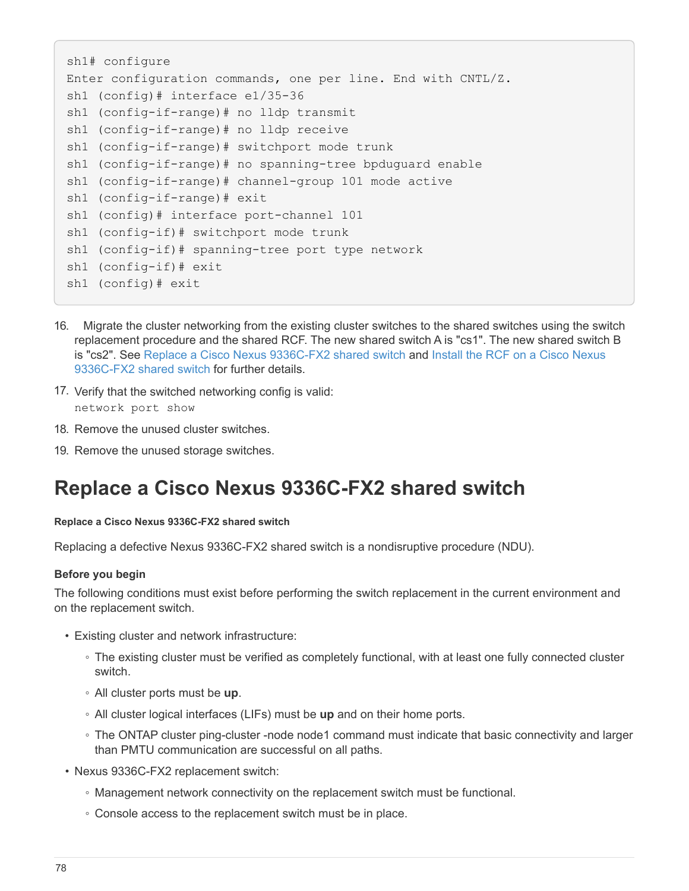```
sh1# configure
Enter configuration commands, one per line. End with CNTL/Z.
sh1 (config)# interface e1/35-36
sh1 (config-if-range)# no lldp transmit
sh1 (config-if-range)# no lldp receive
sh1 (config-if-range)# switchport mode trunk
sh1 (config-if-range)# no spanning-tree bpduguard enable
sh1 (config-if-range)# channel-group 101 mode active
sh1 (config-if-range)# exit
sh1 (config)# interface port-channel 101
sh1 (config-if)# switchport mode trunk
sh1 (config-if)# spanning-tree port type network
sh1 (config-if)# exit
sh1 (config)# exit
```

16. Migrate the cluster networking from the existing cluster switches to the shared switches using the switch replacement procedure and the shared RCF. The new shared switch A is "cs1". The new shared switch B is "cs2". See Replace a Cisco Nexus 9336C-FX2 shared switch and Install the RCF on a Cisco Nexus 9336C-FX2 shared switch for further details.
17. Verify that the switched networking config is valid:
    `network port show`
18. Remove the unused cluster switches.
19. Remove the unused storage switches.

# Replace a Cisco Nexus 9336C-FX2 shared switch

**Replace a Cisco Nexus 9336C-FX2 shared switch**

Replacing a defective Nexus 9336C-FX2 shared switch is a nondisruptive procedure (NDU).

### Before you begin

The following conditions must exist before performing the switch replacement in the current environment and on the replacement switch.

- Existing cluster and network infrastructure:
  - The existing cluster must be verified as completely functional, with at least one fully connected cluster switch.
  - All cluster ports must be **up**.
  - All cluster logical interfaces (LIFs) must be **up** and on their home ports.
  - The ONTAP cluster ping-cluster -node node1 command must indicate that basic connectivity and larger than PMTU communication are successful on all paths.
- Nexus 9336C-FX2 replacement switch:
  - Management network connectivity on the replacement switch must be functional.
  - Console access to the replacement switch must be in place.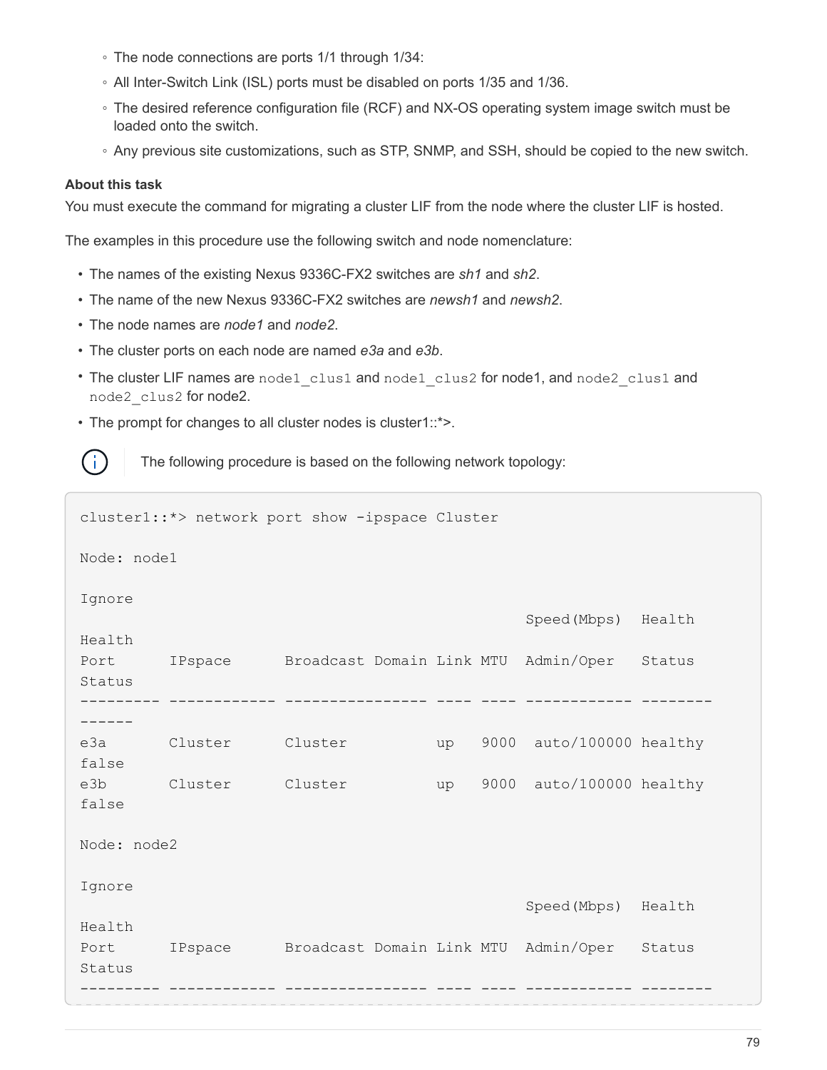- The node connections are ports 1/1 through 1/34:
- All Inter-Switch Link (ISL) ports must be disabled on ports 1/35 and 1/36.
- The desired reference configuration file (RCF) and NX-OS operating system image switch must be loaded onto the switch.
- Any previous site customizations, such as STP, SNMP, and SSH, should be copied to the new switch.

**About this task**

You must execute the command for migrating a cluster LIF from the node where the cluster LIF is hosted.

The examples in this procedure use the following switch and node nomenclature:

- The names of the existing Nexus 9336C-FX2 switches are *sh1* and *sh2*.
- The name of the new Nexus 9336C-FX2 switches are *newsh1* and *newsh2*.
- The node names are *node1* and *node2*.
- The cluster ports on each node are named *e3a* and *e3b*.
- The cluster LIF names are `node1_clus1` and `node1_clus2` for node1, and `node2_clus1` and `node2_clus2` for node2.
- The prompt for changes to all cluster nodes is cluster1::*>.

The following procedure is based on the following network topology:

```
cluster1::*> network port show -ipspace Cluster

Node: node1

Ignore
                                                  Speed(Mbps)  Health
Health
Port      IPspace      Broadcast Domain Link MTU  Admin/Oper   Status
Status
--------- ------------ ---------------- ---- ---- ------------ --------
------
e3a       Cluster      Cluster          up   9000  auto/100000 healthy
false
e3b       Cluster      Cluster          up   9000  auto/100000 healthy
false

Node: node2

Ignore
                                                  Speed(Mbps)  Health
Health
Port      IPspace      Broadcast Domain Link MTU  Admin/Oper   Status
Status
--------- ------------ ---------------- ---- ---- ------------ --------
```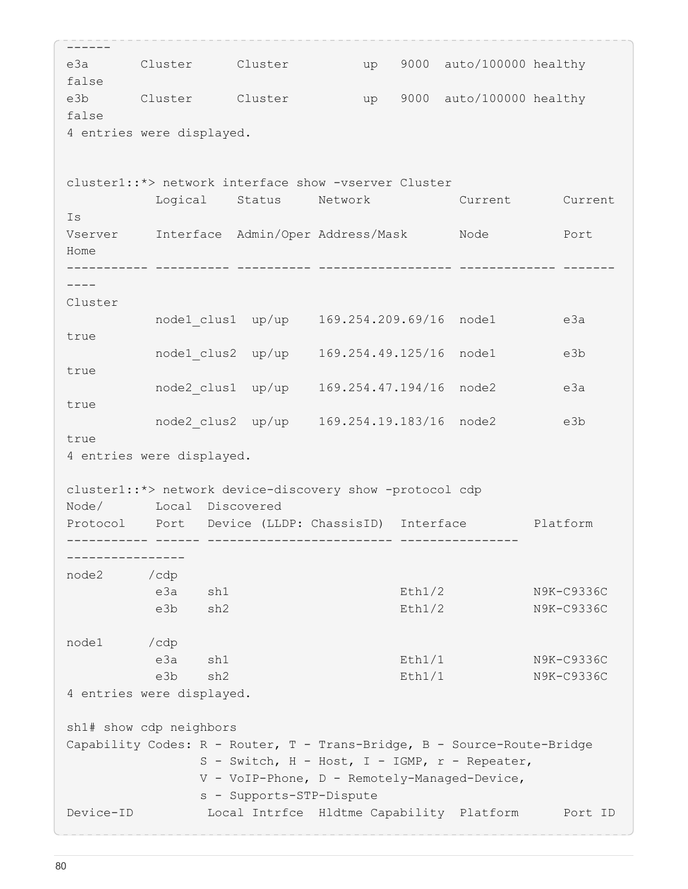```
------
e3a       Cluster      Cluster          up   9000  auto/100000 healthy
false
e3b       Cluster      Cluster          up   9000  auto/100000 healthy
false
4 entries were displayed.


cluster1::*> network interface show -vserver Cluster
            Logical    Status     Network            Current       Current
Is
Vserver     Interface  Admin/Oper Address/Mask       Node          Port
Home
----------- ---------- ---------- ------------------ ------------- -------
----
Cluster
            node1_clus1  up/up    169.254.209.69/16  node1         e3a
true
            node1_clus2  up/up    169.254.49.125/16  node1         e3b
true
            node2_clus1  up/up    169.254.47.194/16  node2         e3a
true
            node2_clus2  up/up    169.254.19.183/16  node2         e3b
true
4 entries were displayed.

cluster1::*> network device-discovery show -protocol cdp
Node/       Local  Discovered
Protocol    Port   Device (LLDP: ChassisID)  Interface         Platform
----------- ------ ------------------------- ----------------
----------------
node2      /cdp
            e3a    sh1                       Eth1/2            N9K-C9336C
            e3b    sh2                       Eth1/2            N9K-C9336C

node1      /cdp
            e3a    sh1                       Eth1/1            N9K-C9336C
            e3b    sh2                       Eth1/1            N9K-C9336C
4 entries were displayed.

sh1# show cdp neighbors
Capability Codes: R - Router, T - Trans-Bridge, B - Source-Route-Bridge
                  S - Switch, H - Host, I - IGMP, r - Repeater,
                  V - VoIP-Phone, D - Remotely-Managed-Device,
                  s - Supports-STP-Dispute
Device-ID          Local Intrfce  Hldtme Capability  Platform      Port ID
```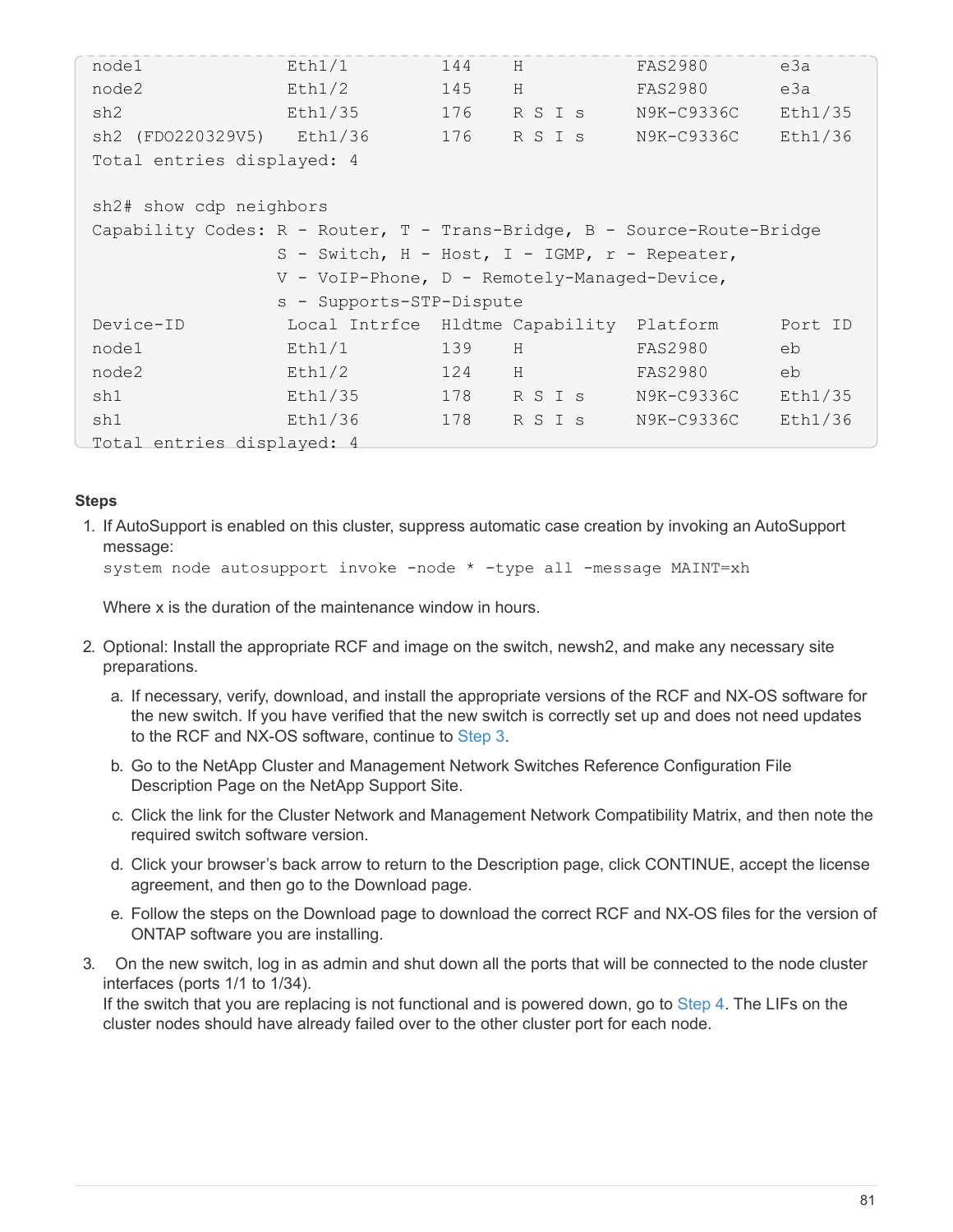```
node1              Eth1/1         144    H           FAS2980       e3a
node2              Eth1/2         145    H           FAS2980       e3a
sh2                Eth1/35        176    R S I s     N9K-C9336C    Eth1/35
sh2 (FDO220329V5)   Eth1/36       176    R S I s     N9K-C9336C    Eth1/36
Total entries displayed: 4

sh2# show cdp neighbors
Capability Codes: R - Router, T - Trans-Bridge, B - Source-Route-Bridge
                  S - Switch, H - Host, I - IGMP, r - Repeater,
                  V - VoIP-Phone, D - Remotely-Managed-Device,
                  s - Supports-STP-Dispute
Device-ID          Local Intrfce  Hldtme Capability  Platform      Port ID
node1              Eth1/1         139    H           FAS2980       eb
node2              Eth1/2         124    H           FAS2980       eb
sh1                Eth1/35        178    R S I s     N9K-C9336C    Eth1/35
sh1                Eth1/36        178    R S I s     N9K-C9336C    Eth1/36
Total entries displayed: 4
```

**Steps**

1. If AutoSupport is enabled on this cluster, suppress automatic case creation by invoking an AutoSupport message:
   `system node autosupport invoke -node * -type all -message MAINT=xh`

   Where x is the duration of the maintenance window in hours.

2. Optional: Install the appropriate RCF and image on the switch, newsh2, and make any necessary site preparations.

   a. If necessary, verify, download, and install the appropriate versions of the RCF and NX-OS software for the new switch. If you have verified that the new switch is correctly set up and does not need updates to the RCF and NX-OS software, continue to Step 3.

   b. Go to the NetApp Cluster and Management Network Switches Reference Configuration File Description Page on the NetApp Support Site.

   c. Click the link for the Cluster Network and Management Network Compatibility Matrix, and then note the required switch software version.

   d. Click your browser's back arrow to return to the Description page, click CONTINUE, accept the license agreement, and then go to the Download page.

   e. Follow the steps on the Download page to download the correct RCF and NX-OS files for the version of ONTAP software you are installing.

3. On the new switch, log in as admin and shut down all the ports that will be connected to the node cluster interfaces (ports 1/1 to 1/34).
   If the switch that you are replacing is not functional and is powered down, go to Step 4. The LIFs on the cluster nodes should have already failed over to the other cluster port for each node.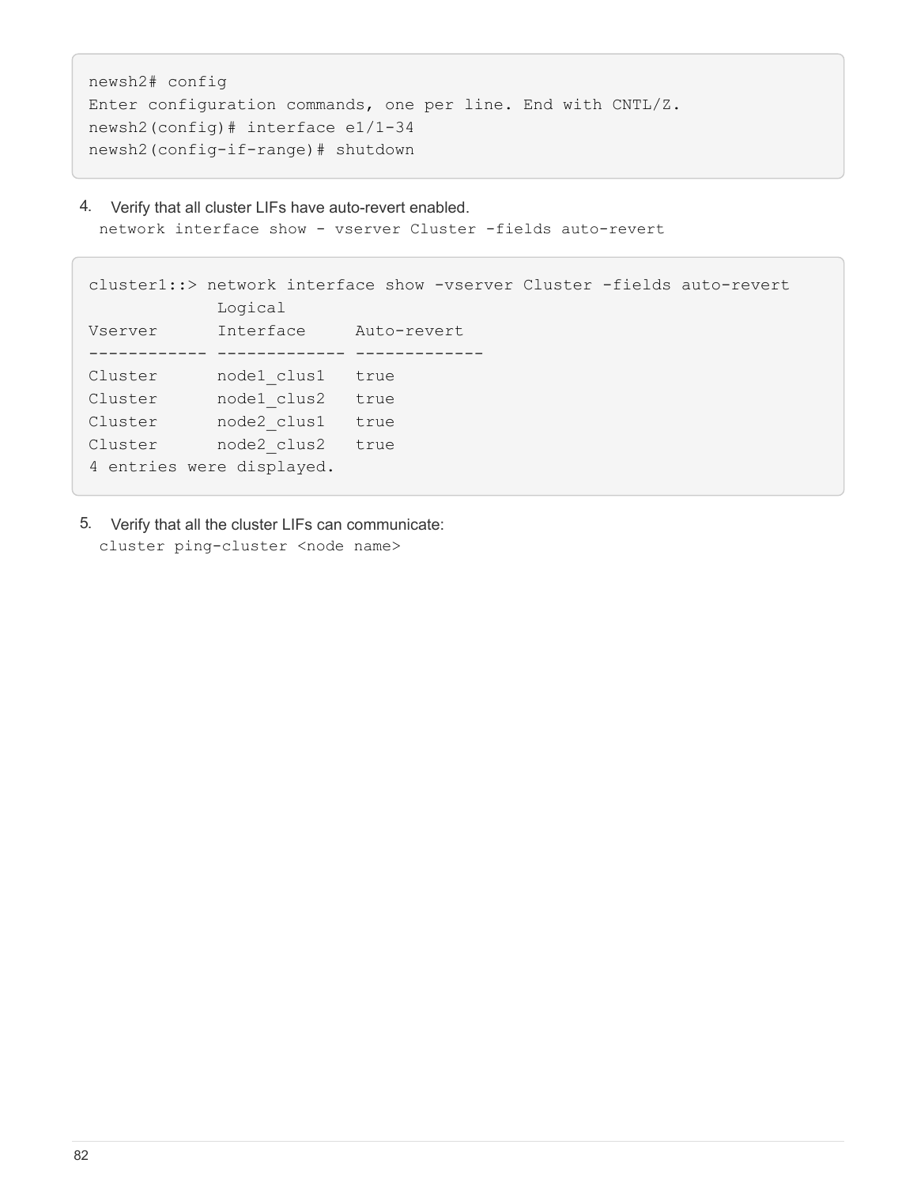```
newsh2# config
Enter configuration commands, one per line. End with CNTL/Z.
newsh2(config)# interface e1/1-34
newsh2(config-if-range)# shutdown
```

4. Verify that all cluster LIFs have auto-revert enabled.
   `network interface show - vserver Cluster -fields auto-revert`

```
cluster1::> network interface show -vserver Cluster -fields auto-revert
             Logical
Vserver      Interface     Auto-revert
------------ ------------- -------------
Cluster      node1_clus1   true
Cluster      node1_clus2   true
Cluster      node2_clus1   true
Cluster      node2_clus2   true
4 entries were displayed.
```

5. Verify that all the cluster LIFs can communicate:
   `cluster ping-cluster <node name>`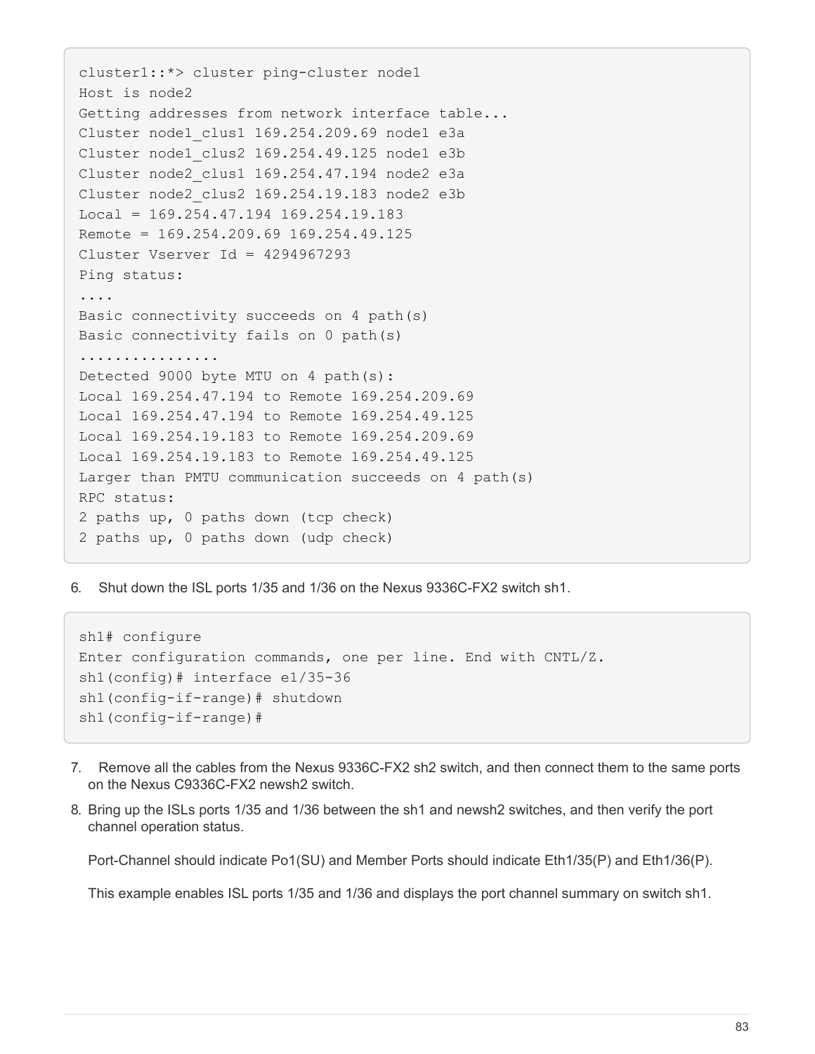```
cluster1::*> cluster ping-cluster node1
Host is node2
Getting addresses from network interface table...
Cluster node1_clus1 169.254.209.69 node1 e3a
Cluster node1_clus2 169.254.49.125 node1 e3b
Cluster node2_clus1 169.254.47.194 node2 e3a
Cluster node2_clus2 169.254.19.183 node2 e3b
Local = 169.254.47.194 169.254.19.183
Remote = 169.254.209.69 169.254.49.125
Cluster Vserver Id = 4294967293
Ping status:
....
Basic connectivity succeeds on 4 path(s)
Basic connectivity fails on 0 path(s)
................
Detected 9000 byte MTU on 4 path(s):
Local 169.254.47.194 to Remote 169.254.209.69
Local 169.254.47.194 to Remote 169.254.49.125
Local 169.254.19.183 to Remote 169.254.209.69
Local 169.254.19.183 to Remote 169.254.49.125
Larger than PMTU communication succeeds on 4 path(s)
RPC status:
2 paths up, 0 paths down (tcp check)
2 paths up, 0 paths down (udp check)
```

6. Shut down the ISL ports 1/35 and 1/36 on the Nexus 9336C-FX2 switch sh1.

```
sh1# configure
Enter configuration commands, one per line. End with CNTL/Z.
sh1(config)# interface e1/35-36
sh1(config-if-range)# shutdown
sh1(config-if-range)#
```

7. Remove all the cables from the Nexus 9336C-FX2 sh2 switch, and then connect them to the same ports on the Nexus C9336C-FX2 newsh2 switch.

8. Bring up the ISLs ports 1/35 and 1/36 between the sh1 and newsh2 switches, and then verify the port channel operation status.

   Port-Channel should indicate Po1(SU) and Member Ports should indicate Eth1/35(P) and Eth1/36(P).

   This example enables ISL ports 1/35 and 1/36 and displays the port channel summary on switch sh1.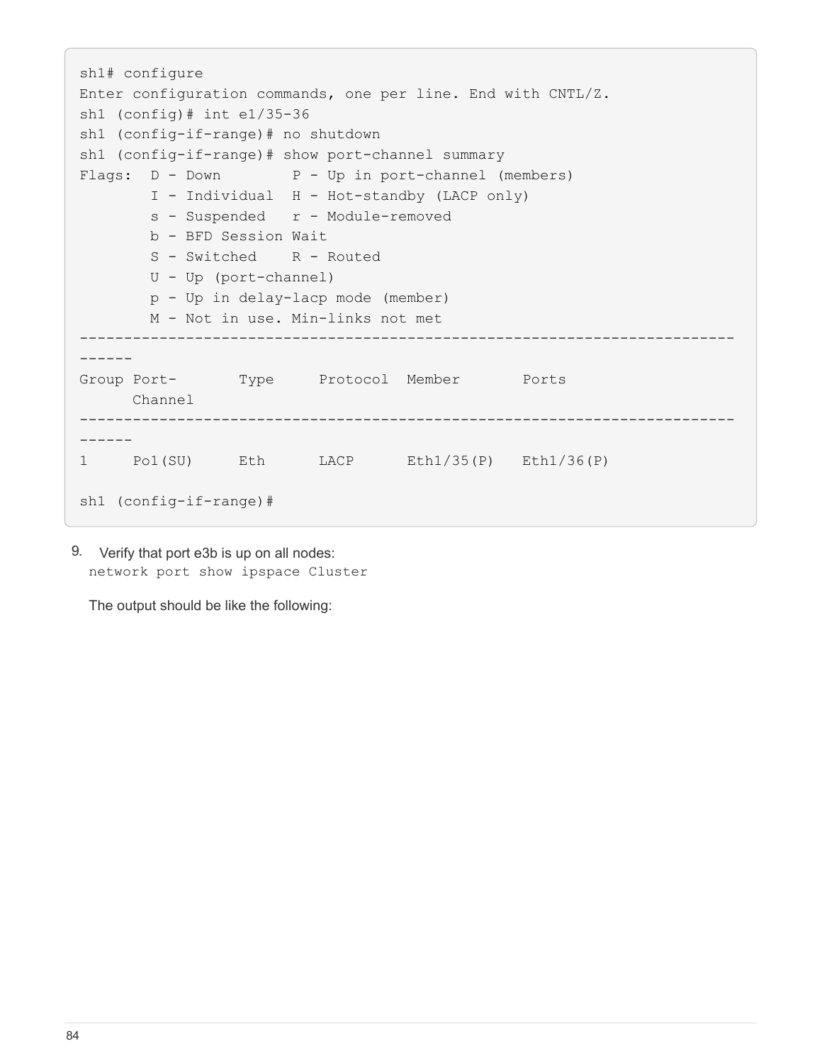```
sh1# configure
Enter configuration commands, one per line. End with CNTL/Z.
sh1 (config)# int e1/35-36
sh1 (config-if-range)# no shutdown
sh1 (config-if-range)# show port-channel summary
Flags:  D - Down        P - Up in port-channel (members)
        I - Individual  H - Hot-standby (LACP only)
        s - Suspended   r - Module-removed
        b - BFD Session Wait
        S - Switched    R - Routed
        U - Up (port-channel)
        p - Up in delay-lacp mode (member)
        M - Not in use. Min-links not met
--------------------------------------------------------------------------
------
Group Port-       Type     Protocol  Member       Ports
      Channel
--------------------------------------------------------------------------
------
1     Po1(SU)     Eth      LACP      Eth1/35(P)   Eth1/36(P)

sh1 (config-if-range)#
```

9. Verify that port e3b is up on all nodes:
   `network port show ipspace Cluster`

   The output should be like the following: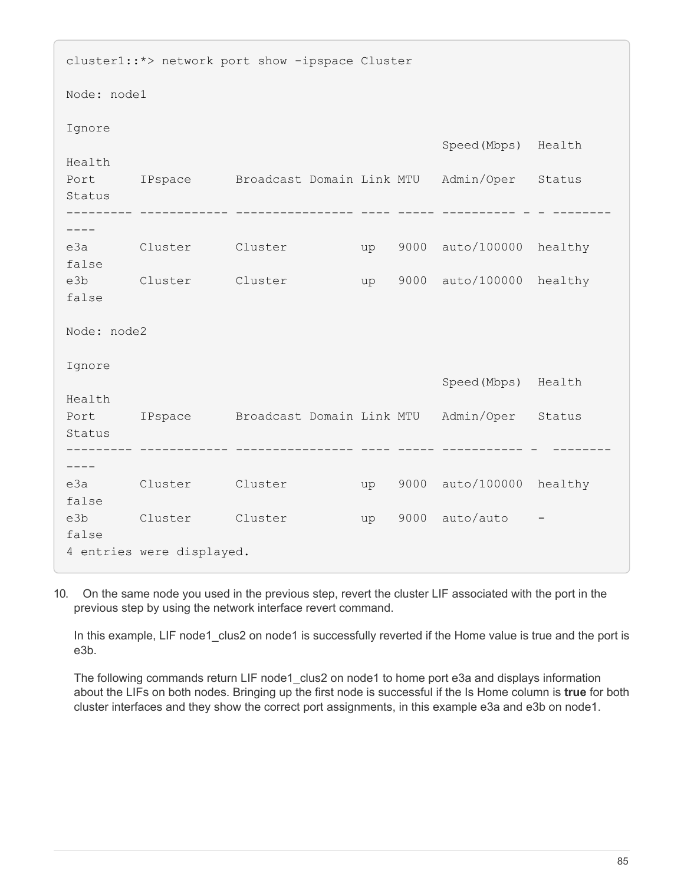```
cluster1::*> network port show -ipspace Cluster

Node: node1

Ignore
                                                  Speed(Mbps)  Health
Health
Port      IPspace      Broadcast Domain Link MTU   Admin/Oper   Status
Status
--------- ------------ ---------------- ---- ----- ---------- - - --------
----
e3a       Cluster      Cluster          up   9000  auto/100000  healthy
false
e3b       Cluster      Cluster          up   9000  auto/100000  healthy
false

Node: node2

Ignore
                                                  Speed(Mbps)  Health
Health
Port      IPspace      Broadcast Domain Link MTU   Admin/Oper   Status
Status
--------- ------------ ---------------- ---- ----- ----------- -  --------
----
e3a       Cluster      Cluster          up   9000  auto/100000  healthy
false
e3b       Cluster      Cluster          up   9000  auto/auto    -
false
4 entries were displayed.
```

10. On the same node you used in the previous step, revert the cluster LIF associated with the port in the previous step by using the network interface revert command.

    In this example, LIF node1_clus2 on node1 is successfully reverted if the Home value is true and the port is e3b.

    The following commands return LIF node1_clus2 on node1 to home port e3a and displays information about the LIFs on both nodes. Bringing up the first node is successful if the Is Home column is **true** for both cluster interfaces and they show the correct port assignments, in this example e3a and e3b on node1.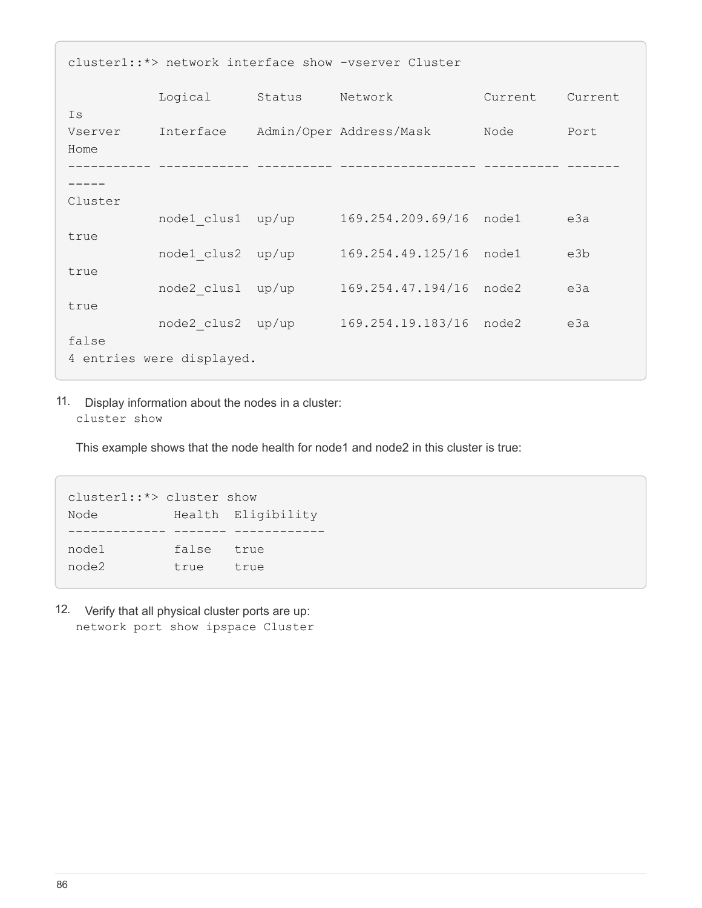```
cluster1::*> network interface show -vserver Cluster

            Logical      Status     Network            Current    Current
Is
Vserver     Interface    Admin/Oper Address/Mask       Node       Port
Home
----------- ------------ ---------- ------------------ ---------- -------
-----
Cluster
            node1_clus1  up/up      169.254.209.69/16  node1      e3a
true
            node1_clus2  up/up      169.254.49.125/16  node1      e3b
true
            node2_clus1  up/up      169.254.47.194/16  node2      e3a
true
            node2_clus2  up/up      169.254.19.183/16  node2      e3a
false
4 entries were displayed.
```

11. Display information about the nodes in a cluster:
   `cluster show`

   This example shows that the node health for node1 and node2 in this cluster is true:

```
cluster1::*> cluster show
Node          Health  Eligibility
------------- ------- ------------
node1         false   true
node2         true    true
```

12. Verify that all physical cluster ports are up:
   `network port show ipspace Cluster`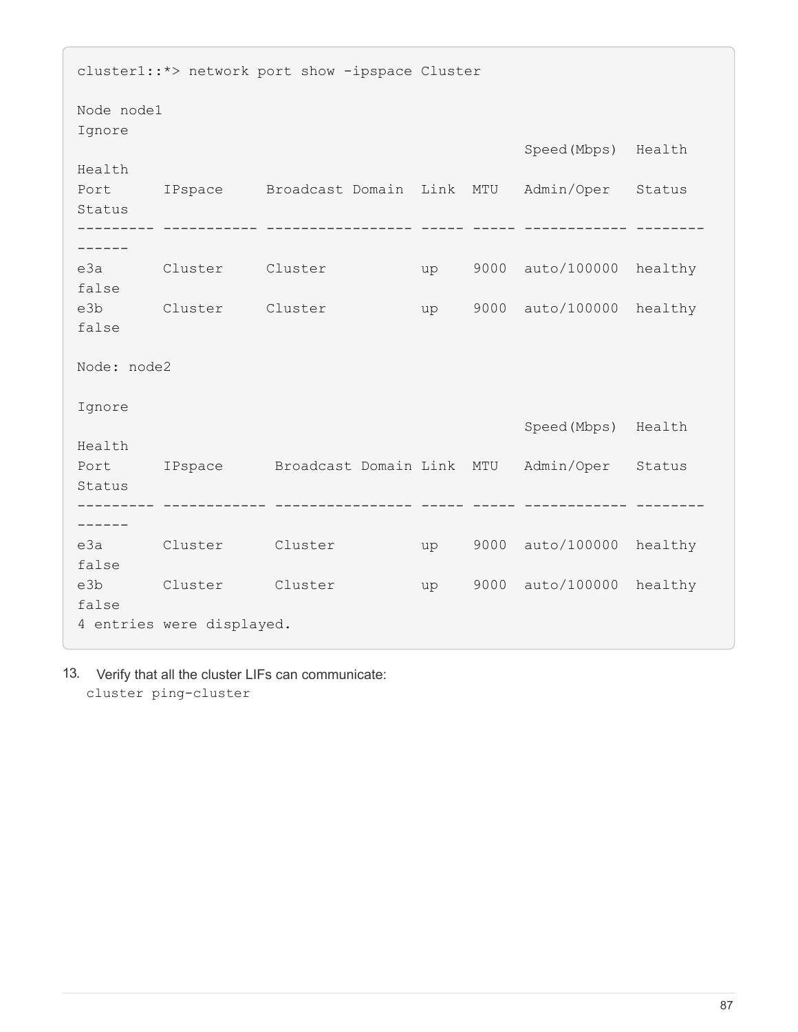```
cluster1::*> network port show -ipspace Cluster

Node node1
Ignore
                                                  Speed(Mbps)  Health
Health
Port      IPspace     Broadcast Domain  Link  MTU   Admin/Oper   Status
Status
--------- ----------- ----------------- ----- ----- ------------ --------
------
e3a       Cluster     Cluster           up    9000  auto/100000  healthy
false
e3b       Cluster     Cluster           up    9000  auto/100000  healthy
false

Node: node2

Ignore
                                                  Speed(Mbps)  Health
Health
Port      IPspace      Broadcast Domain Link  MTU   Admin/Oper   Status
Status
--------- ------------ ---------------- ----- ----- ------------ --------
------
e3a       Cluster      Cluster          up    9000  auto/100000  healthy
false
e3b       Cluster      Cluster          up    9000  auto/100000  healthy
false
4 entries were displayed.
```

13. Verify that all the cluster LIFs can communicate:
   `cluster ping-cluster`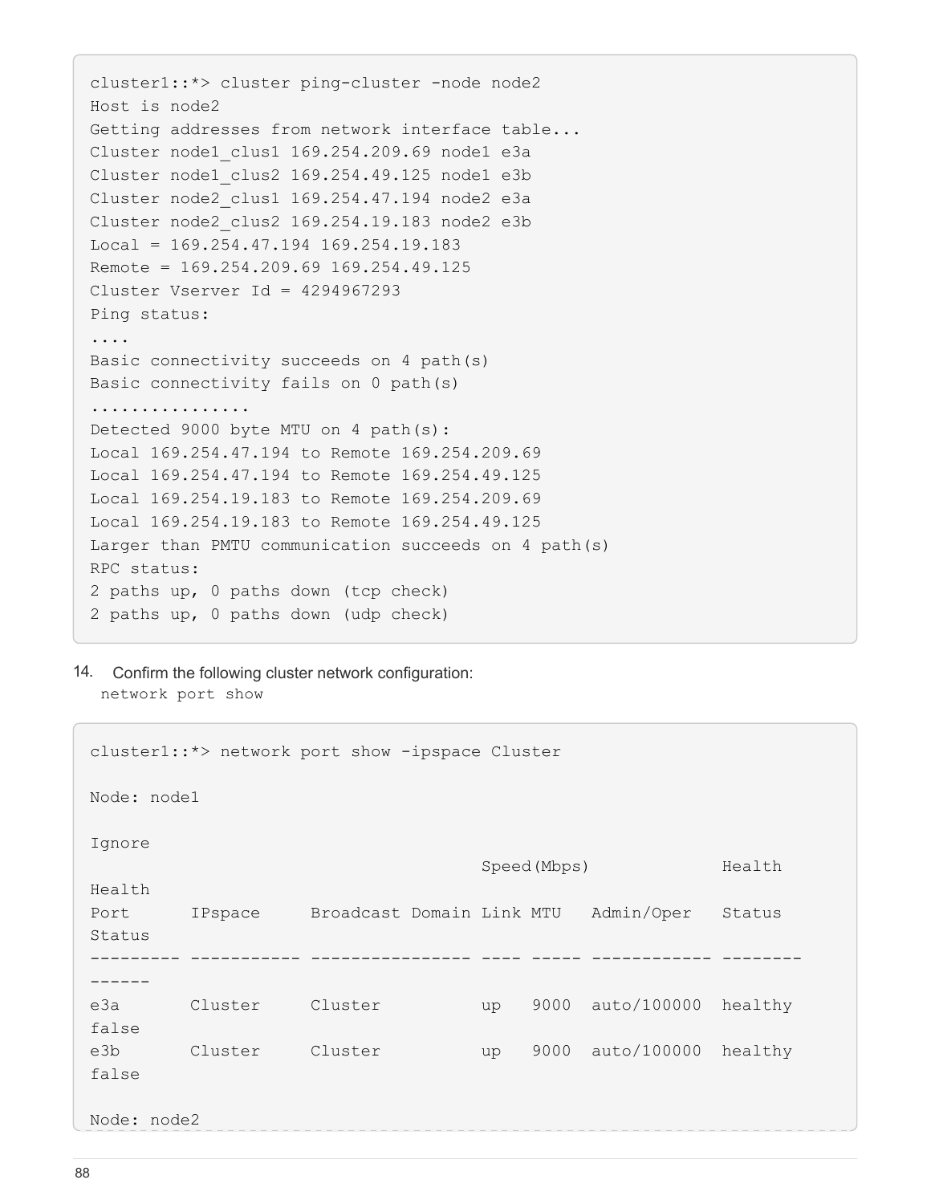```
cluster1::*> cluster ping-cluster -node node2
Host is node2
Getting addresses from network interface table...
Cluster node1_clus1 169.254.209.69 node1 e3a
Cluster node1_clus2 169.254.49.125 node1 e3b
Cluster node2_clus1 169.254.47.194 node2 e3a
Cluster node2_clus2 169.254.19.183 node2 e3b
Local = 169.254.47.194 169.254.19.183
Remote = 169.254.209.69 169.254.49.125
Cluster Vserver Id = 4294967293
Ping status:
....
Basic connectivity succeeds on 4 path(s)
Basic connectivity fails on 0 path(s)
................
Detected 9000 byte MTU on 4 path(s):
Local 169.254.47.194 to Remote 169.254.209.69
Local 169.254.47.194 to Remote 169.254.49.125
Local 169.254.19.183 to Remote 169.254.209.69
Local 169.254.19.183 to Remote 169.254.49.125
Larger than PMTU communication succeeds on 4 path(s)
RPC status:
2 paths up, 0 paths down (tcp check)
2 paths up, 0 paths down (udp check)
```

14. Confirm the following cluster network configuration:
   `network port show`

```
cluster1::*> network port show -ipspace Cluster

Node: node1

Ignore
                                          Speed(Mbps)             Health
Health
Port      IPspace     Broadcast Domain Link MTU   Admin/Oper   Status
Status
--------- ----------- ---------------- ---- ----- ------------ --------
------
e3a       Cluster     Cluster          up   9000  auto/100000  healthy
false
e3b       Cluster     Cluster          up   9000  auto/100000  healthy
false

Node: node2
```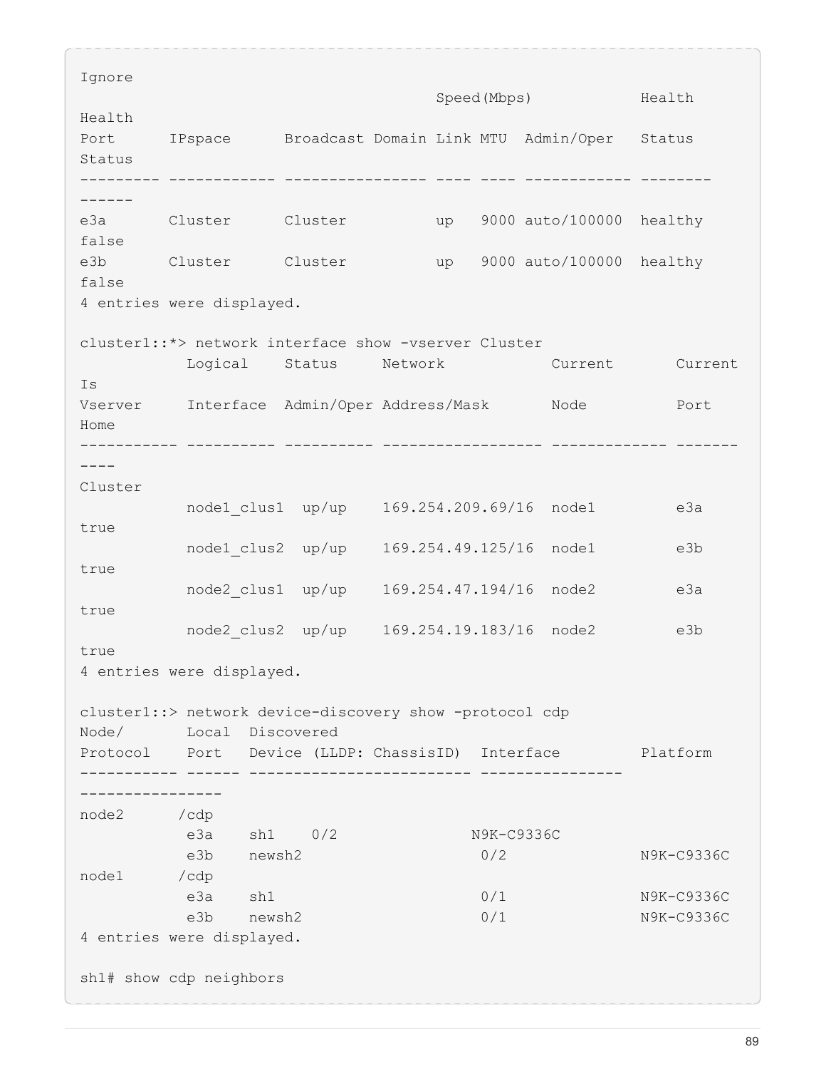```
Ignore
                                          Speed(Mbps)           Health
Health
Port      IPspace      Broadcast Domain Link MTU  Admin/Oper   Status
Status
--------- ------------ ---------------- ---- ---- ------------ --------
------
e3a       Cluster      Cluster          up   9000 auto/100000  healthy
false
e3b       Cluster      Cluster          up   9000 auto/100000  healthy
false
4 entries were displayed.

cluster1::*> network interface show -vserver Cluster
            Logical    Status     Network            Current       Current
Is
Vserver     Interface  Admin/Oper Address/Mask       Node          Port
Home
----------- ---------- ---------- ------------------ ------------- -------
----
Cluster
            node1_clus1  up/up    169.254.209.69/16  node1         e3a
true
            node1_clus2  up/up    169.254.49.125/16  node1         e3b
true
            node2_clus1  up/up    169.254.47.194/16  node2         e3a
true
            node2_clus2  up/up    169.254.19.183/16  node2         e3b
true
4 entries were displayed.

cluster1::> network device-discovery show -protocol cdp
Node/       Local  Discovered
Protocol    Port   Device (LLDP: ChassisID)  Interface         Platform
----------- ------ ------------------------- ----------------
----------------
node2      /cdp
            e3a    sh1    0/2               N9K-C9336C
            e3b    newsh2                    0/2               N9K-C9336C
node1      /cdp
            e3a    sh1                       0/1               N9K-C9336C
            e3b    newsh2                    0/1               N9K-C9336C
4 entries were displayed.

sh1# show cdp neighbors
```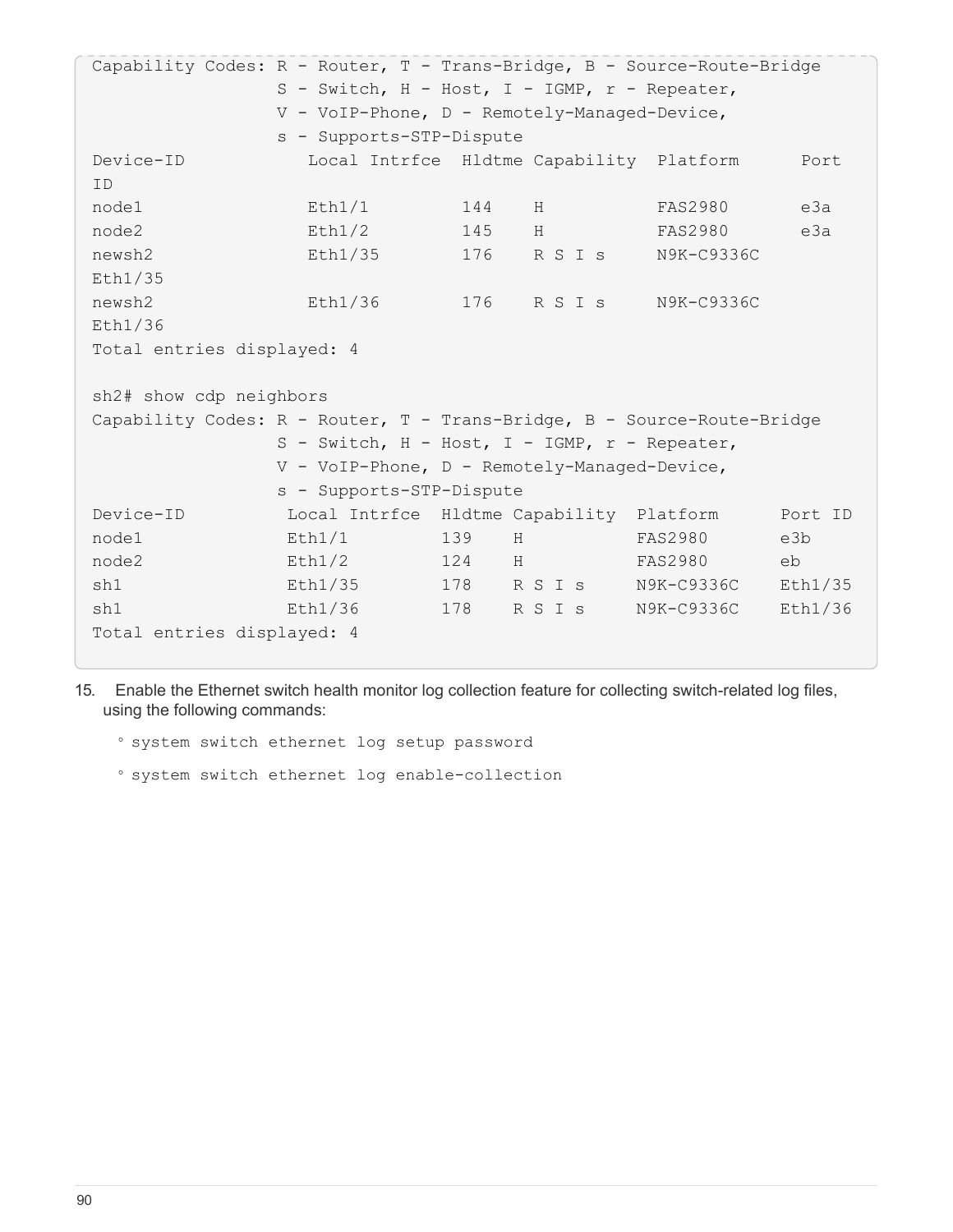```
Capability Codes: R - Router, T - Trans-Bridge, B - Source-Route-Bridge
                  S - Switch, H - Host, I - IGMP, r - Repeater,
                  V - VoIP-Phone, D - Remotely-Managed-Device,
                  s - Supports-STP-Dispute
Device-ID            Local Intrfce  Hldtme Capability  Platform      Port
ID
node1                Eth1/1         144    H           FAS2980       e3a
node2                Eth1/2         145    H           FAS2980       e3a
newsh2               Eth1/35        176    R S I s     N9K-C9336C
Eth1/35
newsh2               Eth1/36        176    R S I s     N9K-C9336C
Eth1/36
Total entries displayed: 4

sh2# show cdp neighbors
Capability Codes: R - Router, T - Trans-Bridge, B - Source-Route-Bridge
                  S - Switch, H - Host, I - IGMP, r - Repeater,
                  V - VoIP-Phone, D - Remotely-Managed-Device,
                  s - Supports-STP-Dispute
Device-ID          Local Intrfce  Hldtme Capability  Platform      Port ID
node1              Eth1/1         139    H           FAS2980       e3b
node2              Eth1/2         124    H           FAS2980       eb
sh1                Eth1/35        178    R S I s     N9K-C9336C    Eth1/35
sh1                Eth1/36        178    R S I s     N9K-C9336C    Eth1/36
Total entries displayed: 4
```

15. Enable the Ethernet switch health monitor log collection feature for collecting switch-related log files, using the following commands:

    - `system switch ethernet log setup password`
    - `system switch ethernet log enable-collection`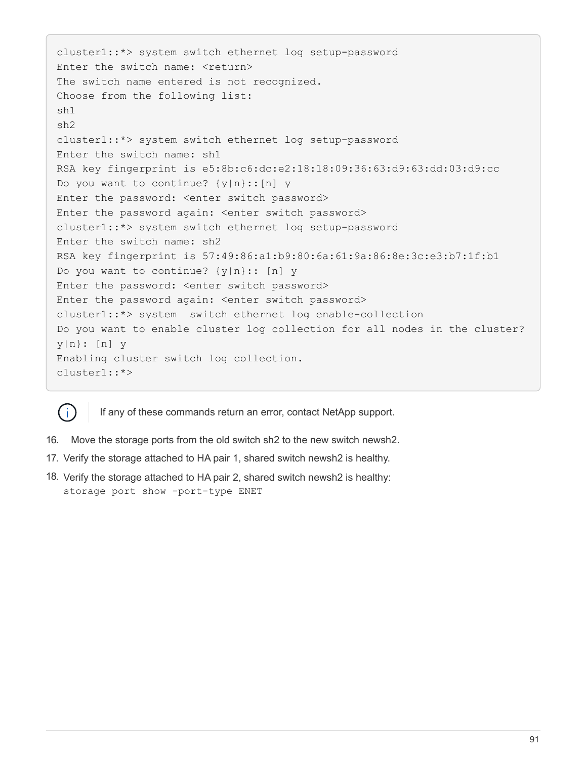```
cluster1::*> system switch ethernet log setup-password
Enter the switch name: <return>
The switch name entered is not recognized.
Choose from the following list:
sh1
sh2
cluster1::*> system switch ethernet log setup-password
Enter the switch name: sh1
RSA key fingerprint is e5:8b:c6:dc:e2:18:18:09:36:63:d9:63:dd:03:d9:cc
Do you want to continue? {y|n}::[n] y
Enter the password: <enter switch password>
Enter the password again: <enter switch password>
cluster1::*> system switch ethernet log setup-password
Enter the switch name: sh2
RSA key fingerprint is 57:49:86:a1:b9:80:6a:61:9a:86:8e:3c:e3:b7:1f:b1
Do you want to continue? {y|n}:: [n] y
Enter the password: <enter switch password>
Enter the password again: <enter switch password>
cluster1::*> system  switch ethernet log enable-collection
Do you want to enable cluster log collection for all nodes in the cluster?
y|n}: [n] y
Enabling cluster switch log collection.
cluster1::*>
```

> If any of these commands return an error, contact NetApp support.

16. Move the storage ports from the old switch sh2 to the new switch newsh2.
17. Verify the storage attached to HA pair 1, shared switch newsh2 is healthy.
18. Verify the storage attached to HA pair 2, shared switch newsh2 is healthy:
    `storage port show -port-type ENET`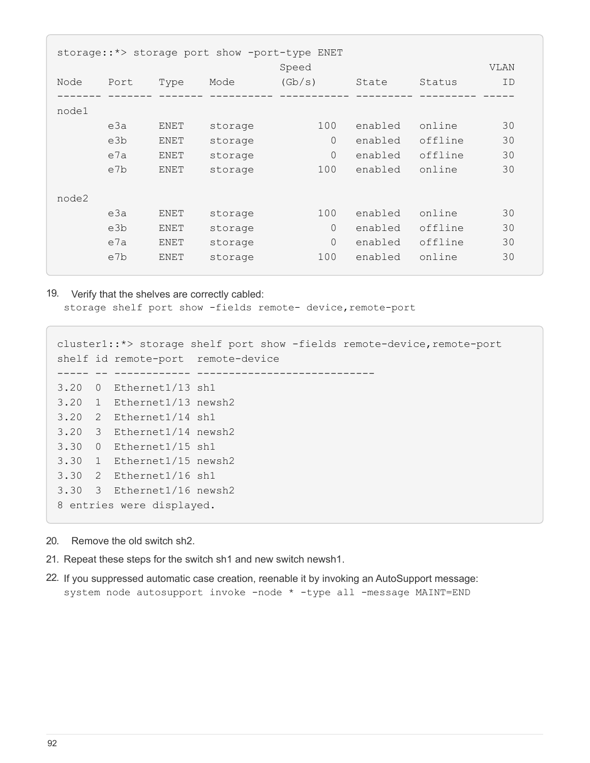```
storage::*> storage port show -port-type ENET
                                      Speed                          VLAN
Node    Port    Type    Mode          (Gb/s)      State     Status      ID
------- ------- ------- ---------- ----------- --------- --------- -----
node1
        e3a     ENET    storage          100   enabled   online       30
        e3b     ENET    storage            0   enabled   offline      30
        e7a     ENET    storage            0   enabled   offline      30
        e7b     ENET    storage          100   enabled   online       30

node2
        e3a     ENET    storage          100   enabled   online       30
        e3b     ENET    storage            0   enabled   offline      30
        e7a     ENET    storage            0   enabled   offline      30
        e7b     ENET    storage          100   enabled   online       30
```

19. Verify that the shelves are correctly cabled:
    `storage shelf port show -fields remote- device,remote-port`

```
cluster1::*> storage shelf port show -fields remote-device,remote-port
shelf id remote-port  remote-device
----- -- ------------ ----------------------------
3.20  0  Ethernet1/13 sh1
3.20  1  Ethernet1/13 newsh2
3.20  2  Ethernet1/14 sh1
3.20  3  Ethernet1/14 newsh2
3.30  0  Ethernet1/15 sh1
3.30  1  Ethernet1/15 newsh2
3.30  2  Ethernet1/16 sh1
3.30  3  Ethernet1/16 newsh2
8 entries were displayed.
```

20. Remove the old switch sh2.
21. Repeat these steps for the switch sh1 and new switch newsh1.
22. If you suppressed automatic case creation, reenable it by invoking an AutoSupport message:
    `system node autosupport invoke -node * -type all -message MAINT=END`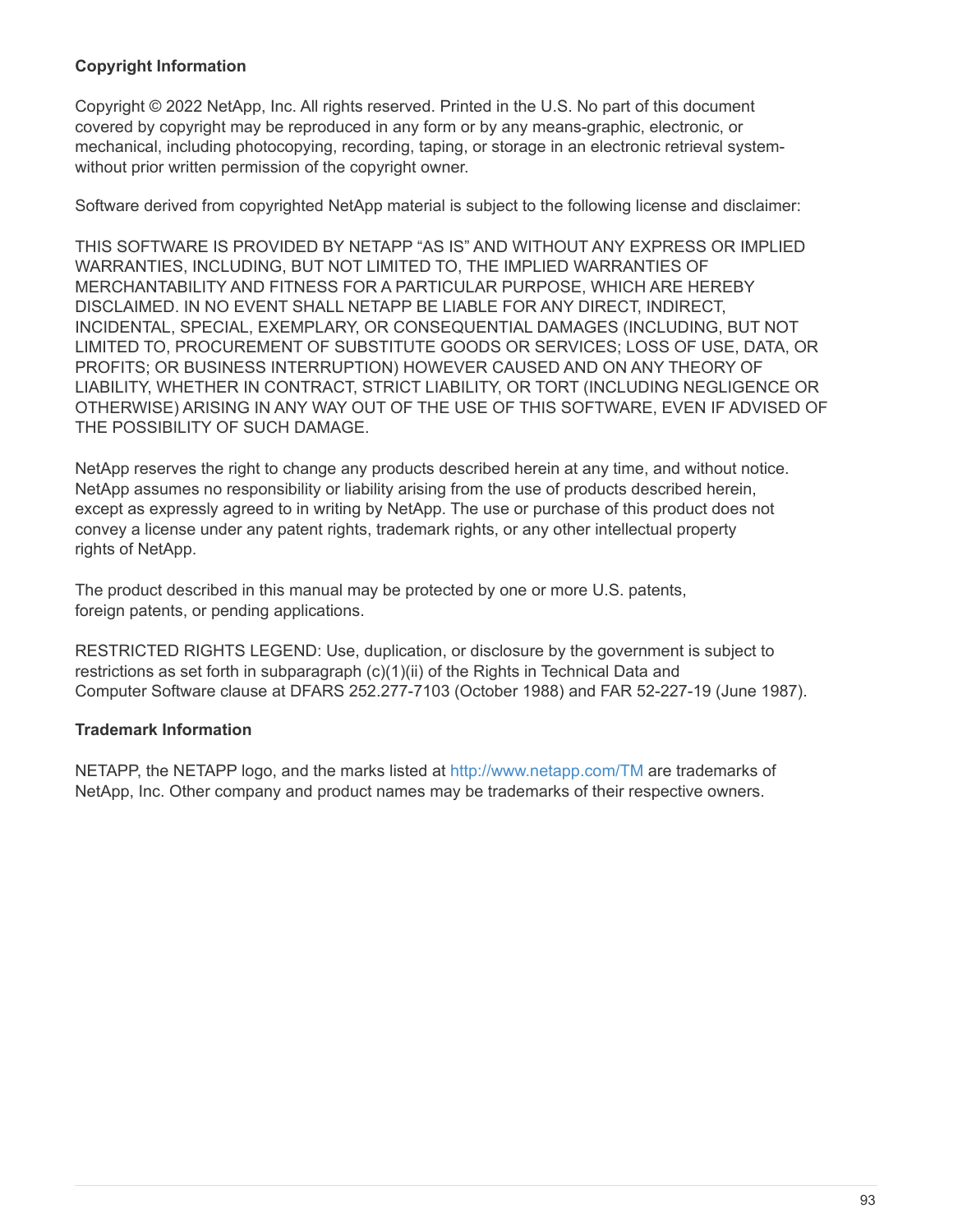## Copyright Information

Copyright © 2022 NetApp, Inc. All rights reserved. Printed in the U.S. No part of this document covered by copyright may be reproduced in any form or by any means-graphic, electronic, or mechanical, including photocopying, recording, taping, or storage in an electronic retrieval system-without prior written permission of the copyright owner.

Software derived from copyrighted NetApp material is subject to the following license and disclaimer:

THIS SOFTWARE IS PROVIDED BY NETAPP "AS IS" AND WITHOUT ANY EXPRESS OR IMPLIED WARRANTIES, INCLUDING, BUT NOT LIMITED TO, THE IMPLIED WARRANTIES OF MERCHANTABILITY AND FITNESS FOR A PARTICULAR PURPOSE, WHICH ARE HEREBY DISCLAIMED. IN NO EVENT SHALL NETAPP BE LIABLE FOR ANY DIRECT, INDIRECT, INCIDENTAL, SPECIAL, EXEMPLARY, OR CONSEQUENTIAL DAMAGES (INCLUDING, BUT NOT LIMITED TO, PROCUREMENT OF SUBSTITUTE GOODS OR SERVICES; LOSS OF USE, DATA, OR PROFITS; OR BUSINESS INTERRUPTION) HOWEVER CAUSED AND ON ANY THEORY OF LIABILITY, WHETHER IN CONTRACT, STRICT LIABILITY, OR TORT (INCLUDING NEGLIGENCE OR OTHERWISE) ARISING IN ANY WAY OUT OF THE USE OF THIS SOFTWARE, EVEN IF ADVISED OF THE POSSIBILITY OF SUCH DAMAGE.

NetApp reserves the right to change any products described herein at any time, and without notice. NetApp assumes no responsibility or liability arising from the use of products described herein, except as expressly agreed to in writing by NetApp. The use or purchase of this product does not convey a license under any patent rights, trademark rights, or any other intellectual property rights of NetApp.

The product described in this manual may be protected by one or more U.S. patents, foreign patents, or pending applications.

RESTRICTED RIGHTS LEGEND: Use, duplication, or disclosure by the government is subject to restrictions as set forth in subparagraph (c)(1)(ii) of the Rights in Technical Data and Computer Software clause at DFARS 252.277-7103 (October 1988) and FAR 52-227-19 (June 1987).

## Trademark Information

NETAPP, the NETAPP logo, and the marks listed at http://www.netapp.com/TM are trademarks of NetApp, Inc. Other company and product names may be trademarks of their respective owners.